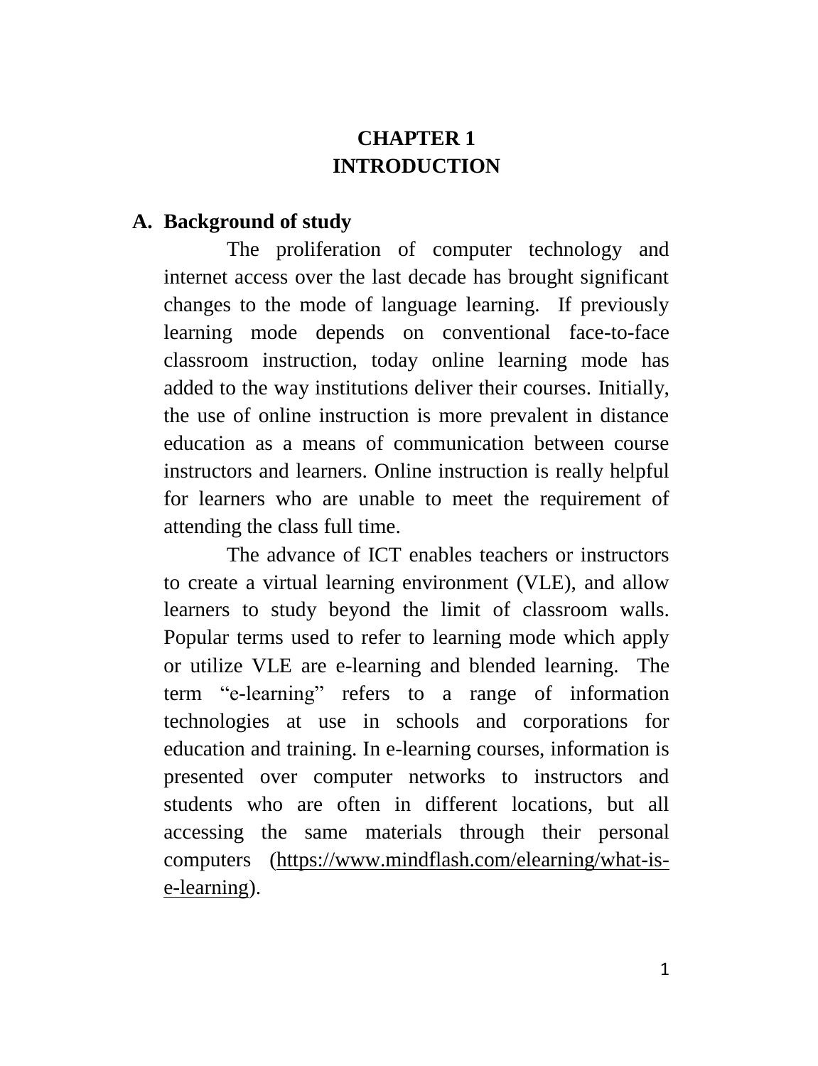# CHAPTER 1
# INTRODUCTION

## A. Background of study

The proliferation of computer technology and internet access over the last decade has brought significant changes to the mode of language learning. If previously learning mode depends on conventional face-to-face classroom instruction, today online learning mode has added to the way institutions deliver their courses. Initially, the use of online instruction is more prevalent in distance education as a means of communication between course instructors and learners. Online instruction is really helpful for learners who are unable to meet the requirement of attending the class full time.

The advance of ICT enables teachers or instructors to create a virtual learning environment (VLE), and allow learners to study beyond the limit of classroom walls. Popular terms used to refer to learning mode which apply or utilize VLE are e-learning and blended learning. The term "e-learning" refers to a range of information technologies at use in schools and corporations for education and training. In e-learning courses, information is presented over computer networks to instructors and students who are often in different locations, but all accessing the same materials through their personal computers (https://www.mindflash.com/elearning/what-is-e-learning).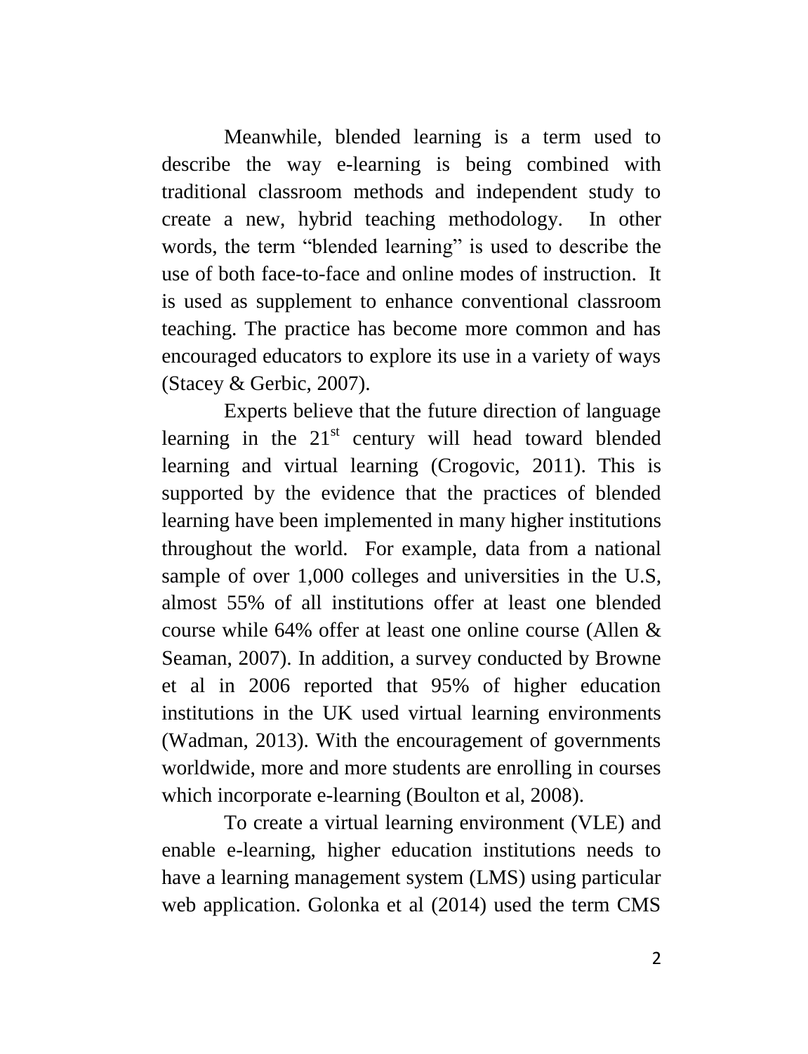Meanwhile, blended learning is a term used to describe the way e-learning is being combined with traditional classroom methods and independent study to create a new, hybrid teaching methodology. In other words, the term "blended learning" is used to describe the use of both face-to-face and online modes of instruction. It is used as supplement to enhance conventional classroom teaching. The practice has become more common and has encouraged educators to explore its use in a variety of ways (Stacey & Gerbic, 2007).

Experts believe that the future direction of language learning in the 21st century will head toward blended learning and virtual learning (Crogovic, 2011). This is supported by the evidence that the practices of blended learning have been implemented in many higher institutions throughout the world. For example, data from a national sample of over 1,000 colleges and universities in the U.S, almost 55% of all institutions offer at least one blended course while 64% offer at least one online course (Allen & Seaman, 2007). In addition, a survey conducted by Browne et al in 2006 reported that 95% of higher education institutions in the UK used virtual learning environments (Wadman, 2013). With the encouragement of governments worldwide, more and more students are enrolling in courses which incorporate e-learning (Boulton et al, 2008).

To create a virtual learning environment (VLE) and enable e-learning, higher education institutions needs to have a learning management system (LMS) using particular web application. Golonka et al (2014) used the term CMS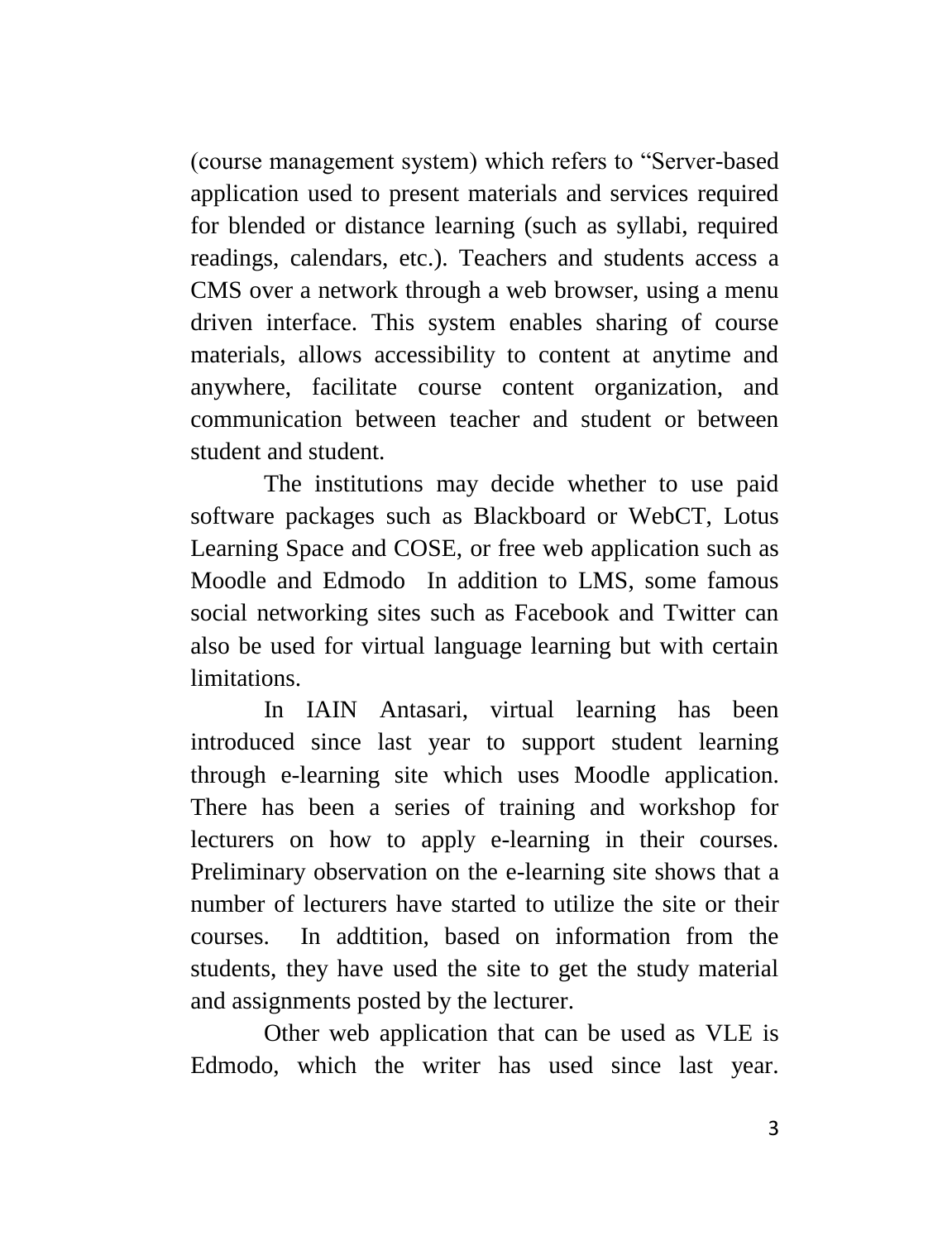(course management system) which refers to “Server-based application used to present materials and services required for blended or distance learning (such as syllabi, required readings, calendars, etc.). Teachers and students access a CMS over a network through a web browser, using a menu driven interface. This system enables sharing of course materials, allows accessibility to content at anytime and anywhere, facilitate course content organization, and communication between teacher and student or between student and student.

The institutions may decide whether to use paid software packages such as Blackboard or WebCT, Lotus Learning Space and COSE, or free web application such as Moodle and Edmodo  In addition to LMS, some famous social networking sites such as Facebook and Twitter can also be used for virtual language learning but with certain limitations.

In IAIN Antasari, virtual learning has been introduced since last year to support student learning through e-learning site which uses Moodle application. There has been a series of training and workshop for lecturers on how to apply e-learning in their courses. Preliminary observation on the e-learning site shows that a number of lecturers have started to utilize the site or their courses.  In addtition, based on information from the students, they have used the site to get the study material and assignments posted by the lecturer.

Other web application that can be used as VLE is Edmodo, which the writer has used since last year.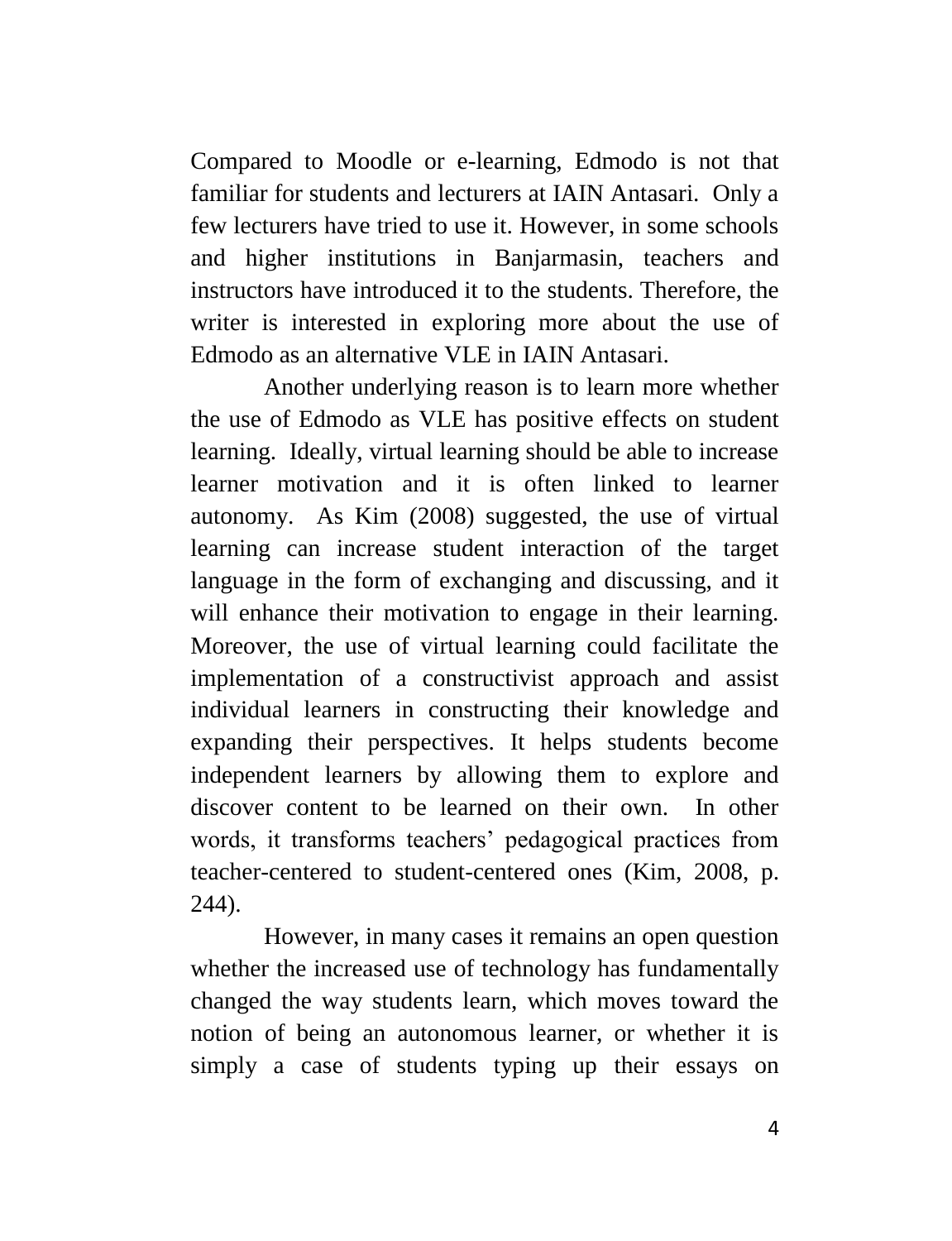Compared to Moodle or e-learning, Edmodo is not that familiar for students and lecturers at IAIN Antasari. Only a few lecturers have tried to use it. However, in some schools and higher institutions in Banjarmasin, teachers and instructors have introduced it to the students. Therefore, the writer is interested in exploring more about the use of Edmodo as an alternative VLE in IAIN Antasari.

Another underlying reason is to learn more whether the use of Edmodo as VLE has positive effects on student learning. Ideally, virtual learning should be able to increase learner motivation and it is often linked to learner autonomy. As Kim (2008) suggested, the use of virtual learning can increase student interaction of the target language in the form of exchanging and discussing, and it will enhance their motivation to engage in their learning. Moreover, the use of virtual learning could facilitate the implementation of a constructivist approach and assist individual learners in constructing their knowledge and expanding their perspectives. It helps students become independent learners by allowing them to explore and discover content to be learned on their own. In other words, it transforms teachers' pedagogical practices from teacher-centered to student-centered ones (Kim, 2008, p. 244).

However, in many cases it remains an open question whether the increased use of technology has fundamentally changed the way students learn, which moves toward the notion of being an autonomous learner, or whether it is simply a case of students typing up their essays on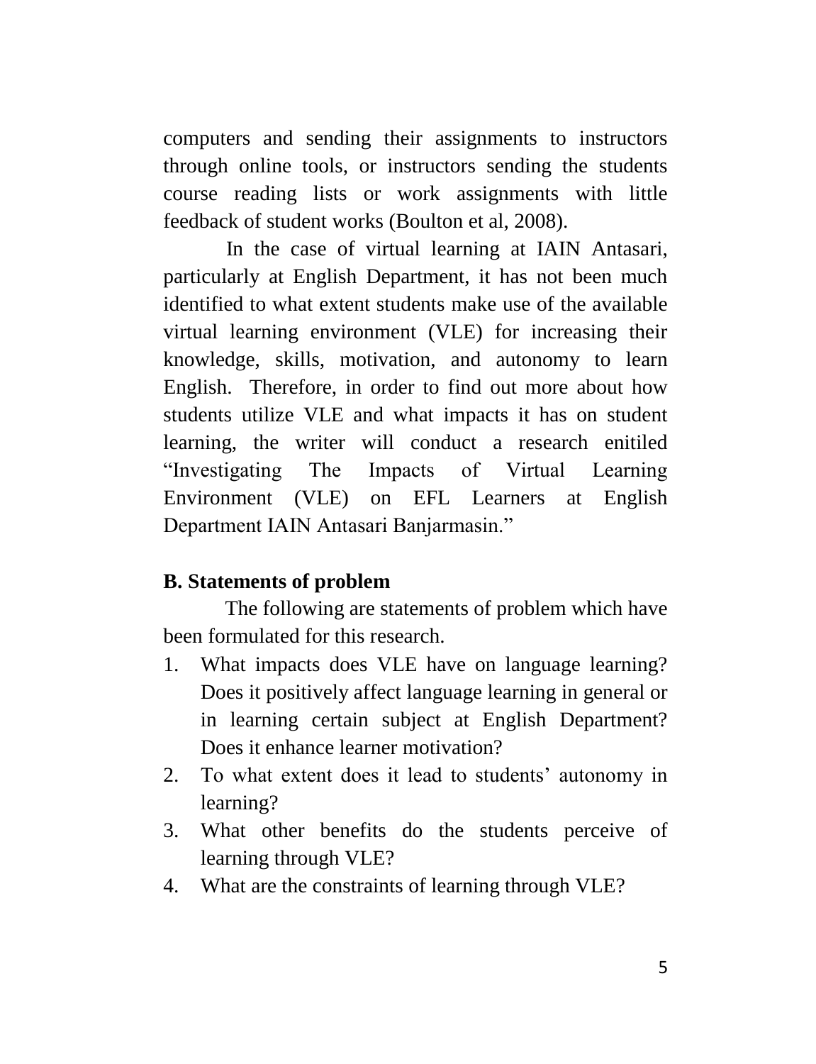computers and sending their assignments to instructors through online tools, or instructors sending the students course reading lists or work assignments with little feedback of student works (Boulton et al, 2008).

In the case of virtual learning at IAIN Antasari, particularly at English Department, it has not been much identified to what extent students make use of the available virtual learning environment (VLE) for increasing their knowledge, skills, motivation, and autonomy to learn English. Therefore, in order to find out more about how students utilize VLE and what impacts it has on student learning, the writer will conduct a research enitiled "Investigating The Impacts of Virtual Learning Environment (VLE) on EFL Learners at English Department IAIN Antasari Banjarmasin."

## B. Statements of problem

The following are statements of problem which have been formulated for this research.

1. What impacts does VLE have on language learning? Does it positively affect language learning in general or in learning certain subject at English Department? Does it enhance learner motivation?
2. To what extent does it lead to students' autonomy in learning?
3. What other benefits do the students perceive of learning through VLE?
4. What are the constraints of learning through VLE?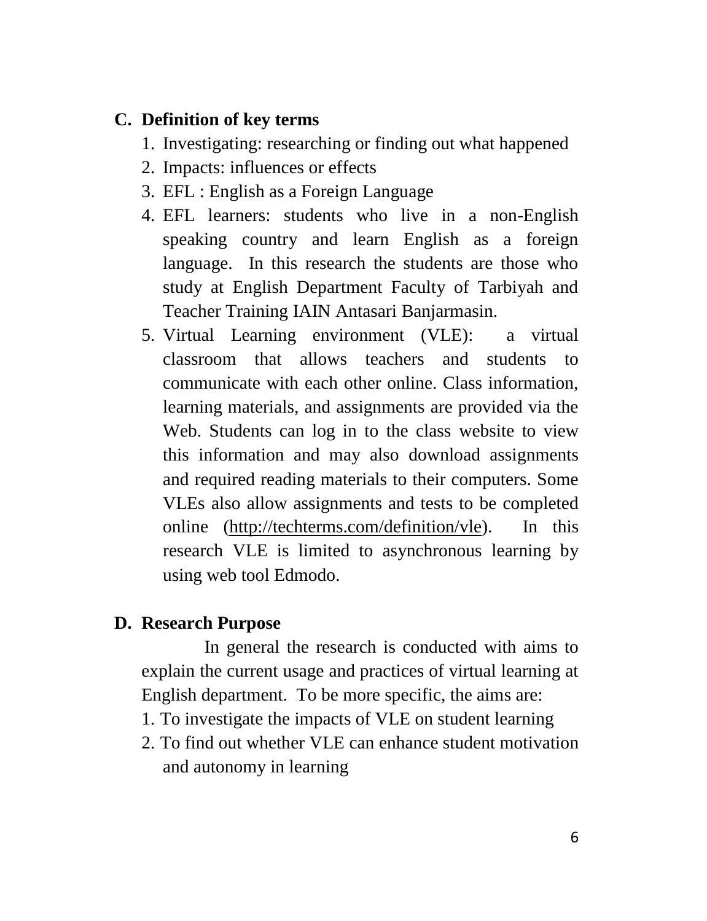## C. Definition of key terms

1. Investigating: researching or finding out what happened
2. Impacts: influences or effects
3. EFL : English as a Foreign Language
4. EFL learners: students who live in a non-English speaking country and learn English as a foreign language. In this research the students are those who study at English Department Faculty of Tarbiyah and Teacher Training IAIN Antasari Banjarmasin.
5. Virtual Learning environment (VLE): a virtual classroom that allows teachers and students to communicate with each other online. Class information, learning materials, and assignments are provided via the Web. Students can log in to the class website to view this information and may also download assignments and required reading materials to their computers. Some VLEs also allow assignments and tests to be completed online (http://techterms.com/definition/vle). In this research VLE is limited to asynchronous learning by using web tool Edmodo.

## D. Research Purpose

In general the research is conducted with aims to explain the current usage and practices of virtual learning at English department. To be more specific, the aims are:

1. To investigate the impacts of VLE on student learning
2. To find out whether VLE can enhance student motivation and autonomy in learning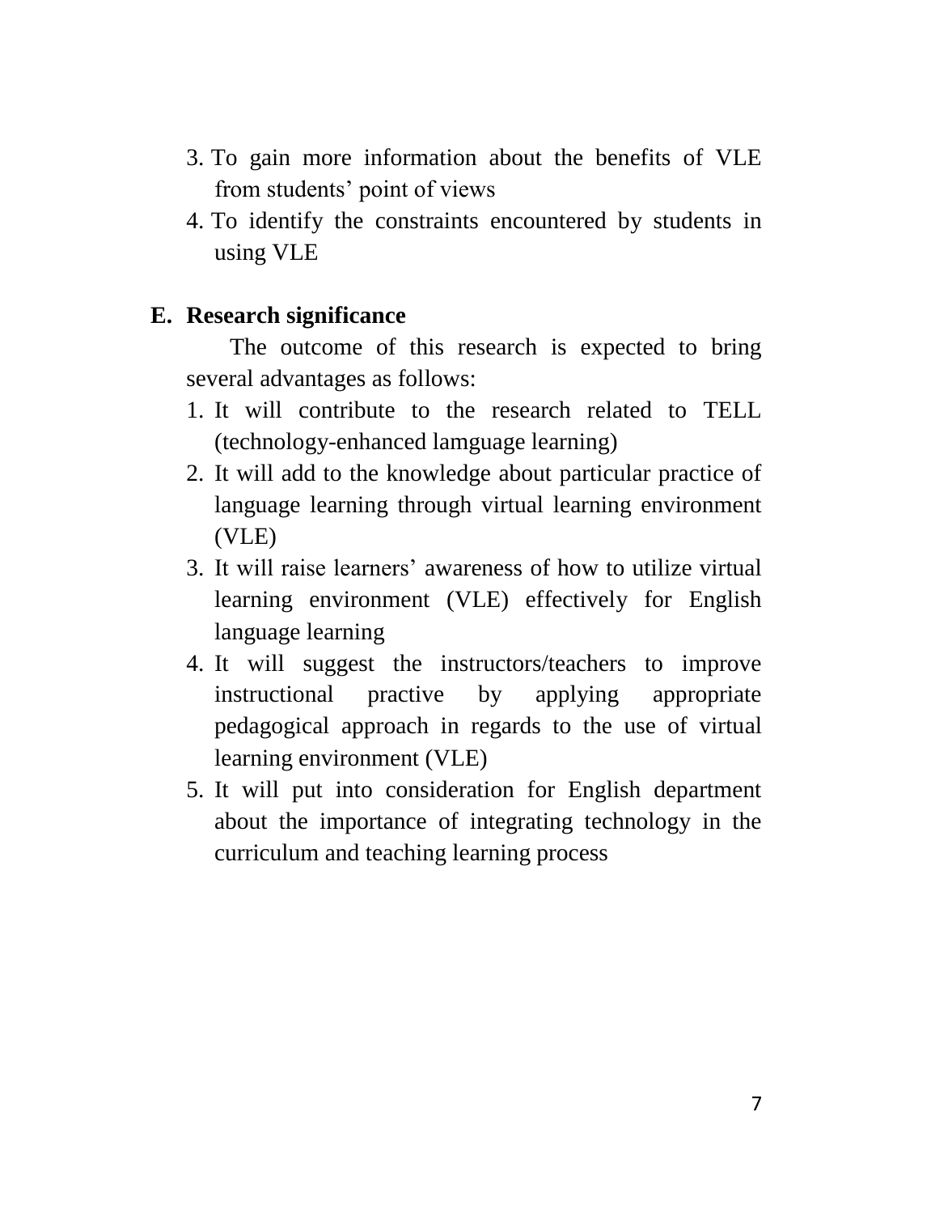3. To gain more information about the benefits of VLE from students' point of views
4. To identify the constraints encountered by students in using VLE

## E. Research significance

The outcome of this research is expected to bring several advantages as follows:

1. It will contribute to the research related to TELL (technology-enhanced lamguage learning)
2. It will add to the knowledge about particular practice of language learning through virtual learning environment (VLE)
3. It will raise learners' awareness of how to utilize virtual learning environment (VLE) effectively for English language learning
4. It will suggest the instructors/teachers to improve instructional practive by applying appropriate pedagogical approach in regards to the use of virtual learning environment (VLE)
5. It will put into consideration for English department about the importance of integrating technology in the curriculum and teaching learning process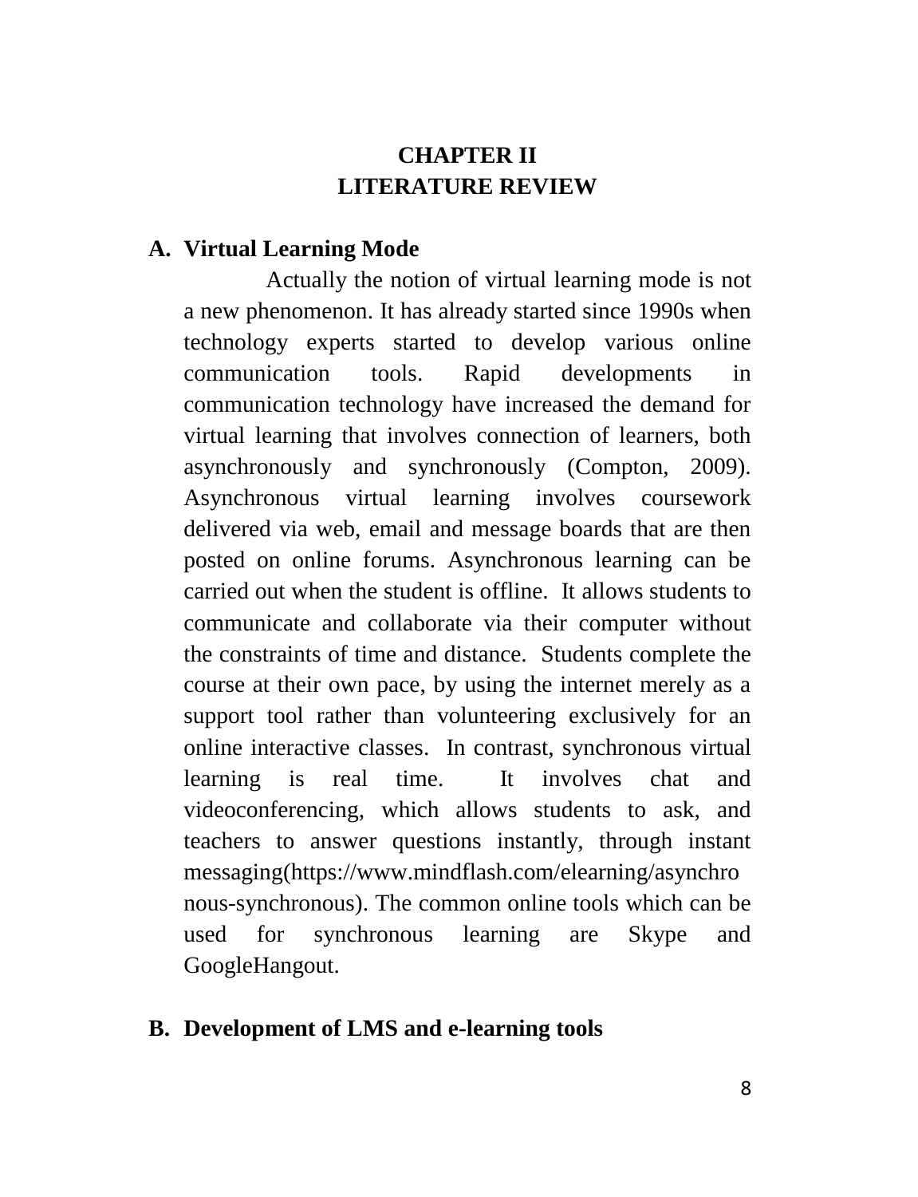# CHAPTER II
# LITERATURE REVIEW

## A. Virtual Learning Mode

Actually the notion of virtual learning mode is not a new phenomenon. It has already started since 1990s when technology experts started to develop various online communication tools. Rapid developments in communication technology have increased the demand for virtual learning that involves connection of learners, both asynchronously and synchronously (Compton, 2009). Asynchronous virtual learning involves coursework delivered via web, email and message boards that are then posted on online forums. Asynchronous learning can be carried out when the student is offline. It allows students to communicate and collaborate via their computer without the constraints of time and distance. Students complete the course at their own pace, by using the internet merely as a support tool rather than volunteering exclusively for an online interactive classes. In contrast, synchronous virtual learning is real time. It involves chat and videoconferencing, which allows students to ask, and teachers to answer questions instantly, through instant messaging(https://www.mindflash.com/elearning/asynchronous-synchronous). The common online tools which can be used for synchronous learning are Skype and GoogleHangout.

## B. Development of LMS and e-learning tools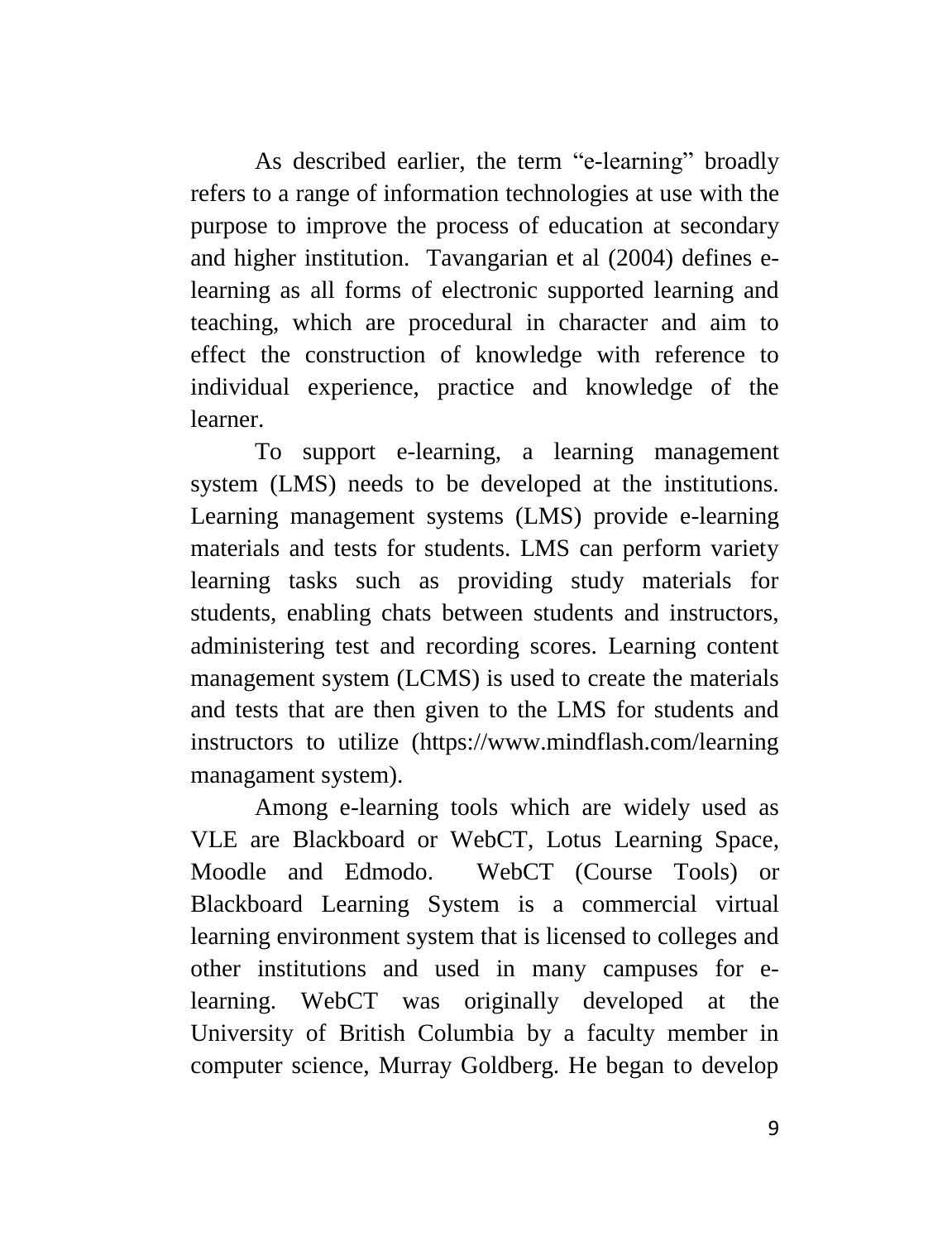As described earlier, the term "e-learning" broadly refers to a range of information technologies at use with the purpose to improve the process of education at secondary and higher institution. Tavangarian et al (2004) defines e-learning as all forms of electronic supported learning and teaching, which are procedural in character and aim to effect the construction of knowledge with reference to individual experience, practice and knowledge of the learner.

To support e-learning, a learning management system (LMS) needs to be developed at the institutions. Learning management systems (LMS) provide e-learning materials and tests for students. LMS can perform variety learning tasks such as providing study materials for students, enabling chats between students and instructors, administering test and recording scores. Learning content management system (LCMS) is used to create the materials and tests that are then given to the LMS for students and instructors to utilize (https://www.mindflash.com/learning managament system).

Among e-learning tools which are widely used as VLE are Blackboard or WebCT, Lotus Learning Space, Moodle and Edmodo. WebCT (Course Tools) or Blackboard Learning System is a commercial virtual learning environment system that is licensed to colleges and other institutions and used in many campuses for e-learning. WebCT was originally developed at the University of British Columbia by a faculty member in computer science, Murray Goldberg. He began to develop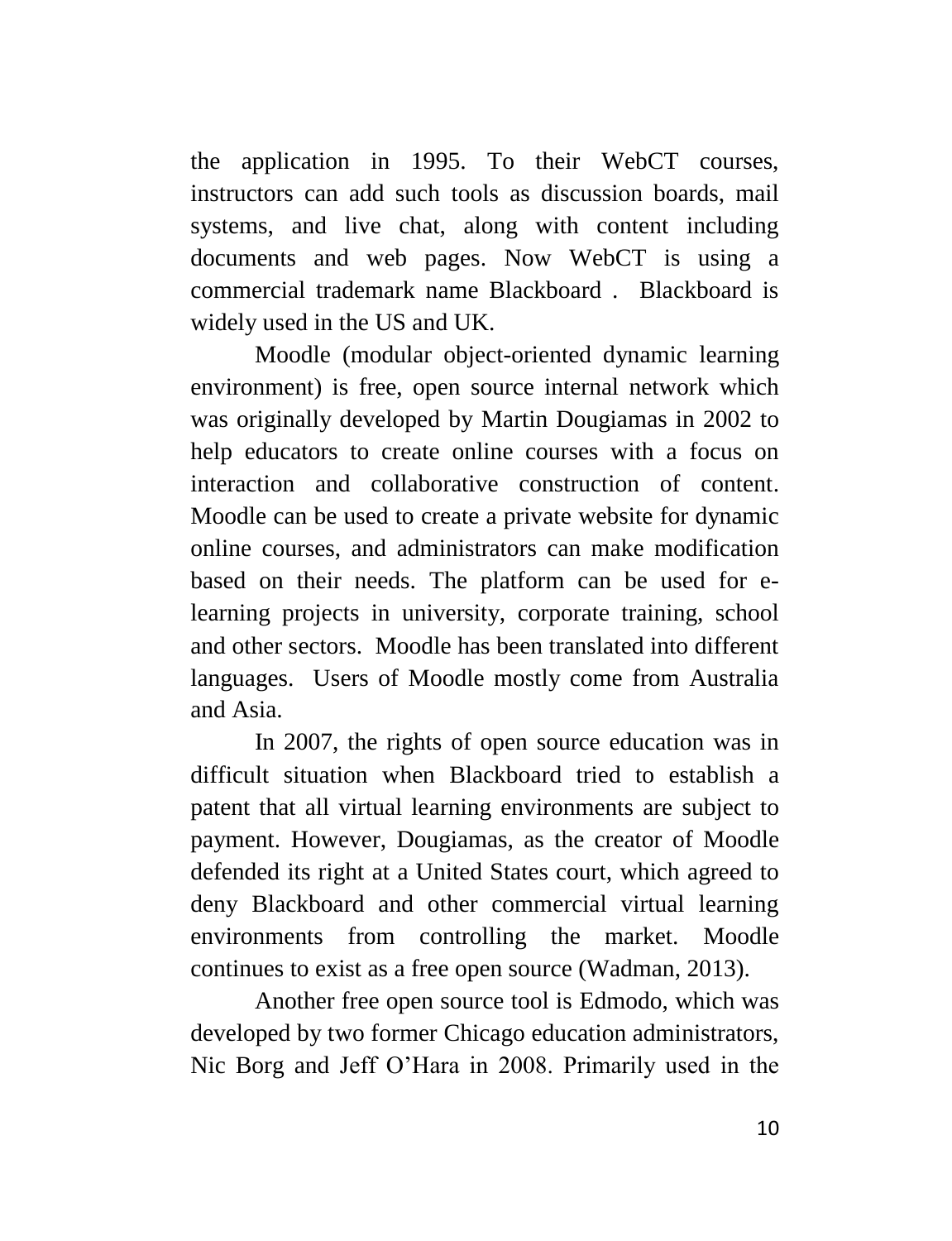the application in 1995. To their WebCT courses, instructors can add such tools as discussion boards, mail systems, and live chat, along with content including documents and web pages. Now WebCT is using a commercial trademark name Blackboard . Blackboard is widely used in the US and UK.

Moodle (modular object-oriented dynamic learning environment) is free, open source internal network which was originally developed by Martin Dougiamas in 2002 to help educators to create online courses with a focus on interaction and collaborative construction of content. Moodle can be used to create a private website for dynamic online courses, and administrators can make modification based on their needs. The platform can be used for e-learning projects in university, corporate training, school and other sectors. Moodle has been translated into different languages. Users of Moodle mostly come from Australia and Asia.

In 2007, the rights of open source education was in difficult situation when Blackboard tried to establish a patent that all virtual learning environments are subject to payment. However, Dougiamas, as the creator of Moodle defended its right at a United States court, which agreed to deny Blackboard and other commercial virtual learning environments from controlling the market. Moodle continues to exist as a free open source (Wadman, 2013).

Another free open source tool is Edmodo, which was developed by two former Chicago education administrators, Nic Borg and Jeff O'Hara in 2008. Primarily used in the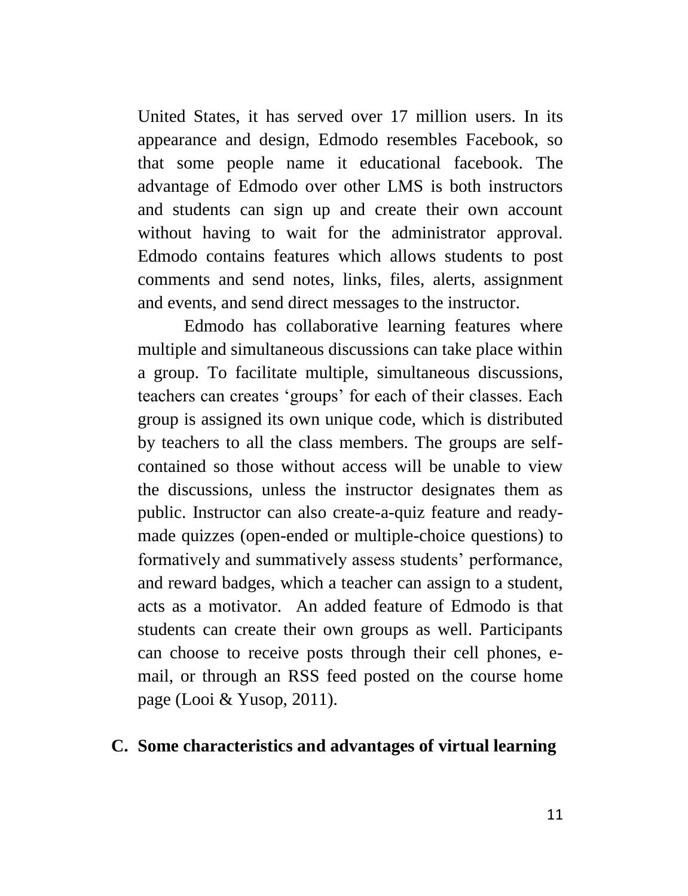United States, it has served over 17 million users. In its appearance and design, Edmodo resembles Facebook, so that some people name it educational facebook. The advantage of Edmodo over other LMS is both instructors and students can sign up and create their own account without having to wait for the administrator approval. Edmodo contains features which allows students to post comments and send notes, links, files, alerts, assignment and events, and send direct messages to the instructor.

Edmodo has collaborative learning features where multiple and simultaneous discussions can take place within a group. To facilitate multiple, simultaneous discussions, teachers can creates 'groups' for each of their classes. Each group is assigned its own unique code, which is distributed by teachers to all the class members. The groups are self-contained so those without access will be unable to view the discussions, unless the instructor designates them as public. Instructor can also create-a-quiz feature and ready-made quizzes (open-ended or multiple-choice questions) to formatively and summatively assess students' performance, and reward badges, which a teacher can assign to a student, acts as a motivator. An added feature of Edmodo is that students can create their own groups as well. Participants can choose to receive posts through their cell phones, e-mail, or through an RSS feed posted on the course home page (Looi & Yusop, 2011).

## C. Some characteristics and advantages of virtual learning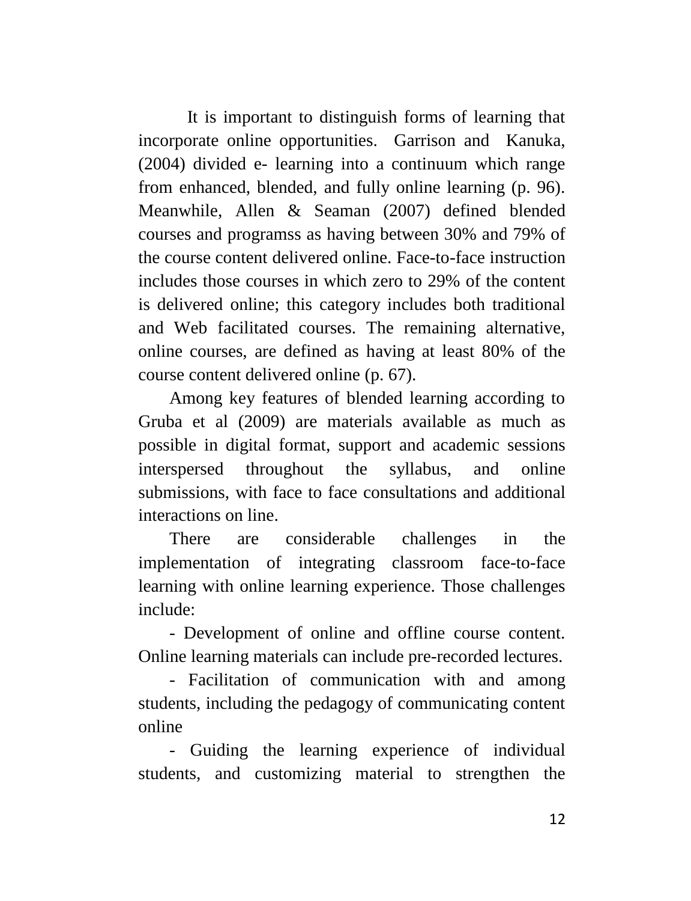It is important to distinguish forms of learning that incorporate online opportunities. Garrison and Kanuka, (2004) divided e- learning into a continuum which range from enhanced, blended, and fully online learning (p. 96). Meanwhile, Allen & Seaman (2007) defined blended courses and programss as having between 30% and 79% of the course content delivered online. Face-to-face instruction includes those courses in which zero to 29% of the content is delivered online; this category includes both traditional and Web facilitated courses. The remaining alternative, online courses, are defined as having at least 80% of the course content delivered online (p. 67).

Among key features of blended learning according to Gruba et al (2009) are materials available as much as possible in digital format, support and academic sessions interspersed throughout the syllabus, and online submissions, with face to face consultations and additional interactions on line.

There are considerable challenges in the implementation of integrating classroom face-to-face learning with online learning experience. Those challenges include:

- Development of online and offline course content. Online learning materials can include pre-recorded lectures.
- Facilitation of communication with and among students, including the pedagogy of communicating content online
- Guiding the learning experience of individual students, and customizing material to strengthen the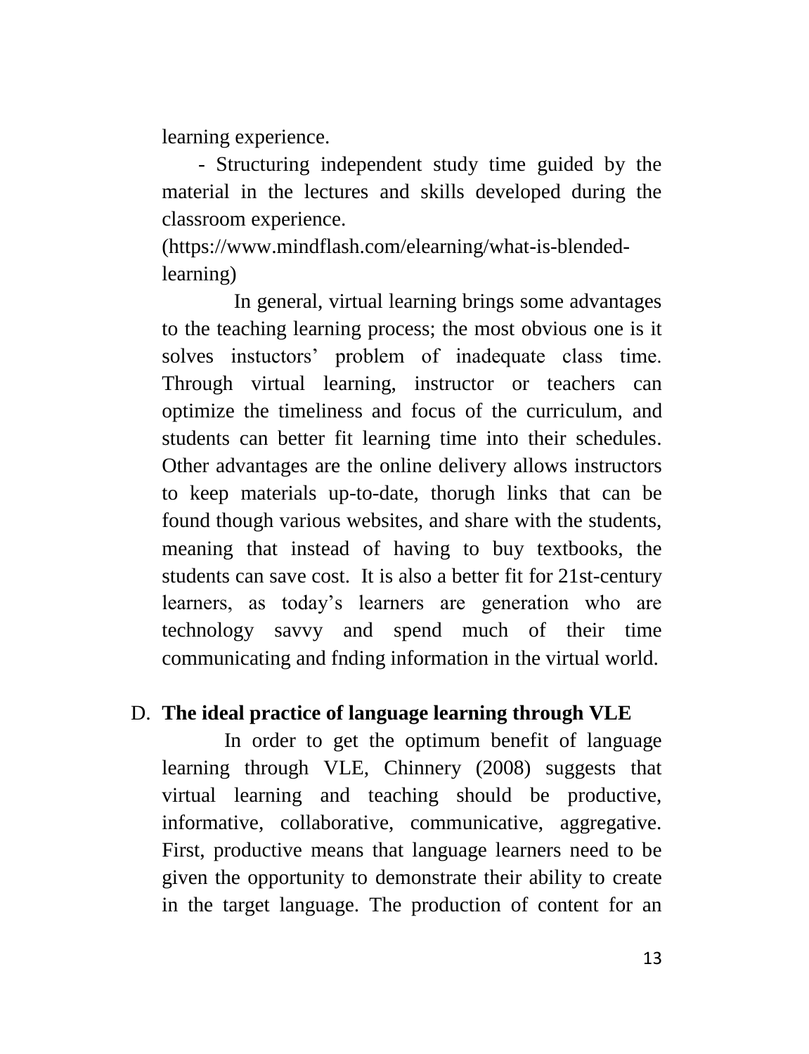learning experience.

- Structuring independent study time guided by the material in the lectures and skills developed during the classroom experience.

(https://www.mindflash.com/elearning/what-is-blended-learning)

In general, virtual learning brings some advantages to the teaching learning process; the most obvious one is it solves instuctors' problem of inadequate class time. Through virtual learning, instructor or teachers can optimize the timeliness and focus of the curriculum, and students can better fit learning time into their schedules. Other advantages are the online delivery allows instructors to keep materials up-to-date, thorugh links that can be found though various websites, and share with the students, meaning that instead of having to buy textbooks, the students can save cost. It is also a better fit for 21st-century learners, as today's learners are generation who are technology savvy and spend much of their time communicating and fnding information in the virtual world.

D. **The ideal practice of language learning through VLE**

In order to get the optimum benefit of language learning through VLE, Chinnery (2008) suggests that virtual learning and teaching should be productive, informative, collaborative, communicative, aggregative. First, productive means that language learners need to be given the opportunity to demonstrate their ability to create in the target language. The production of content for an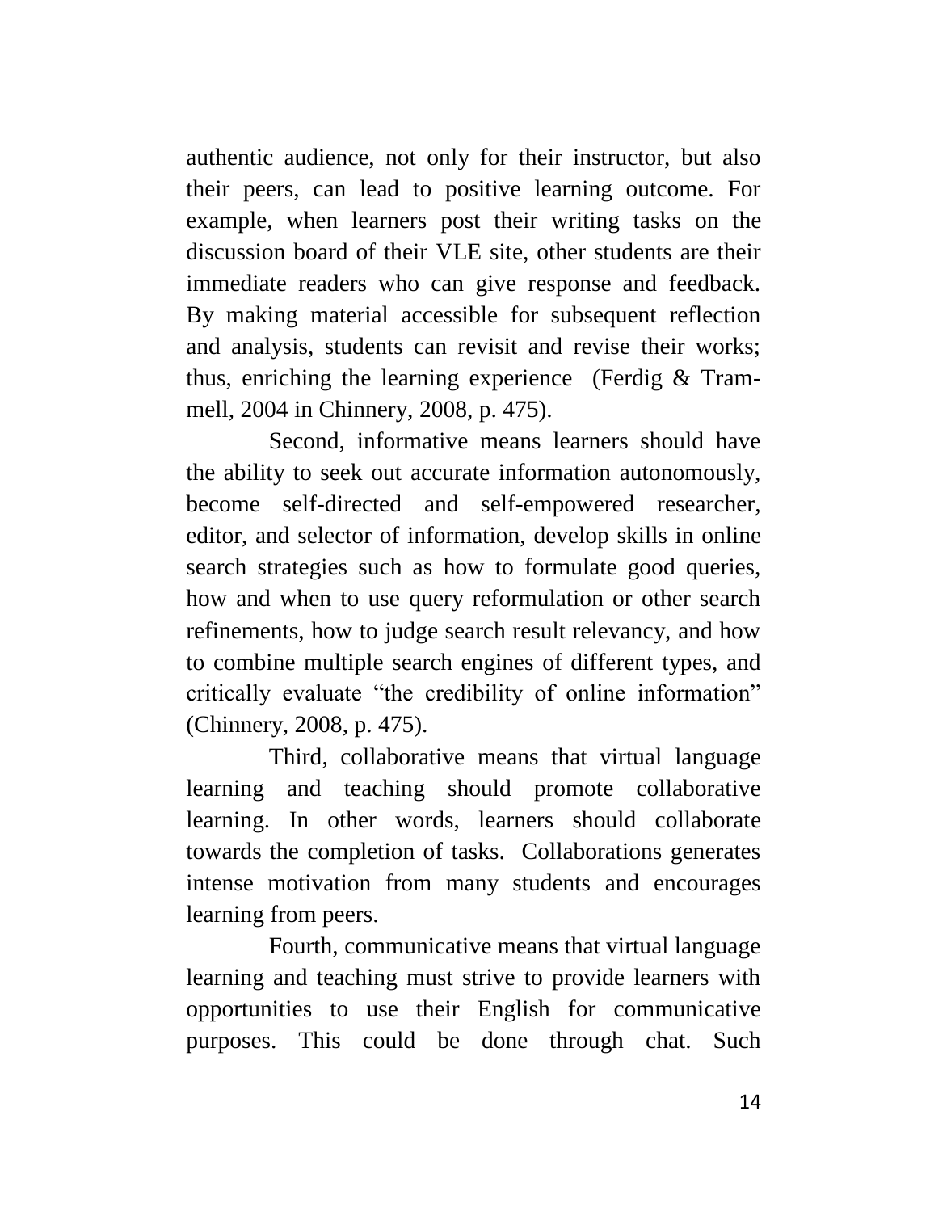authentic audience, not only for their instructor, but also their peers, can lead to positive learning outcome. For example, when learners post their writing tasks on the discussion board of their VLE site, other students are their immediate readers who can give response and feedback. By making material accessible for subsequent reflection and analysis, students can revisit and revise their works; thus, enriching the learning experience (Ferdig & Trammell, 2004 in Chinnery, 2008, p. 475).

Second, informative means learners should have the ability to seek out accurate information autonomously, become self-directed and self-empowered researcher, editor, and selector of information, develop skills in online search strategies such as how to formulate good queries, how and when to use query reformulation or other search refinements, how to judge search result relevancy, and how to combine multiple search engines of different types, and critically evaluate "the credibility of online information" (Chinnery, 2008, p. 475).

Third, collaborative means that virtual language learning and teaching should promote collaborative learning. In other words, learners should collaborate towards the completion of tasks. Collaborations generates intense motivation from many students and encourages learning from peers.

Fourth, communicative means that virtual language learning and teaching must strive to provide learners with opportunities to use their English for communicative purposes. This could be done through chat. Such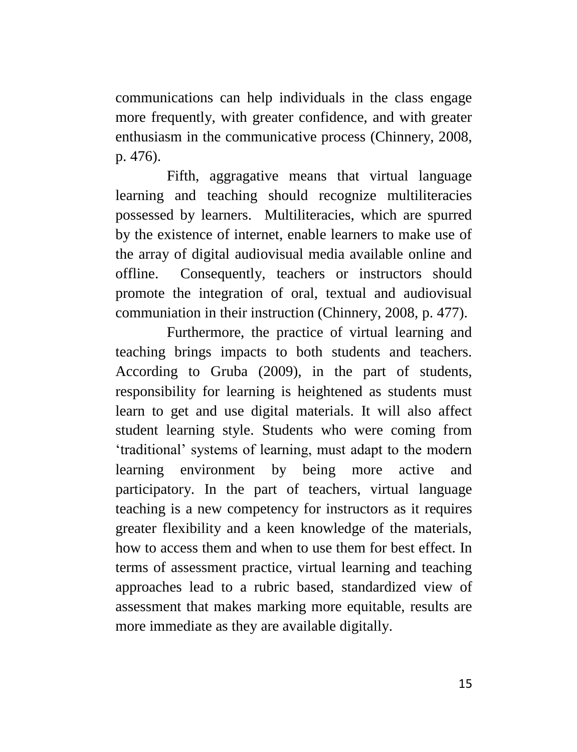communications can help individuals in the class engage more frequently, with greater confidence, and with greater enthusiasm in the communicative process (Chinnery, 2008, p. 476).

Fifth, aggragative means that virtual language learning and teaching should recognize multiliteracies possessed by learners. Multiliteracies, which are spurred by the existence of internet, enable learners to make use of the array of digital audiovisual media available online and offline. Consequently, teachers or instructors should promote the integration of oral, textual and audiovisual communiation in their instruction (Chinnery, 2008, p. 477).

Furthermore, the practice of virtual learning and teaching brings impacts to both students and teachers. According to Gruba (2009), in the part of students, responsibility for learning is heightened as students must learn to get and use digital materials. It will also affect student learning style. Students who were coming from 'traditional' systems of learning, must adapt to the modern learning environment by being more active and participatory. In the part of teachers, virtual language teaching is a new competency for instructors as it requires greater flexibility and a keen knowledge of the materials, how to access them and when to use them for best effect. In terms of assessment practice, virtual learning and teaching approaches lead to a rubric based, standardized view of assessment that makes marking more equitable, results are more immediate as they are available digitally.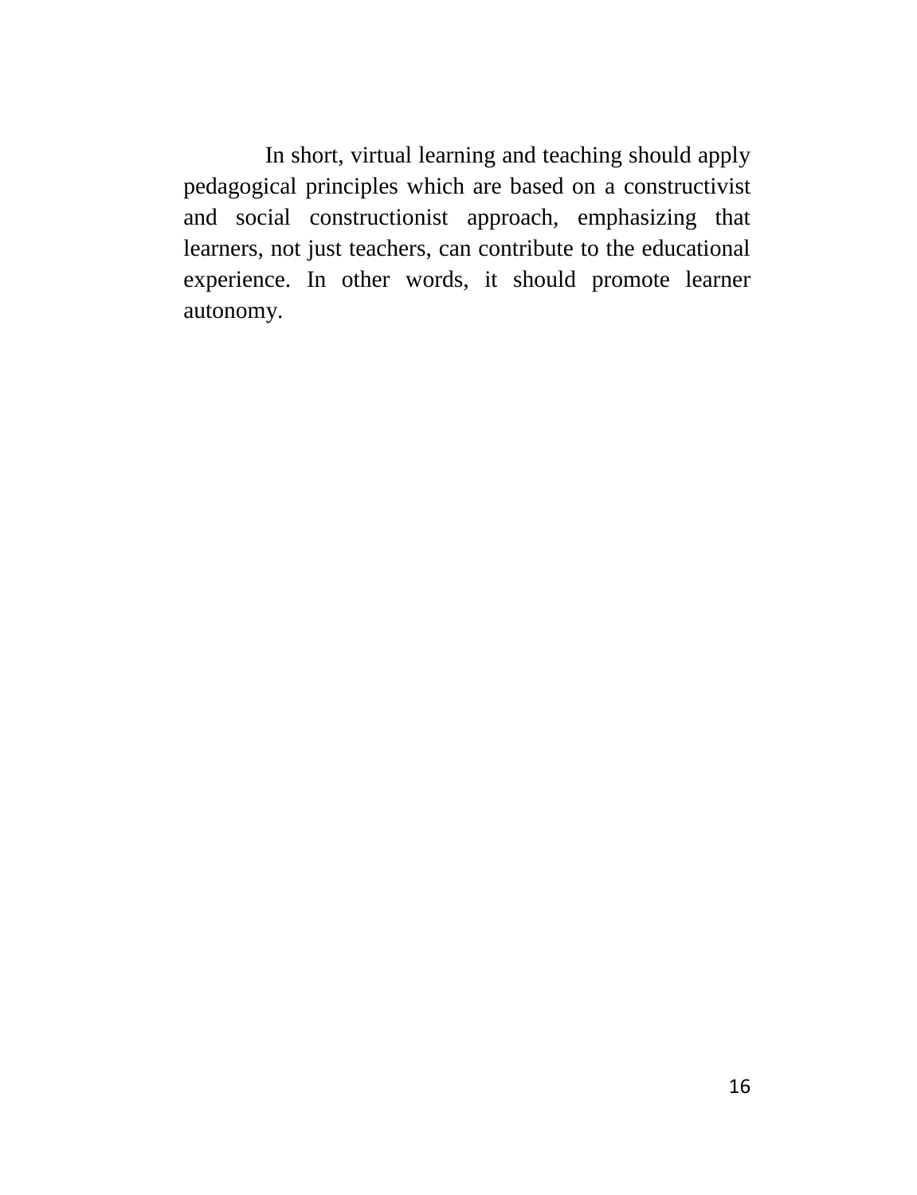In short, virtual learning and teaching should apply pedagogical principles which are based on a constructivist and social constructionist approach, emphasizing that learners, not just teachers, can contribute to the educational experience. In other words, it should promote learner autonomy.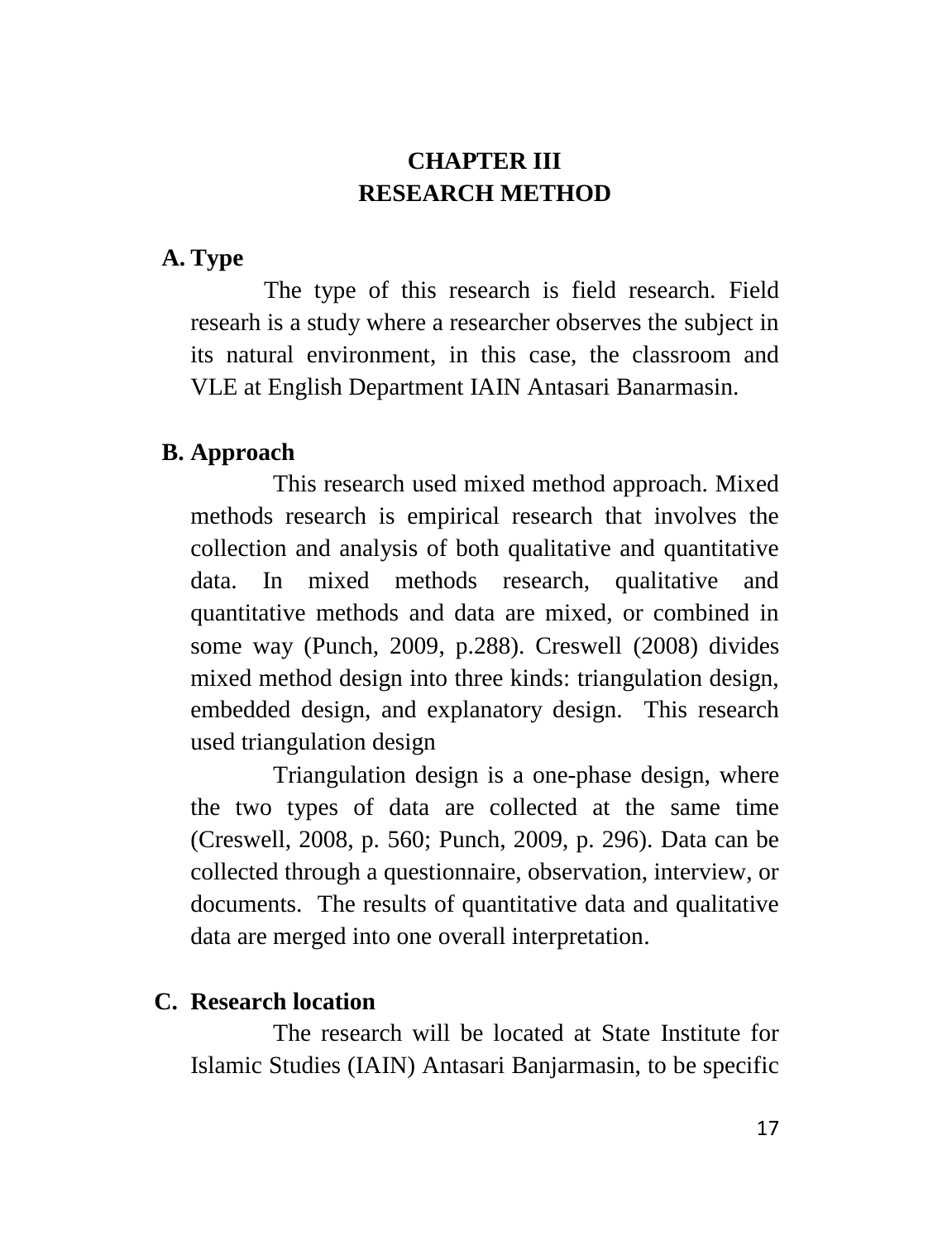# CHAPTER III
# RESEARCH METHOD

## A. Type

The type of this research is field research. Field researh is a study where a researcher observes the subject in its natural environment, in this case, the classroom and VLE at English Department IAIN Antasari Banarmasin.

## B. Approach

This research used mixed method approach. Mixed methods research is empirical research that involves the collection and analysis of both qualitative and quantitative data. In mixed methods research, qualitative and quantitative methods and data are mixed, or combined in some way (Punch, 2009, p.288). Creswell (2008) divides mixed method design into three kinds: triangulation design, embedded design, and explanatory design. This research used triangulation design

Triangulation design is a one-phase design, where the two types of data are collected at the same time (Creswell, 2008, p. 560; Punch, 2009, p. 296). Data can be collected through a questionnaire, observation, interview, or documents. The results of quantitative data and qualitative data are merged into one overall interpretation.

## C. Research location

The research will be located at State Institute for Islamic Studies (IAIN) Antasari Banjarmasin, to be specific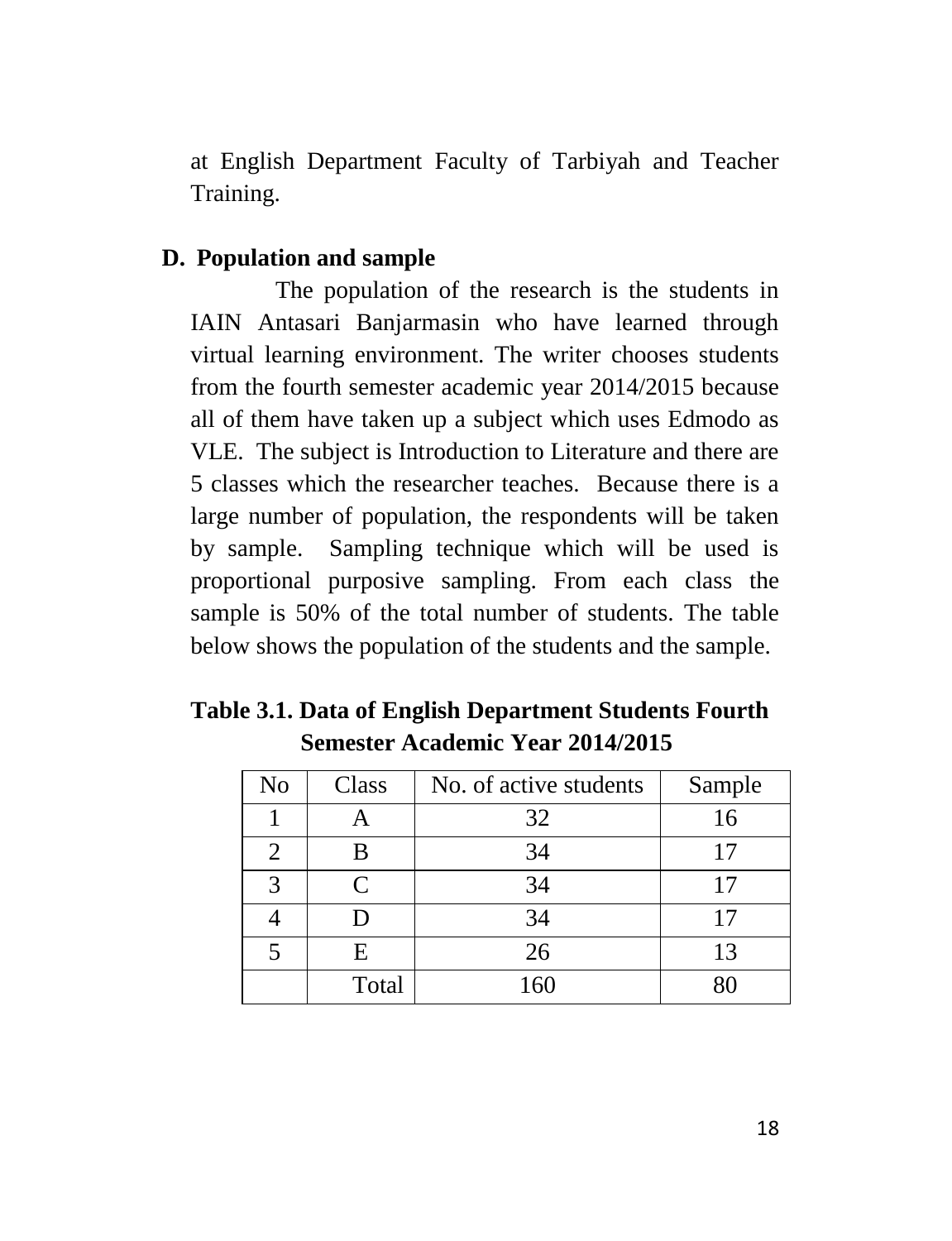at English Department Faculty of Tarbiyah and Teacher Training.

## D. Population and sample

The population of the research is the students in IAIN Antasari Banjarmasin who have learned through virtual learning environment. The writer chooses students from the fourth semester academic year 2014/2015 because all of them have taken up a subject which uses Edmodo as VLE. The subject is Introduction to Literature and there are 5 classes which the researcher teaches. Because there is a large number of population, the respondents will be taken by sample. Sampling technique which will be used is proportional purposive sampling. From each class the sample is 50% of the total number of students. The table below shows the population of the students and the sample.

**Table 3.1. Data of English Department Students Fourth Semester Academic Year 2014/2015**

| No | Class | No. of active students | Sample |
|---|---|---|---|
| 1 | A | 32 | 16 |
| 2 | B | 34 | 17 |
| 3 | C | 34 | 17 |
| 4 | D | 34 | 17 |
| 5 | E | 26 | 13 |
| | Total | 160 | 80 |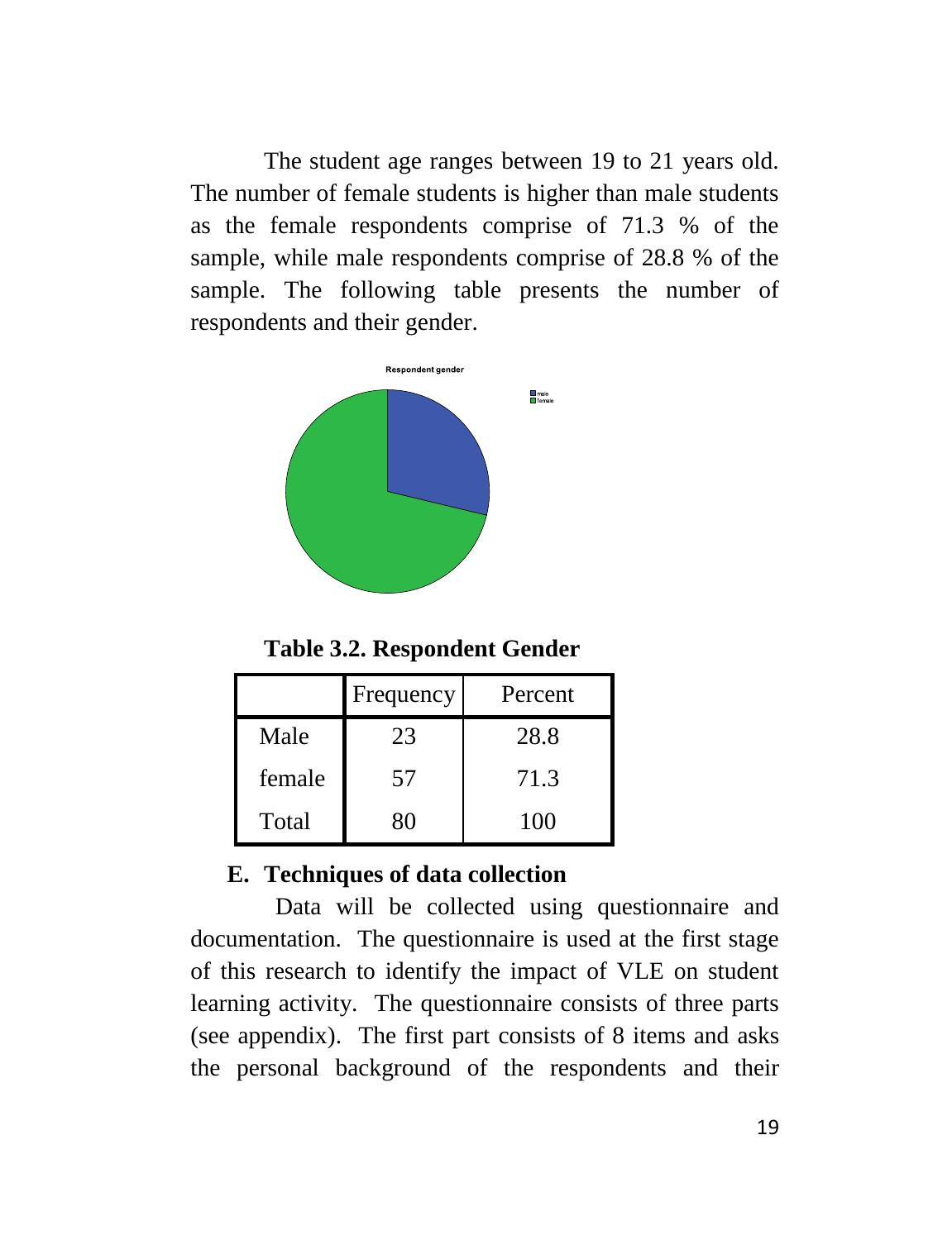The student age ranges between 19 to 21 years old. The number of female students is higher than male students as the female respondents comprise of 71.3 % of the sample, while male respondents comprise of 28.8 % of the sample. The following table presents the number of respondents and their gender.

**Table 3.2. Respondent Gender**

| | Frequency | Percent |
|---|---|---|
| Male | 23 | 28.8 |
| female | 57 | 71.3 |
| Total | 80 | 100 |

## E. Techniques of data collection

Data will be collected using questionnaire and documentation. The questionnaire is used at the first stage of this research to identify the impact of VLE on student learning activity. The questionnaire consists of three parts (see appendix). The first part consists of 8 items and asks the personal background of the respondents and their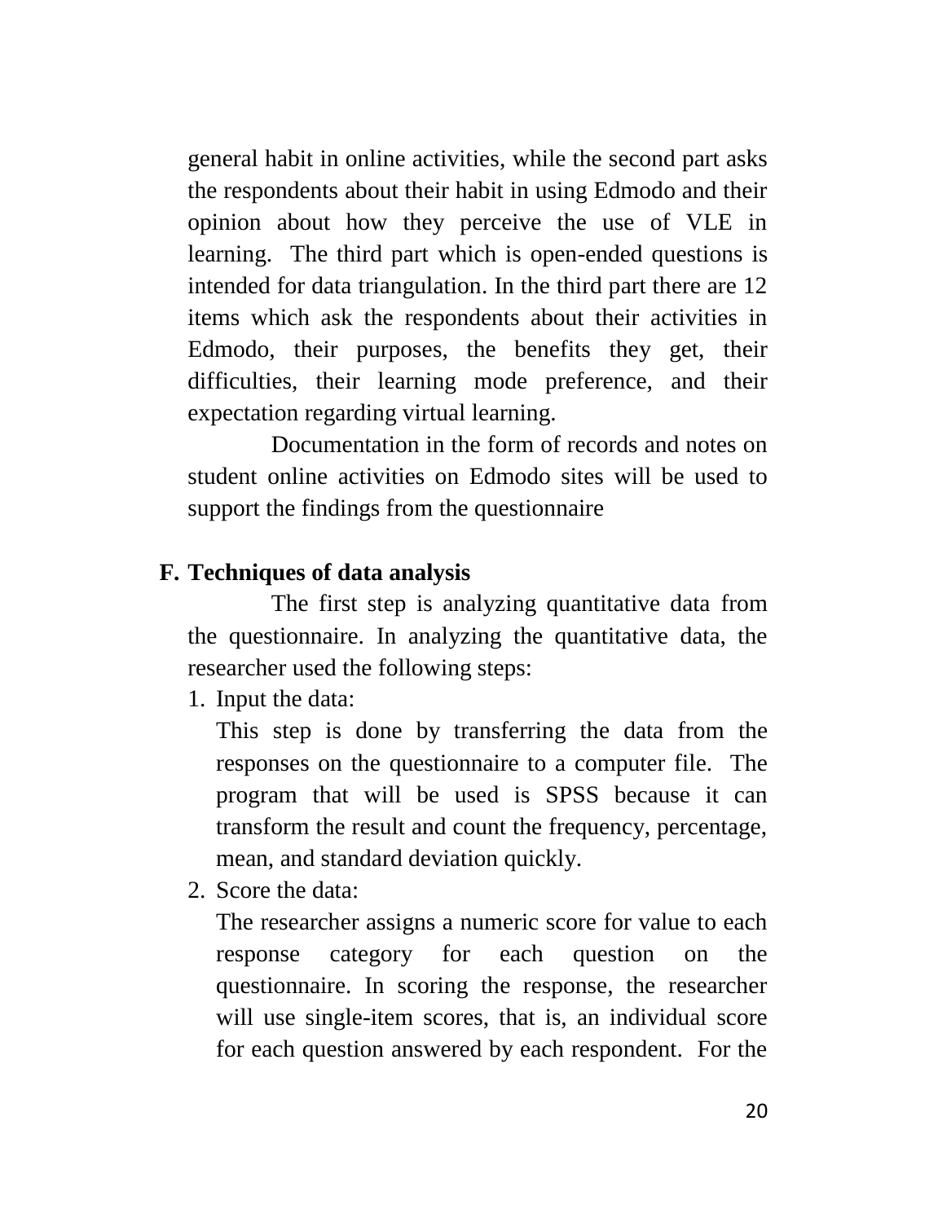general habit in online activities, while the second part asks the respondents about their habit in using Edmodo and their opinion about how they perceive the use of VLE in learning. The third part which is open-ended questions is intended for data triangulation. In the third part there are 12 items which ask the respondents about their activities in Edmodo, their purposes, the benefits they get, their difficulties, their learning mode preference, and their expectation regarding virtual learning.

Documentation in the form of records and notes on student online activities on Edmodo sites will be used to support the findings from the questionnaire

## F. Techniques of data analysis

The first step is analyzing quantitative data from the questionnaire. In analyzing the quantitative data, the researcher used the following steps:

1. Input the data:
   This step is done by transferring the data from the responses on the questionnaire to a computer file. The program that will be used is SPSS because it can transform the result and count the frequency, percentage, mean, and standard deviation quickly.
2. Score the data:
   The researcher assigns a numeric score for value to each response category for each question on the questionnaire. In scoring the response, the researcher will use single-item scores, that is, an individual score for each question answered by each respondent. For the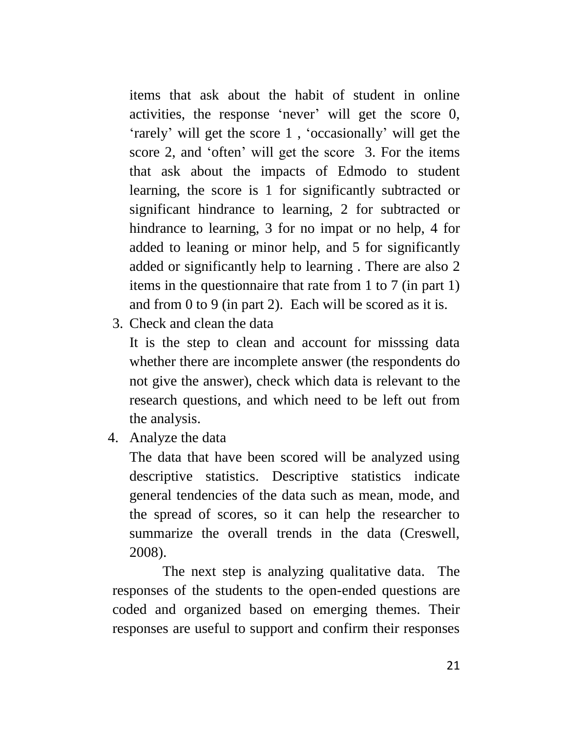items that ask about the habit of student in online activities, the response ‘never’ will get the score 0, ‘rarely’ will get the score 1 , ‘occasionally’ will get the score 2, and ‘often’ will get the score 3. For the items that ask about the impacts of Edmodo to student learning, the score is 1 for significantly subtracted or significant hindrance to learning, 2 for subtracted or hindrance to learning, 3 for no impat or no help, 4 for added to leaning or minor help, and 5 for significantly added or significantly help to learning . There are also 2 items in the questionnaire that rate from 1 to 7 (in part 1) and from 0 to 9 (in part 2). Each will be scored as it is.

3. Check and clean the data

   It is the step to clean and account for misssing data whether there are incomplete answer (the respondents do not give the answer), check which data is relevant to the research questions, and which need to be left out from the analysis.

4. Analyze the data

   The data that have been scored will be analyzed using descriptive statistics. Descriptive statistics indicate general tendencies of the data such as mean, mode, and the spread of scores, so it can help the researcher to summarize the overall trends in the data (Creswell, 2008).

The next step is analyzing qualitative data. The responses of the students to the open-ended questions are coded and organized based on emerging themes. Their responses are useful to support and confirm their responses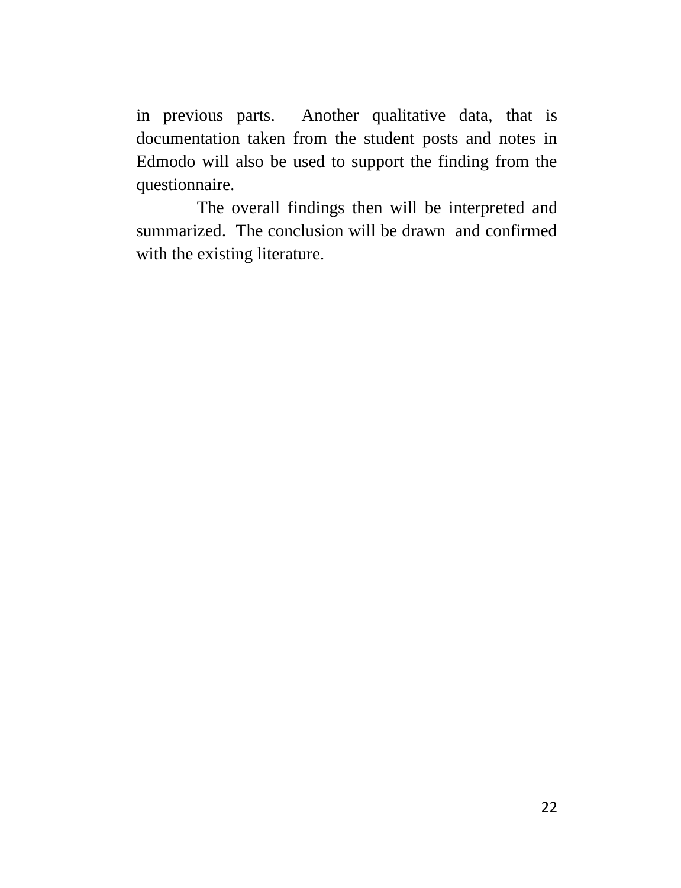in previous parts. Another qualitative data, that is documentation taken from the student posts and notes in Edmodo will also be used to support the finding from the questionnaire.

The overall findings then will be interpreted and summarized. The conclusion will be drawn and confirmed with the existing literature.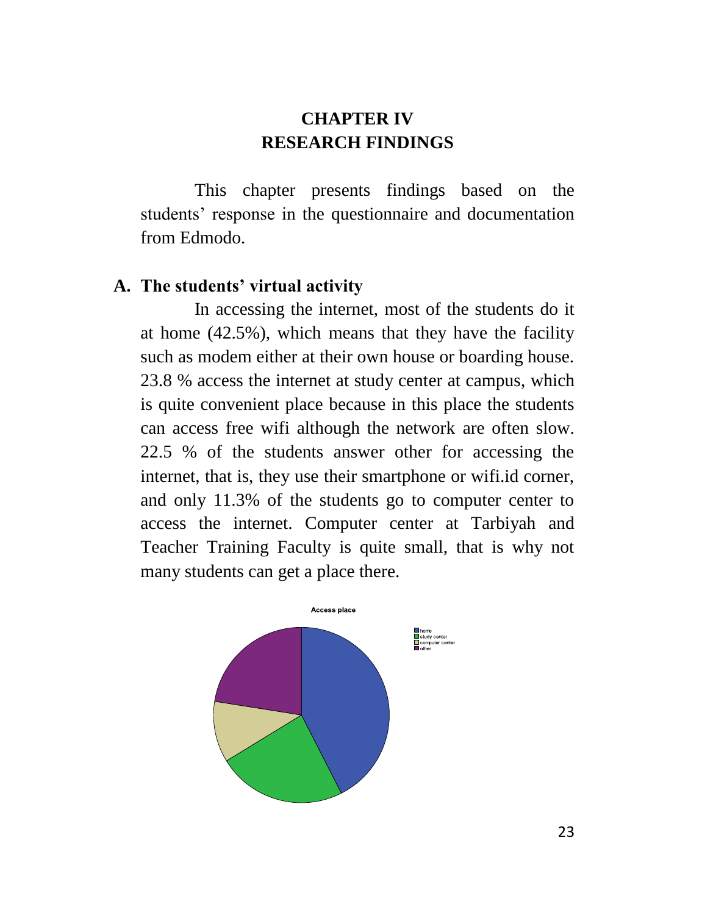# CHAPTER IV
# RESEARCH FINDINGS

This chapter presents findings based on the students' response in the questionnaire and documentation from Edmodo.

## A. The students' virtual activity

In accessing the internet, most of the students do it at home (42.5%), which means that they have the facility such as modem either at their own house or boarding house. 23.8 % access the internet at study center at campus, which is quite convenient place because in this place the students can access free wifi although the network are often slow. 22.5 % of the students answer other for accessing the internet, that is, they use their smartphone or wifi.id corner, and only 11.3% of the students go to computer center to access the internet. Computer center at Tarbiyah and Teacher Training Faculty is quite small, that is why not many students can get a place there.

**Access place**

- home
- study center
- computer center
- other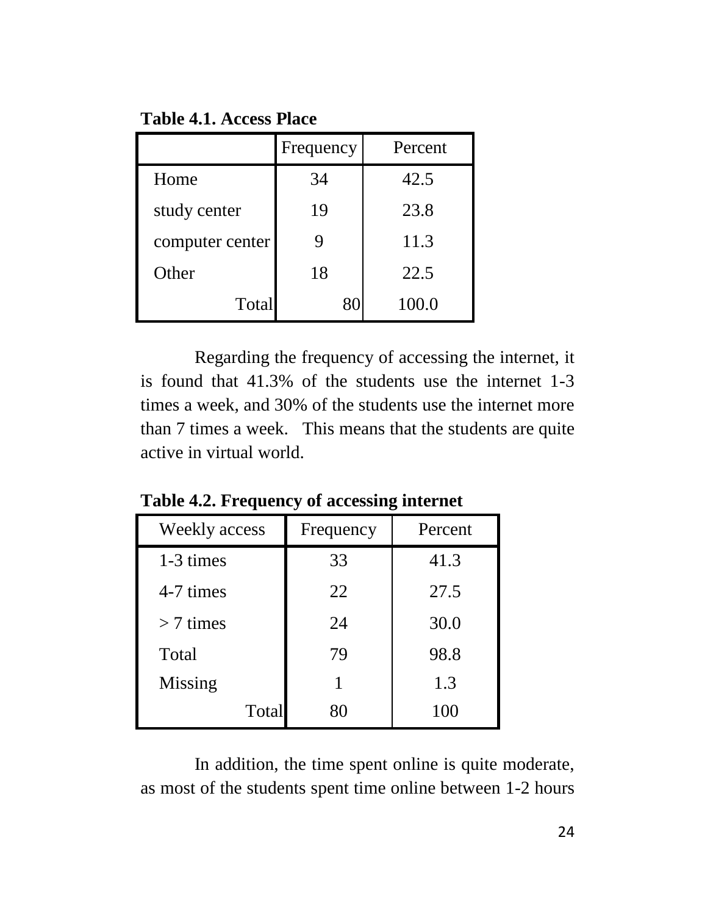**Table 4.1. Access Place**

| | Frequency | Percent |
|---|---|---|
| Home | 34 | 42.5 |
| study center | 19 | 23.8 |
| computer center | 9 | 11.3 |
| Other | 18 | 22.5 |
| Total | 80 | 100.0 |

Regarding the frequency of accessing the internet, it is found that 41.3% of the students use the internet 1-3 times a week, and 30% of the students use the internet more than 7 times a week. This means that the students are quite active in virtual world.

**Table 4.2. Frequency of accessing internet**

| Weekly access | Frequency | Percent |
|---|---|---|
| 1-3 times | 33 | 41.3 |
| 4-7 times | 22 | 27.5 |
| > 7 times | 24 | 30.0 |
| Total | 79 | 98.8 |
| Missing | 1 | 1.3 |
| Total | 80 | 100 |

In addition, the time spent online is quite moderate, as most of the students spent time online between 1-2 hours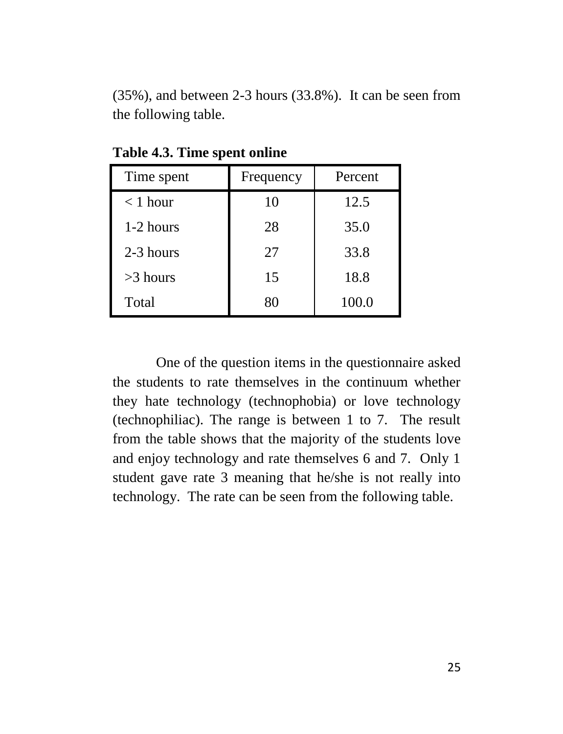(35%), and between 2-3 hours (33.8%).  It can be seen from the following table.

**Table 4.3. Time spent online**

| Time spent | Frequency | Percent |
| --- | --- | --- |
| < 1 hour | 10 | 12.5 |
| 1-2 hours | 28 | 35.0 |
| 2-3 hours | 27 | 33.8 |
| >3 hours | 15 | 18.8 |
| Total | 80 | 100.0 |

One of the question items in the questionnaire asked the students to rate themselves in the continuum whether they hate technology (technophobia) or love technology (technophiliac). The range is between 1 to 7.  The result from the table shows that the majority of the students love and enjoy technology and rate themselves 6 and 7.  Only 1 student gave rate 3 meaning that he/she is not really into technology.  The rate can be seen from the following table.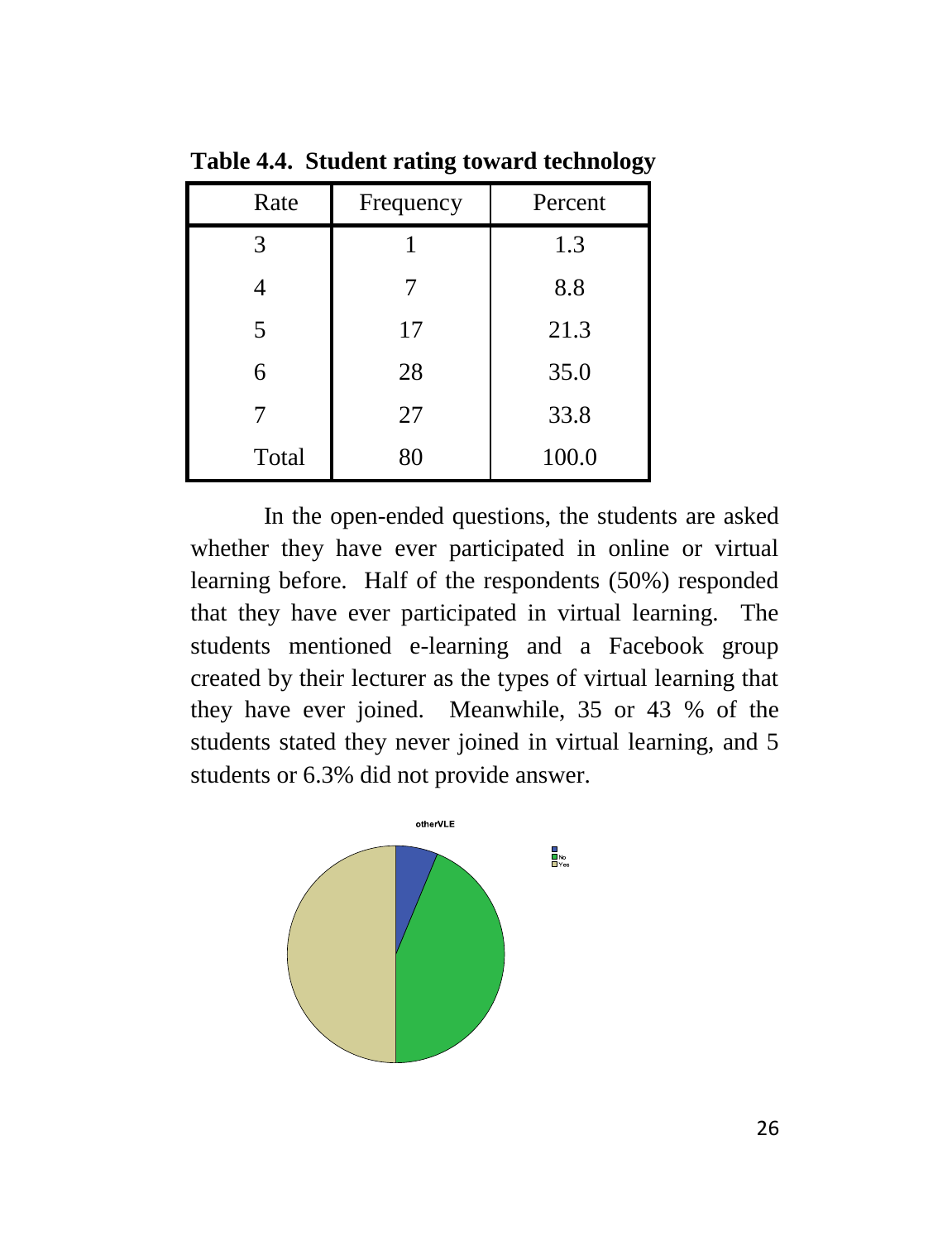**Table 4.4. Student rating toward technology**

| Rate | Frequency | Percent |
|---|---|---|
| 3 | 1 | 1.3 |
| 4 | 7 | 8.8 |
| 5 | 17 | 21.3 |
| 6 | 28 | 35.0 |
| 7 | 27 | 33.8 |
| Total | 80 | 100.0 |

In the open-ended questions, the students are asked whether they have ever participated in online or virtual learning before. Half of the respondents (50%) responded that they have ever participated in virtual learning. The students mentioned e-learning and a Facebook group created by their lecturer as the types of virtual learning that they have ever joined. Meanwhile, 35 or 43 % of the students stated they never joined in virtual learning, and 5 students or 6.3% did not provide answer.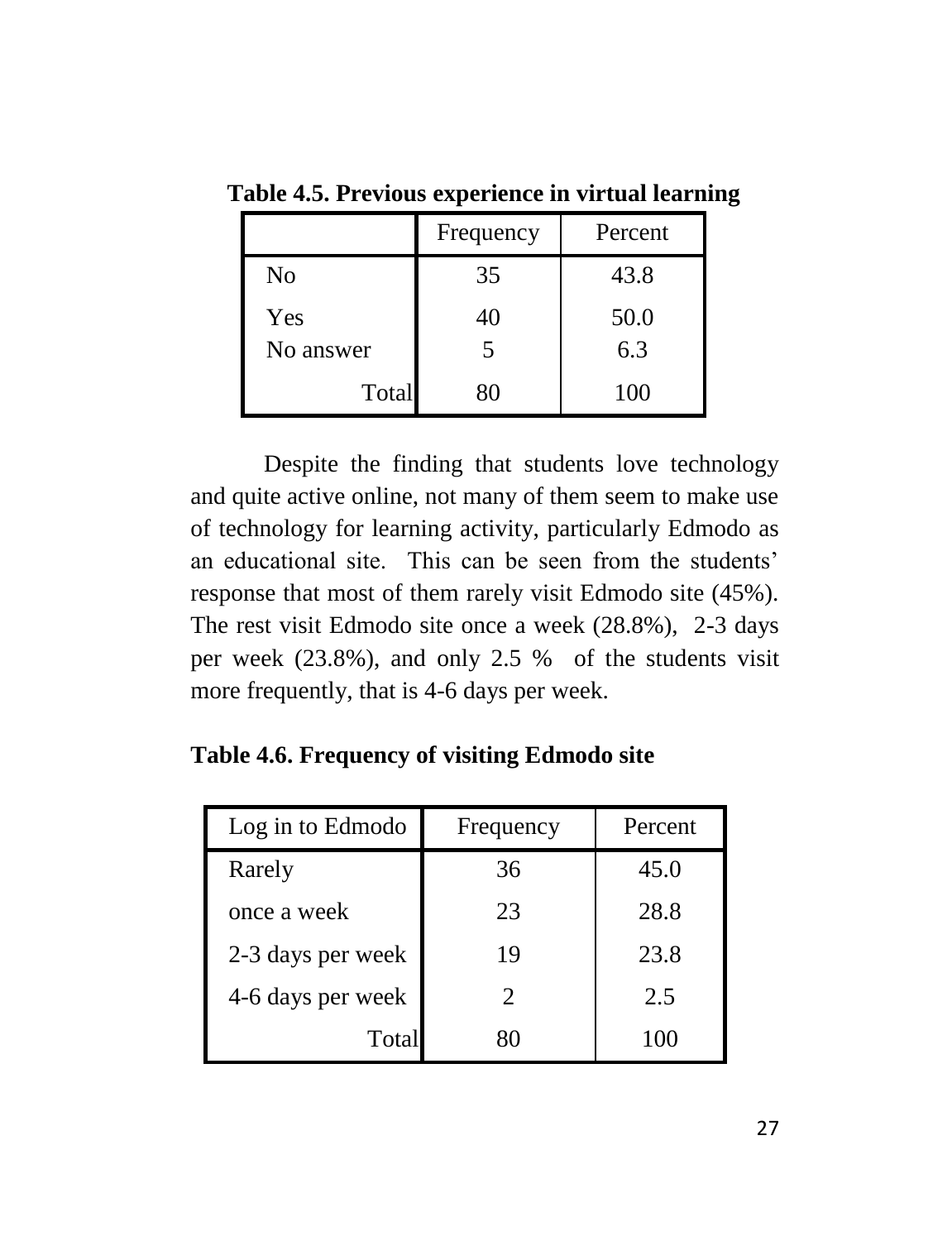**Table 4.5. Previous experience in virtual learning**

| | Frequency | Percent |
|---|---|---|
| No | 35 | 43.8 |
| Yes | 40 | 50.0 |
| No answer | 5 | 6.3 |
| Total | 80 | 100 |

Despite the finding that students love technology and quite active online, not many of them seem to make use of technology for learning activity, particularly Edmodo as an educational site. This can be seen from the students' response that most of them rarely visit Edmodo site (45%). The rest visit Edmodo site once a week (28.8%), 2-3 days per week (23.8%), and only 2.5 % of the students visit more frequently, that is 4-6 days per week.

**Table 4.6. Frequency of visiting Edmodo site**

| Log in to Edmodo | Frequency | Percent |
|---|---|---|
| Rarely | 36 | 45.0 |
| once a week | 23 | 28.8 |
| 2-3 days per week | 19 | 23.8 |
| 4-6 days per week | 2 | 2.5 |
| Total | 80 | 100 |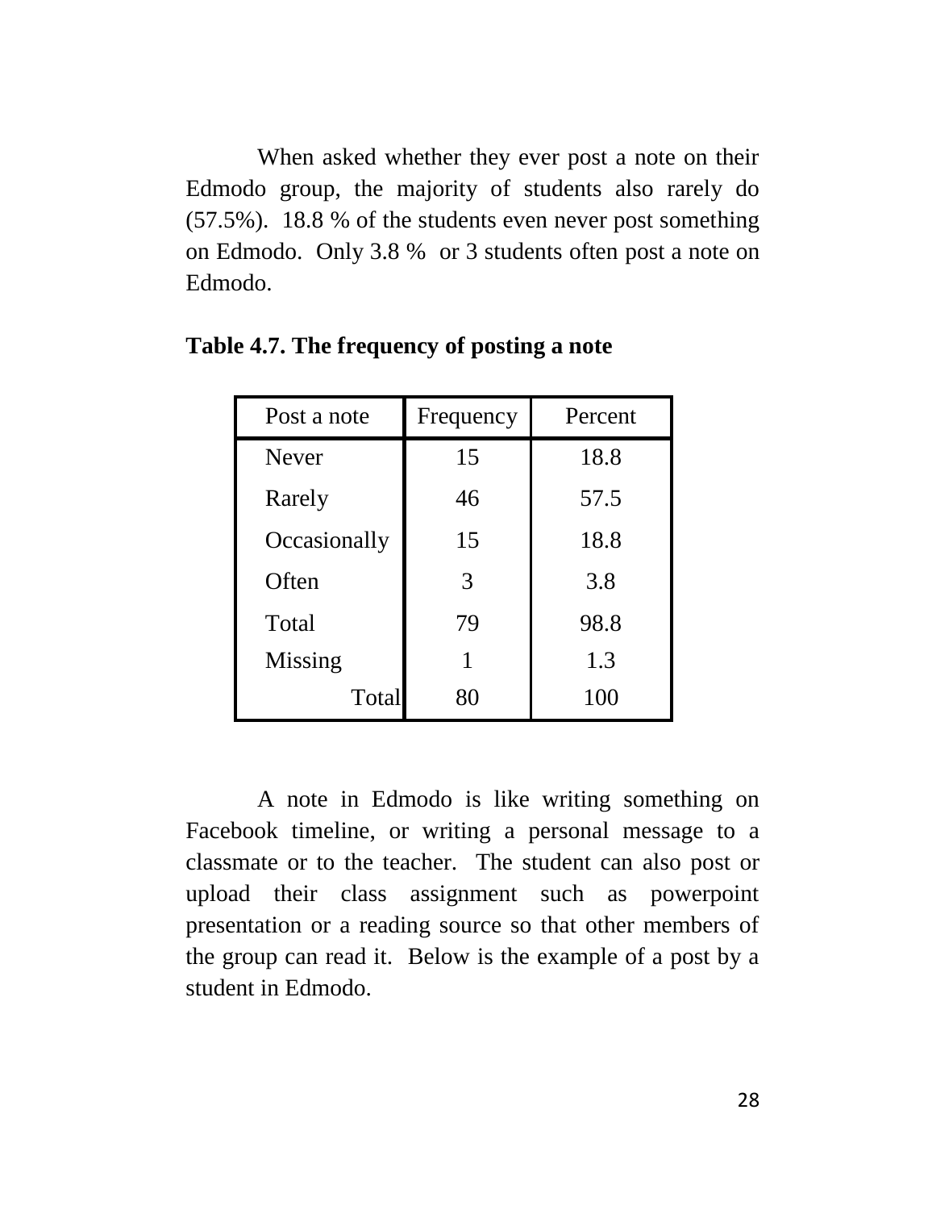When asked whether they ever post a note on their Edmodo group, the majority of students also rarely do (57.5%). 18.8 % of the students even never post something on Edmodo. Only 3.8 % or 3 students often post a note on Edmodo.

**Table 4.7. The frequency of posting a note**

| Post a note | Frequency | Percent |
|---|---|---|
| Never | 15 | 18.8 |
| Rarely | 46 | 57.5 |
| Occasionally | 15 | 18.8 |
| Often | 3 | 3.8 |
| Total | 79 | 98.8 |
| Missing | 1 | 1.3 |
| Total | 80 | 100 |

A note in Edmodo is like writing something on Facebook timeline, or writing a personal message to a classmate or to the teacher. The student can also post or upload their class assignment such as powerpoint presentation or a reading source so that other members of the group can read it. Below is the example of a post by a student in Edmodo.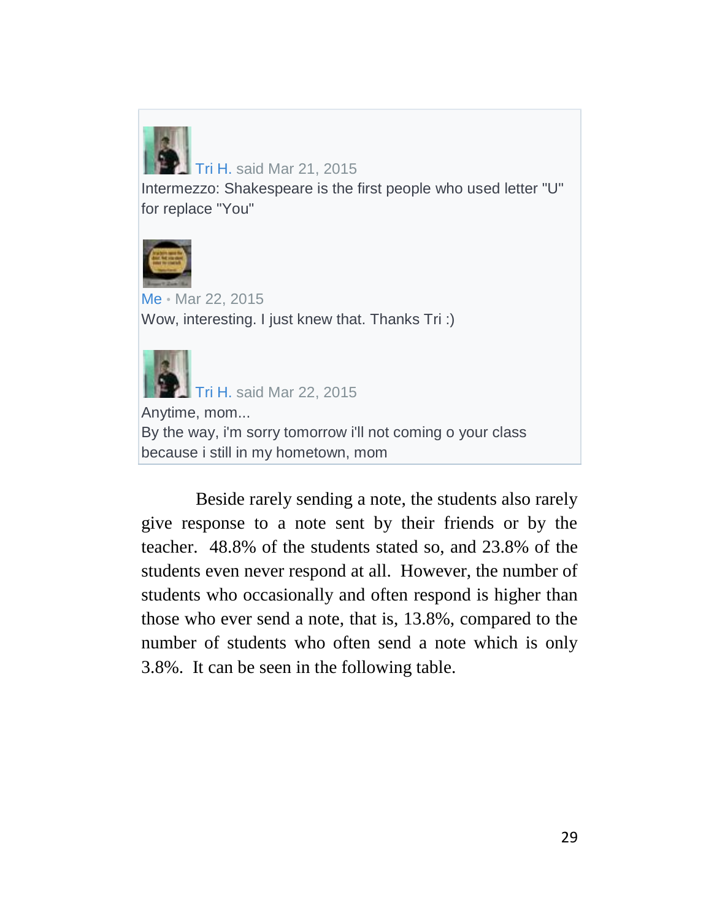Tri H. said Mar 21, 2015
Intermezzo: Shakespeare is the first people who used letter "U" for replace "You"

Me • Mar 22, 2015
Wow, interesting. I just knew that. Thanks Tri :)

Tri H. said Mar 22, 2015
Anytime, mom...
By the way, i'm sorry tomorrow i'll not coming o your class because i still in my hometown, mom

Beside rarely sending a note, the students also rarely give response to a note sent by their friends or by the teacher. 48.8% of the students stated so, and 23.8% of the students even never respond at all. However, the number of students who occasionally and often respond is higher than those who ever send a note, that is, 13.8%, compared to the number of students who often send a note which is only 3.8%. It can be seen in the following table.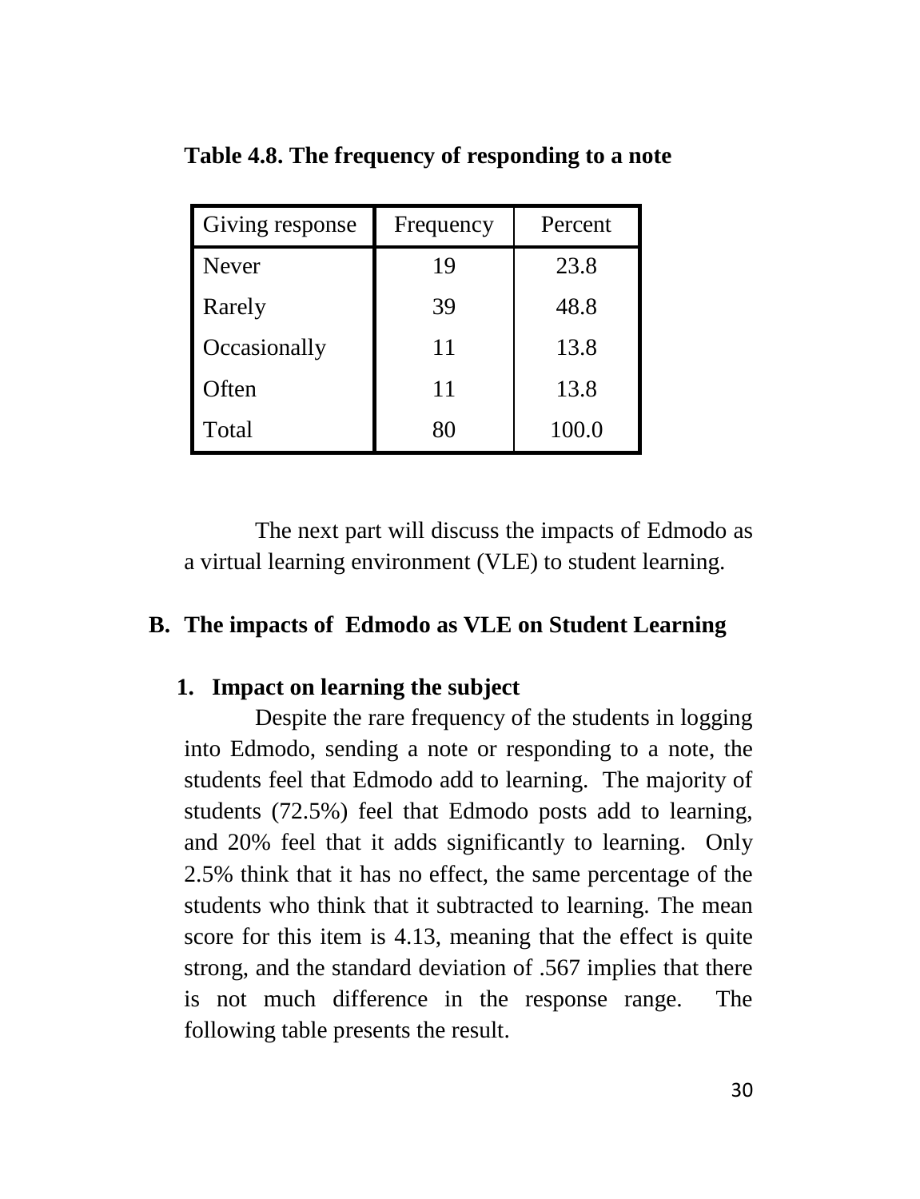**Table 4.8. The frequency of responding to a note**

| Giving response | Frequency | Percent |
|---|---|---|
| Never | 19 | 23.8 |
| Rarely | 39 | 48.8 |
| Occasionally | 11 | 13.8 |
| Often | 11 | 13.8 |
| Total | 80 | 100.0 |

The next part will discuss the impacts of Edmodo as a virtual learning environment (VLE) to student learning.

## B. The impacts of Edmodo as VLE on Student Learning

### 1. Impact on learning the subject

Despite the rare frequency of the students in logging into Edmodo, sending a note or responding to a note, the students feel that Edmodo add to learning. The majority of students (72.5%) feel that Edmodo posts add to learning, and 20% feel that it adds significantly to learning. Only 2.5% think that it has no effect, the same percentage of the students who think that it subtracted to learning. The mean score for this item is 4.13, meaning that the effect is quite strong, and the standard deviation of .567 implies that there is not much difference in the response range. The following table presents the result.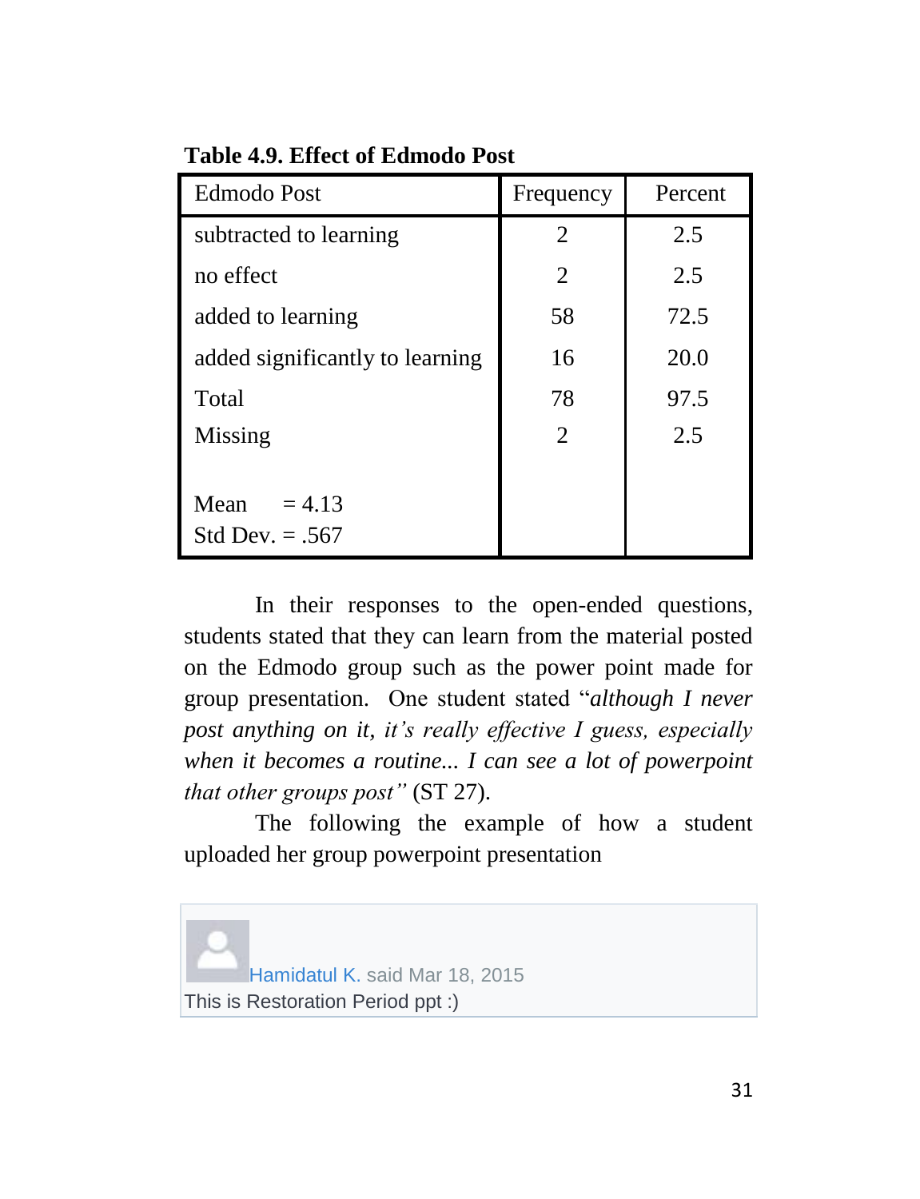**Table 4.9. Effect of Edmodo Post**

| Edmodo Post | Frequency | Percent |
|---|---|---|
| subtracted to learning | 2 | 2.5 |
| no effect | 2 | 2.5 |
| added to learning | 58 | 72.5 |
| added significantly to learning | 16 | 20.0 |
| Total | 78 | 97.5 |
| Missing | 2 | 2.5 |
| Mean = 4.13 | | |
| Std Dev. = .567 | | |

In their responses to the open-ended questions, students stated that they can learn from the material posted on the Edmodo group such as the power point made for group presentation. One student stated "*although I never post anything on it, it's really effective I guess, especially when it becomes a routine... I can see a lot of powerpoint that other groups post*" (ST 27).

The following the example of how a student uploaded her group powerpoint presentation

Hamidatul K. said Mar 18, 2015
This is Restoration Period ppt :)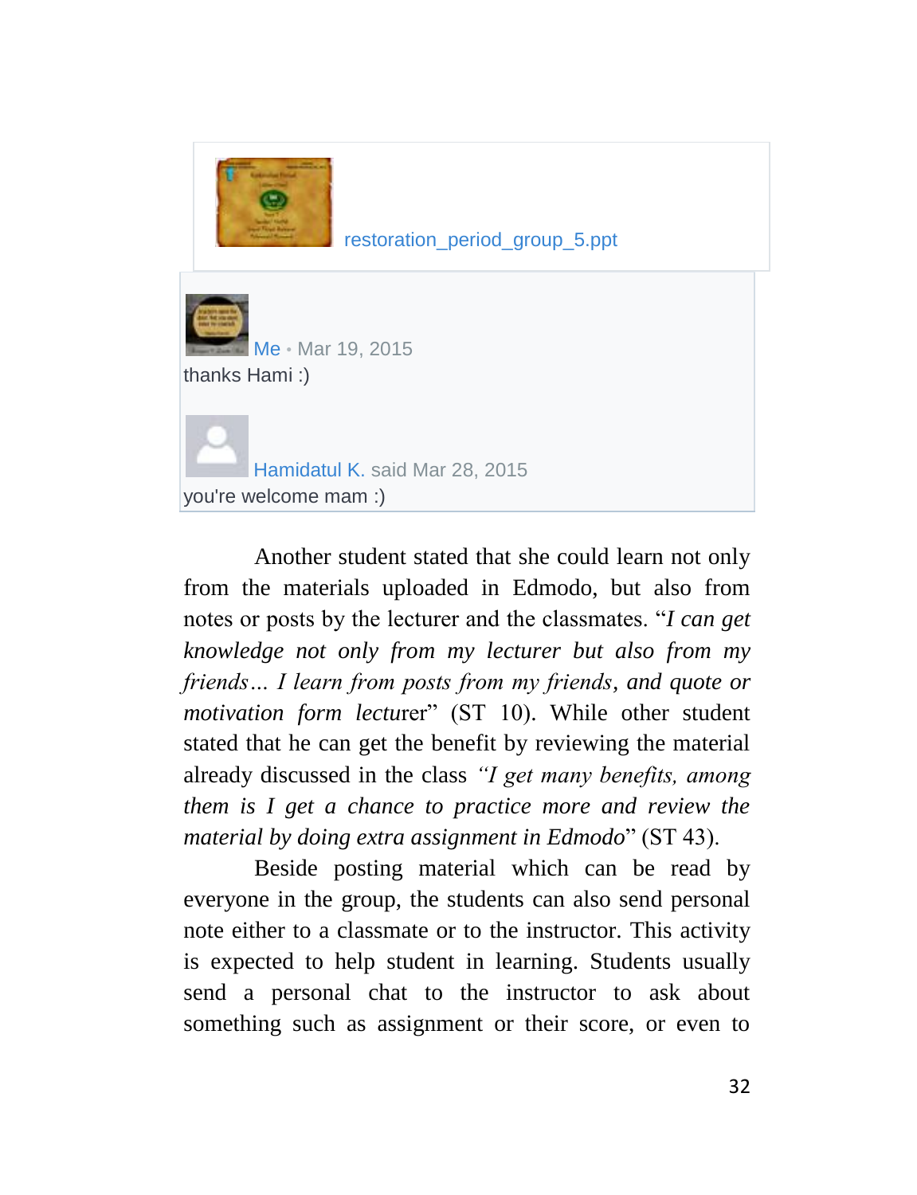restoration_period_group_5.ppt

Me • Mar 19, 2015
thanks Hami :)

Hamidatul K. said Mar 28, 2015
you're welcome mam :)

Another student stated that she could learn not only from the materials uploaded in Edmodo, but also from notes or posts by the lecturer and the classmates. "*I can get knowledge not only from my lecturer but also from my friends… I learn from posts from my friends, and quote or motivation form lecturer*" (ST 10). While other student stated that he can get the benefit by reviewing the material already discussed in the class *"I get many benefits, among them is I get a chance to practice more and review the material by doing extra assignment in Edmodo*" (ST 43).

Beside posting material which can be read by everyone in the group, the students can also send personal note either to a classmate or to the instructor. This activity is expected to help student in learning. Students usually send a personal chat to the instructor to ask about something such as assignment or their score, or even to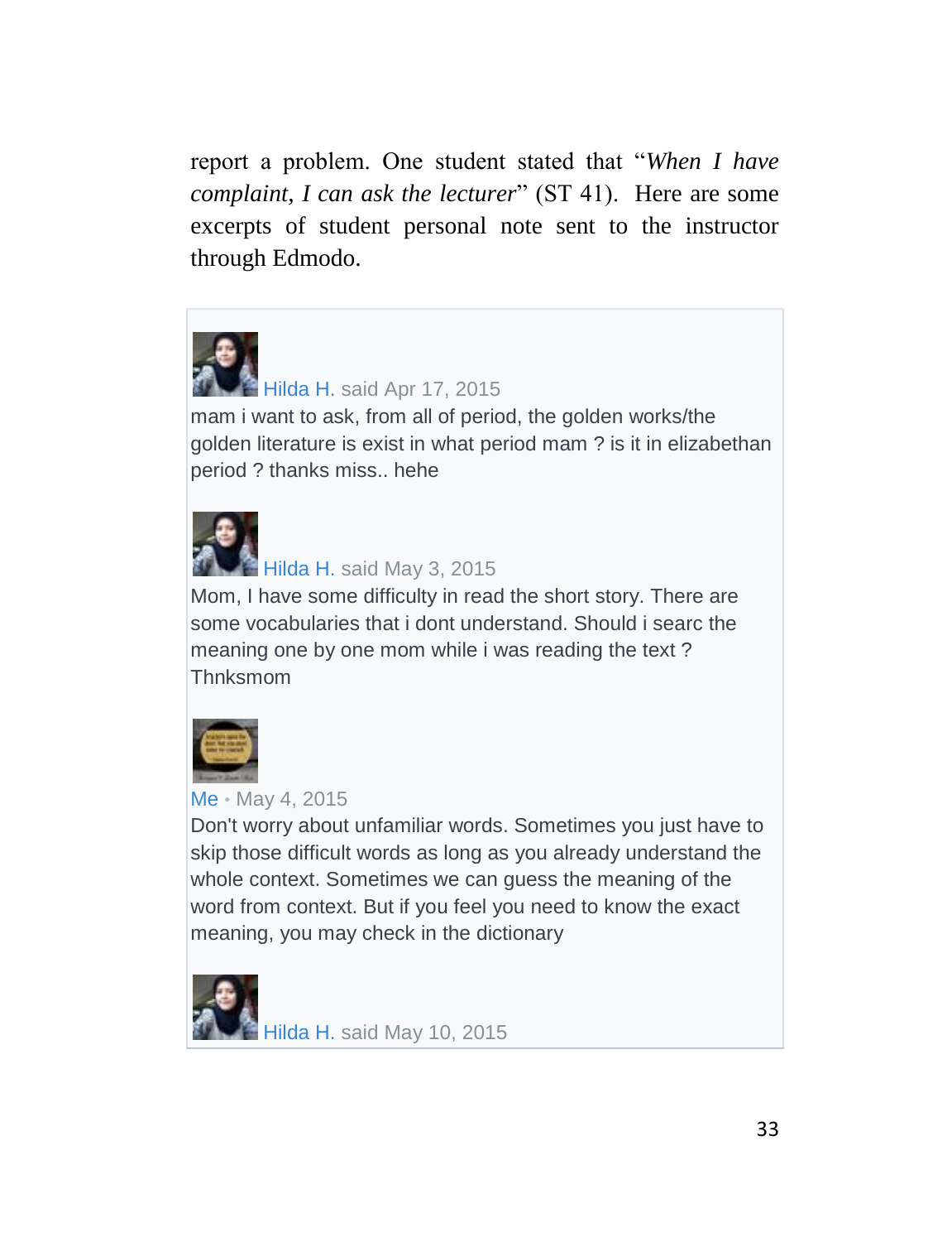report a problem. One student stated that "*When I have complaint, I can ask the lecturer*" (ST 41). Here are some excerpts of student personal note sent to the instructor through Edmodo.

Hilda H. said Apr 17, 2015

mam i want to ask, from all of period, the golden works/the golden literature is exist in what period mam ? is it in elizabethan period ? thanks miss.. hehe

Hilda H. said May 3, 2015

Mom, I have some difficulty in read the short story. There are some vocabularies that i dont understand. Should i searc the meaning one by one mom while i was reading the text ? Thnksmom

Me • May 4, 2015

Don't worry about unfamiliar words. Sometimes you just have to skip those difficult words as long as you already understand the whole context. Sometimes we can guess the meaning of the word from context. But if you feel you need to know the exact meaning, you may check in the dictionary

Hilda H. said May 10, 2015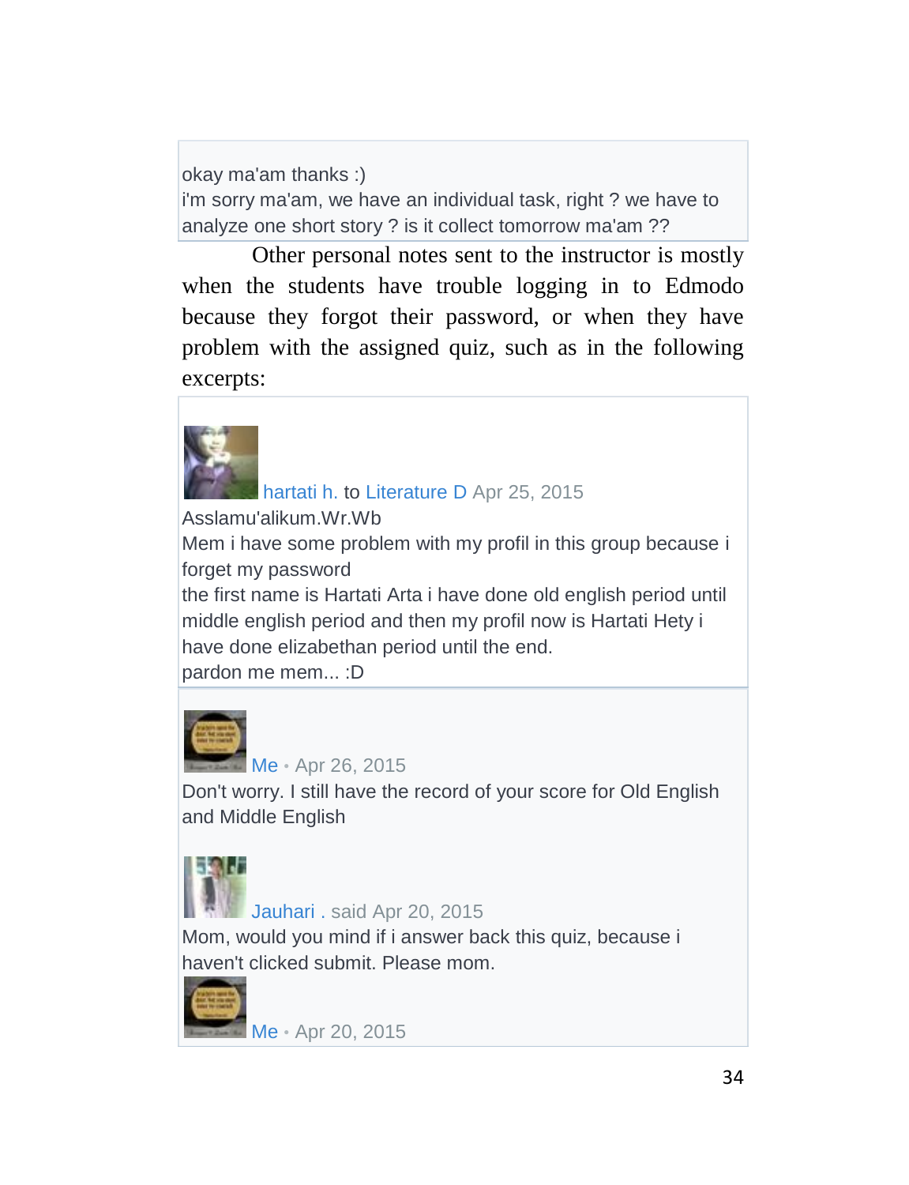okay ma'am thanks :)
i'm sorry ma'am, we have an individual task, right ? we have to analyze one short story ? is it collect tomorrow ma'am ??

Other personal notes sent to the instructor is mostly when the students have trouble logging in to Edmodo because they forgot their password, or when they have problem with the assigned quiz, such as in the following excerpts:

hartati h. to Literature D Apr 25, 2015
Asslamu'alikum.Wr.Wb
Mem i have some problem with my profil in this group because i forget my password
the first name is Hartati Arta i have done old english period until middle english period and then my profil now is Hartati Hety i have done elizabethan period until the end.
pardon me mem... :D

Me • Apr 26, 2015
Don't worry. I still have the record of your score for Old English and Middle English

Jauhari . said Apr 20, 2015
Mom, would you mind if i answer back this quiz, because i haven't clicked submit. Please mom.

Me • Apr 20, 2015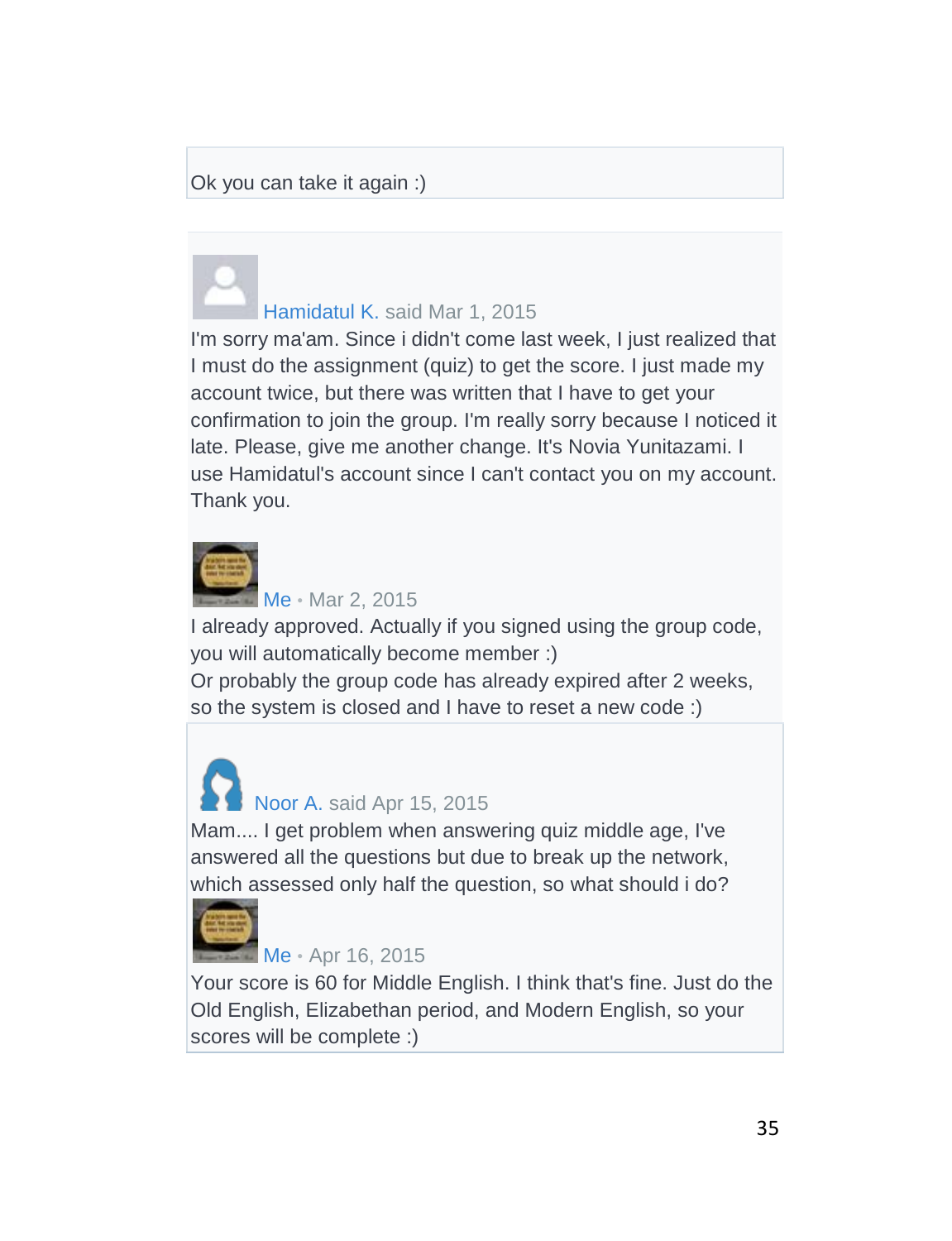Ok you can take it again :)

Hamidatul K. said Mar 1, 2015

I'm sorry ma'am. Since i didn't come last week, I just realized that I must do the assignment (quiz) to get the score. I just made my account twice, but there was written that I have to get your confirmation to join the group. I'm really sorry because I noticed it late. Please, give me another change. It's Novia Yunitazami. I use Hamidatul's account since I can't contact you on my account. Thank you.

Me • Mar 2, 2015

I already approved. Actually if you signed using the group code, you will automatically become member :)

Or probably the group code has already expired after 2 weeks, so the system is closed and I have to reset a new code :)

Noor A. said Apr 15, 2015

Mam.... I get problem when answering quiz middle age, I've answered all the questions but due to break up the network, which assessed only half the question, so what should i do?

Me • Apr 16, 2015

Your score is 60 for Middle English. I think that's fine. Just do the Old English, Elizabethan period, and Modern English, so your scores will be complete :)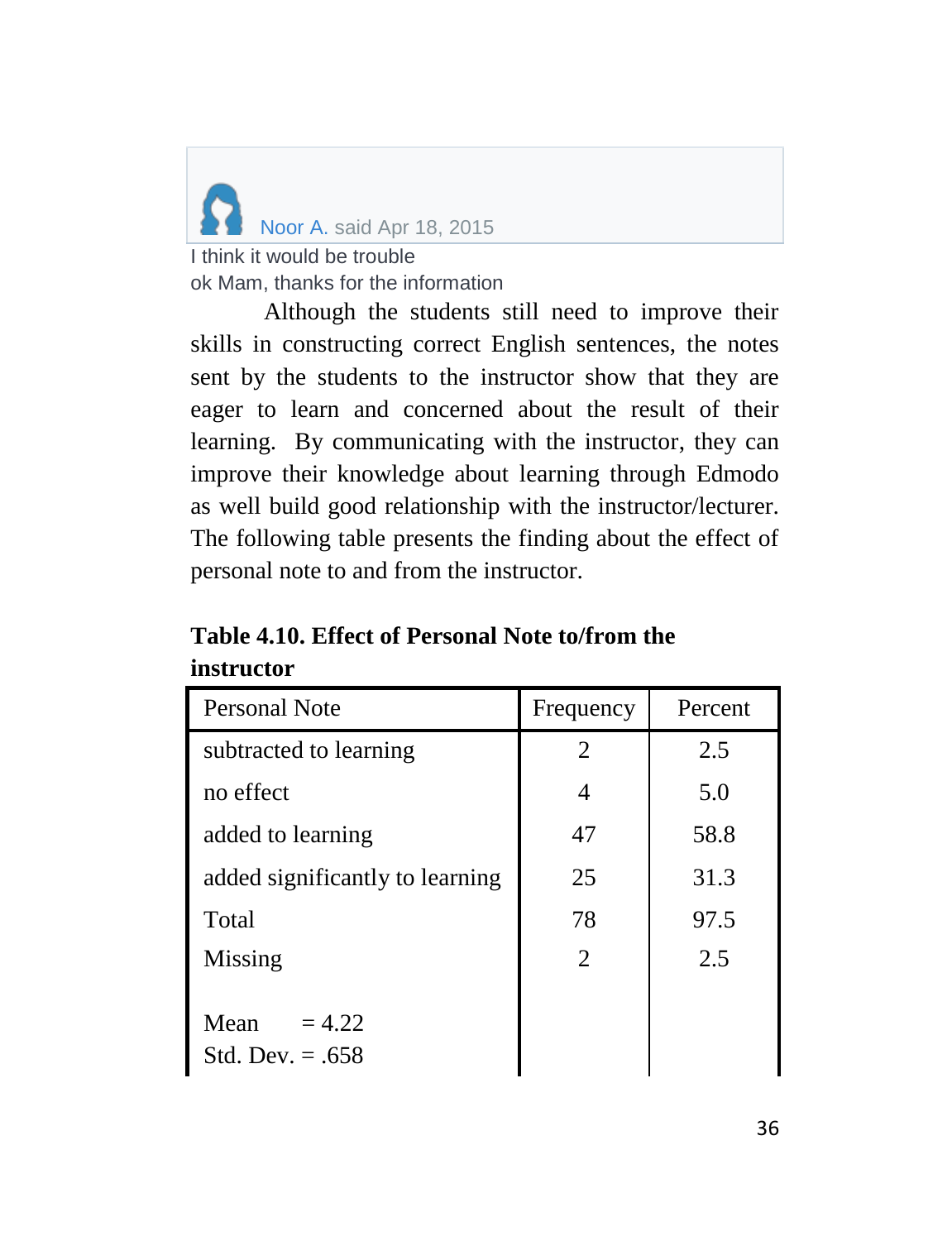Noor A. said Apr 18, 2015

I think it would be trouble

ok Mam, thanks for the information

Although the students still need to improve their skills in constructing correct English sentences, the notes sent by the students to the instructor show that they are eager to learn and concerned about the result of their learning. By communicating with the instructor, they can improve their knowledge about learning through Edmodo as well build good relationship with the instructor/lecturer. The following table presents the finding about the effect of personal note to and from the instructor.

**Table 4.10. Effect of Personal Note to/from the instructor**

| Personal Note | Frequency | Percent |
|---|---|---|
| subtracted to learning | 2 | 2.5 |
| no effect | 4 | 5.0 |
| added to learning | 47 | 58.8 |
| added significantly to learning | 25 | 31.3 |
| Total | 78 | 97.5 |
| Missing | 2 | 2.5 |
| Mean = 4.22<br>Std. Dev. = .658 | | |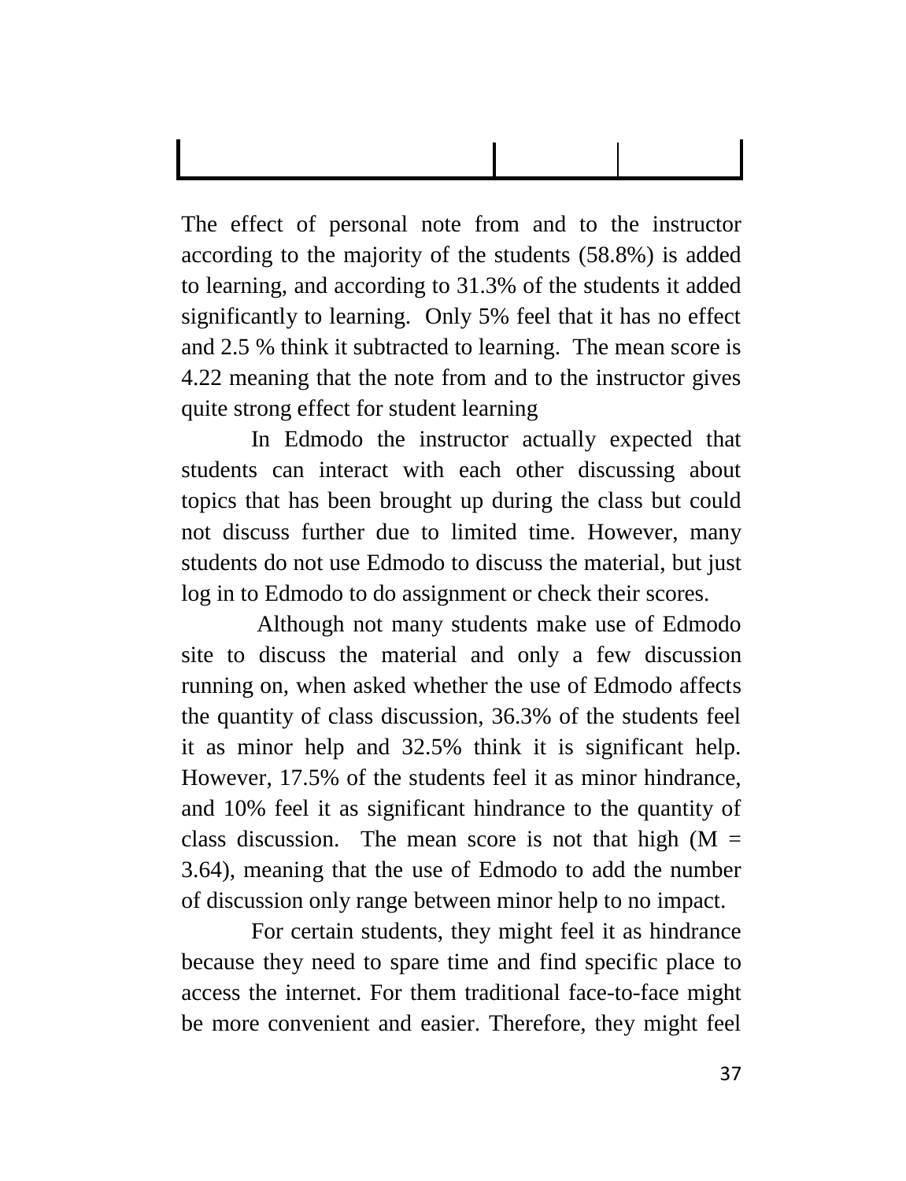The effect of personal note from and to the instructor according to the majority of the students (58.8%) is added to learning, and according to 31.3% of the students it added significantly to learning. Only 5% feel that it has no effect and 2.5 % think it subtracted to learning. The mean score is 4.22 meaning that the note from and to the instructor gives quite strong effect for student learning

In Edmodo the instructor actually expected that students can interact with each other discussing about topics that has been brought up during the class but could not discuss further due to limited time. However, many students do not use Edmodo to discuss the material, but just log in to Edmodo to do assignment or check their scores.

Although not many students make use of Edmodo site to discuss the material and only a few discussion running on, when asked whether the use of Edmodo affects the quantity of class discussion, 36.3% of the students feel it as minor help and 32.5% think it is significant help. However, 17.5% of the students feel it as minor hindrance, and 10% feel it as significant hindrance to the quantity of class discussion. The mean score is not that high (M = 3.64), meaning that the use of Edmodo to add the number of discussion only range between minor help to no impact.

For certain students, they might feel it as hindrance because they need to spare time and find specific place to access the internet. For them traditional face-to-face might be more convenient and easier. Therefore, they might feel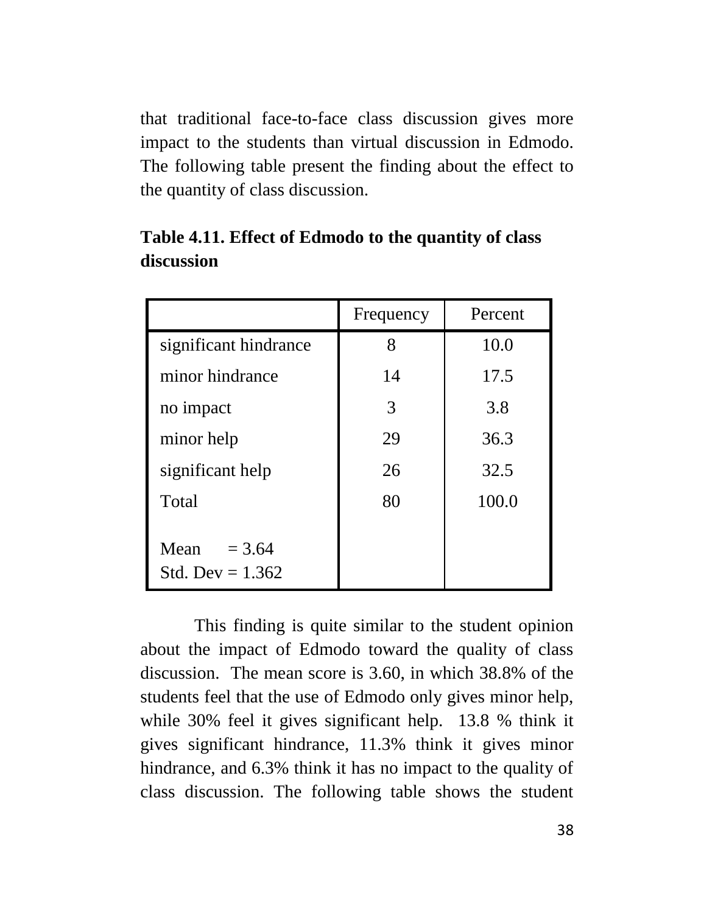that traditional face-to-face class discussion gives more impact to the students than virtual discussion in Edmodo. The following table present the finding about the effect to the quantity of class discussion.

**Table 4.11. Effect of Edmodo to the quantity of class discussion**

| | Frequency | Percent |
|---|---|---|
| significant hindrance | 8 | 10.0 |
| minor hindrance | 14 | 17.5 |
| no impact | 3 | 3.8 |
| minor help | 29 | 36.3 |
| significant help | 26 | 32.5 |
| Total | 80 | 100.0 |
| Mean = 3.64<br>Std. Dev = 1.362 | | |

This finding is quite similar to the student opinion about the impact of Edmodo toward the quality of class discussion. The mean score is 3.60, in which 38.8% of the students feel that the use of Edmodo only gives minor help, while 30% feel it gives significant help. 13.8 % think it gives significant hindrance, 11.3% think it gives minor hindrance, and 6.3% think it has no impact to the quality of class discussion. The following table shows the student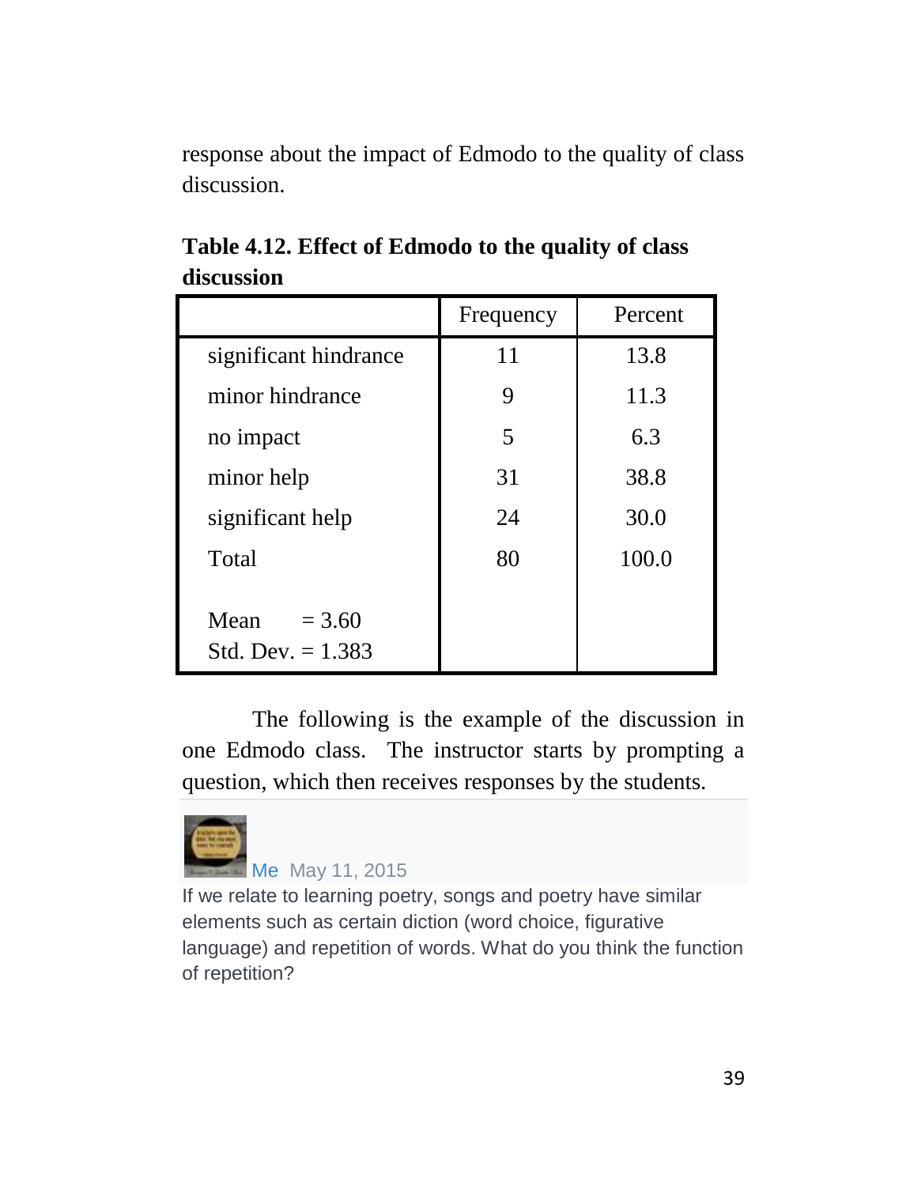response about the impact of Edmodo to the quality of class discussion.

**Table 4.12. Effect of Edmodo to the quality of class discussion**

| | Frequency | Percent |
|---|---|---|
| significant hindrance | 11 | 13.8 |
| minor hindrance | 9 | 11.3 |
| no impact | 5 | 6.3 |
| minor help | 31 | 38.8 |
| significant help | 24 | 30.0 |
| Total | 80 | 100.0 |
| Mean = 3.60<br>Std. Dev. = 1.383 | | |

The following is the example of the discussion in one Edmodo class. The instructor starts by prompting a question, which then receives responses by the students.

Me May 11, 2015

If we relate to learning poetry, songs and poetry have similar elements such as certain diction (word choice, figurative language) and repetition of words. What do you think the function of repetition?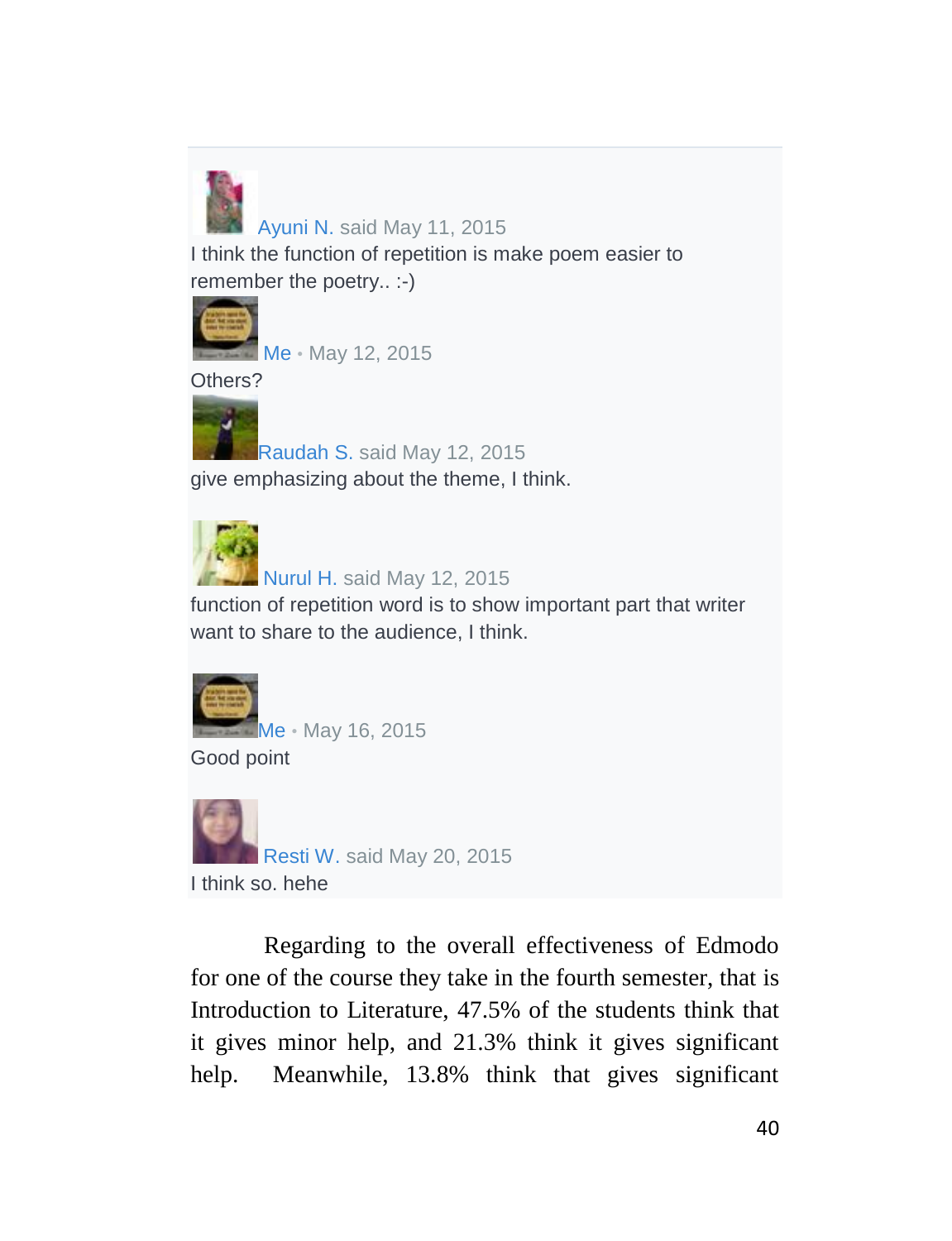Ayuni N. said May 11, 2015

I think the function of repetition is make poem easier to remember the poetry.. :-)

Me • May 12, 2015

Others?

Raudah S. said May 12, 2015

give emphasizing about the theme, I think.

Nurul H. said May 12, 2015

function of repetition word is to show important part that writer want to share to the audience, I think.

Me • May 16, 2015

Good point

Resti W. said May 20, 2015

I think so. hehe

Regarding to the overall effectiveness of Edmodo for one of the course they take in the fourth semester, that is Introduction to Literature, 47.5% of the students think that it gives minor help, and 21.3% think it gives significant help. Meanwhile, 13.8% think that gives significant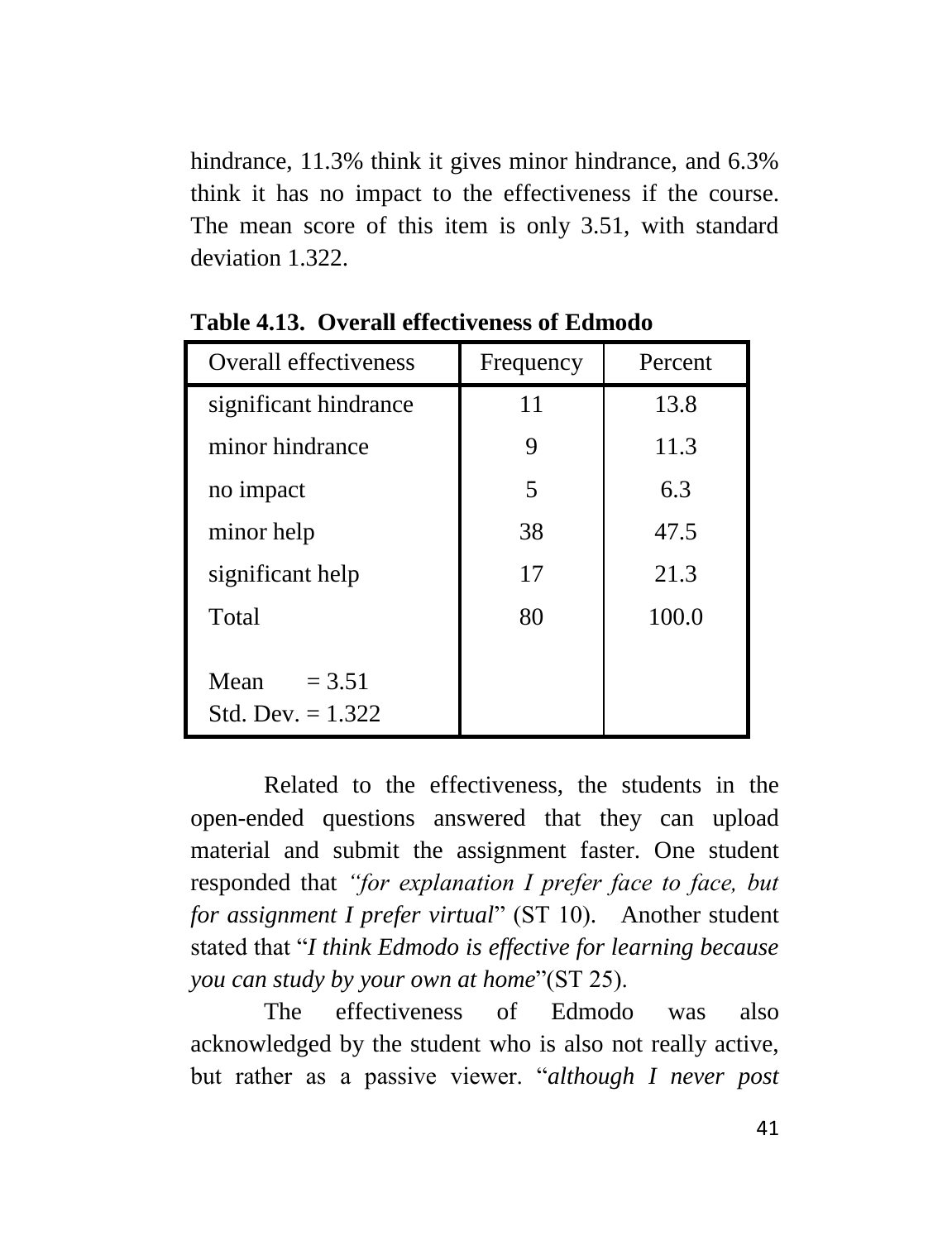hindrance, 11.3% think it gives minor hindrance, and 6.3% think it has no impact to the effectiveness if the course. The mean score of this item is only 3.51, with standard deviation 1.322.

**Table 4.13. Overall effectiveness of Edmodo**

| Overall effectiveness | Frequency | Percent |
|---|---|---|
| significant hindrance | 11 | 13.8 |
| minor hindrance | 9 | 11.3 |
| no impact | 5 | 6.3 |
| minor help | 38 | 47.5 |
| significant help | 17 | 21.3 |
| Total | 80 | 100.0 |
| Mean = 3.51<br>Std. Dev. = 1.322 | | |

Related to the effectiveness, the students in the open-ended questions answered that they can upload material and submit the assignment faster. One student responded that *"for explanation I prefer face to face, but for assignment I prefer virtual*" (ST 10). Another student stated that "*I think Edmodo is effective for learning because you can study by your own at home*"(ST 25).

The effectiveness of Edmodo was also acknowledged by the student who is also not really active, but rather as a passive viewer. "*although I never post*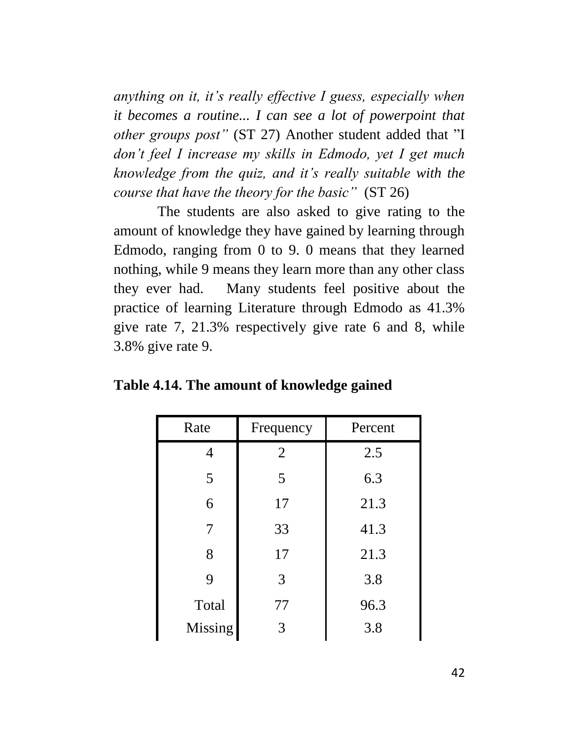*anything on it, it's really effective I guess, especially when it becomes a routine... I can see a lot of powerpoint that other groups post"* (ST 27) Another student added that "*I don't feel I increase my skills in Edmodo, yet I get much knowledge from the quiz, and it's really suitable with the course that have the theory for the basic"* (ST 26)

The students are also asked to give rating to the amount of knowledge they have gained by learning through Edmodo, ranging from 0 to 9. 0 means that they learned nothing, while 9 means they learn more than any other class they ever had. Many students feel positive about the practice of learning Literature through Edmodo as 41.3% give rate 7, 21.3% respectively give rate 6 and 8, while 3.8% give rate 9.

**Table 4.14. The amount of knowledge gained**

| Rate | Frequency | Percent |
|---|---|---|
| 4 | 2 | 2.5 |
| 5 | 5 | 6.3 |
| 6 | 17 | 21.3 |
| 7 | 33 | 41.3 |
| 8 | 17 | 21.3 |
| 9 | 3 | 3.8 |
| Total | 77 | 96.3 |
| Missing | 3 | 3.8 |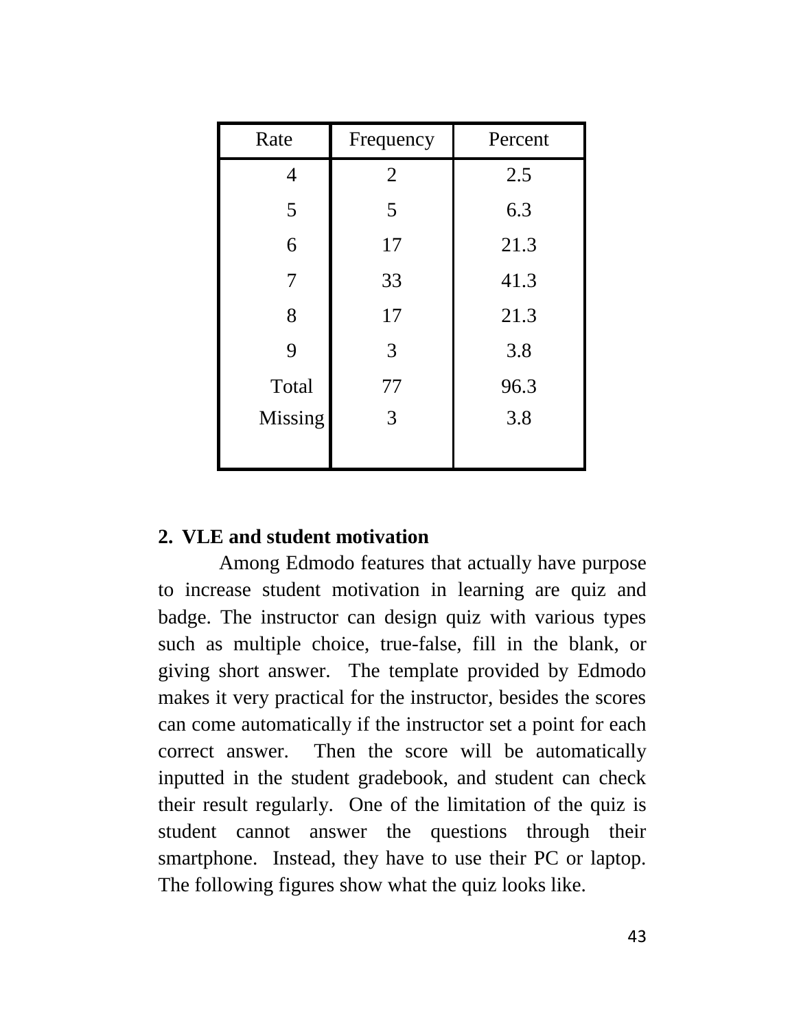| Rate | Frequency | Percent |
|---|---|---|
| 4 | 2 | 2.5 |
| 5 | 5 | 6.3 |
| 6 | 17 | 21.3 |
| 7 | 33 | 41.3 |
| 8 | 17 | 21.3 |
| 9 | 3 | 3.8 |
| Total | 77 | 96.3 |
| Missing | 3 | 3.8 |

**2. VLE and student motivation**

Among Edmodo features that actually have purpose to increase student motivation in learning are quiz and badge. The instructor can design quiz with various types such as multiple choice, true-false, fill in the blank, or giving short answer. The template provided by Edmodo makes it very practical for the instructor, besides the scores can come automatically if the instructor set a point for each correct answer. Then the score will be automatically inputted in the student gradebook, and student can check their result regularly. One of the limitation of the quiz is student cannot answer the questions through their smartphone. Instead, they have to use their PC or laptop. The following figures show what the quiz looks like.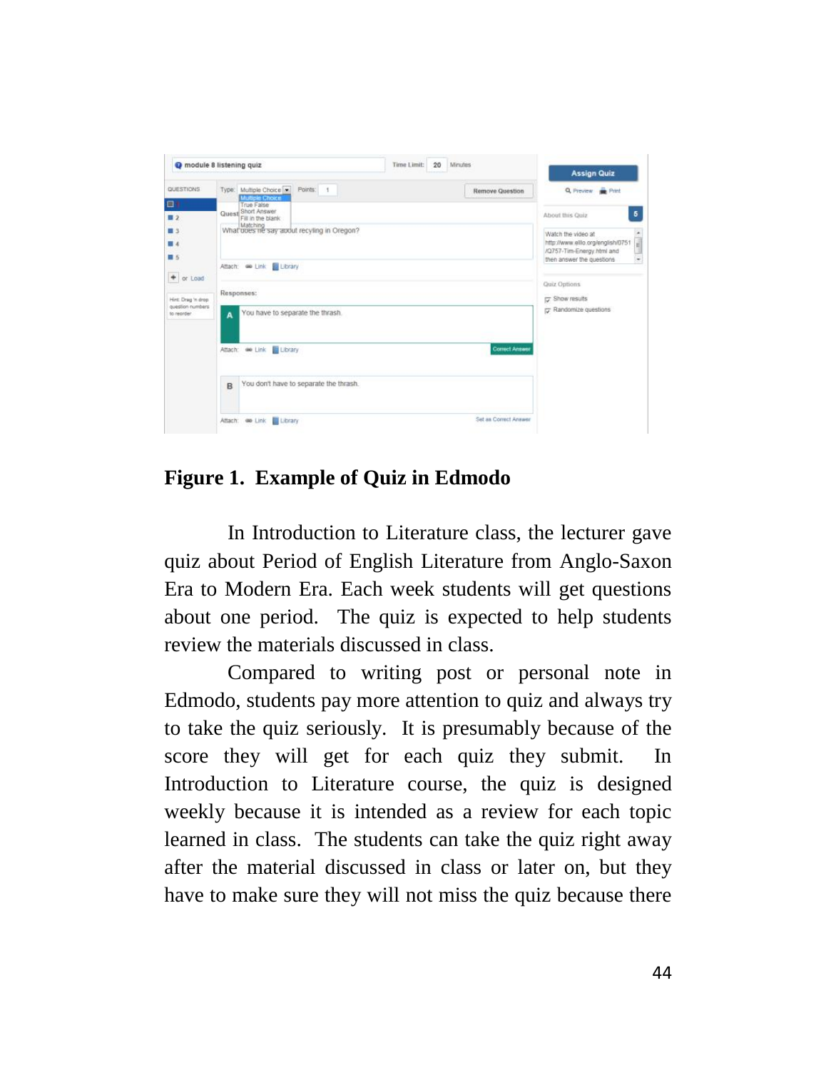**Figure 1. Example of Quiz in Edmodo**

In Introduction to Literature class, the lecturer gave quiz about Period of English Literature from Anglo-Saxon Era to Modern Era. Each week students will get questions about one period. The quiz is expected to help students review the materials discussed in class.

Compared to writing post or personal note in Edmodo, students pay more attention to quiz and always try to take the quiz seriously. It is presumably because of the score they will get for each quiz they submit. In Introduction to Literature course, the quiz is designed weekly because it is intended as a review for each topic learned in class. The students can take the quiz right away after the material discussed in class or later on, but they have to make sure they will not miss the quiz because there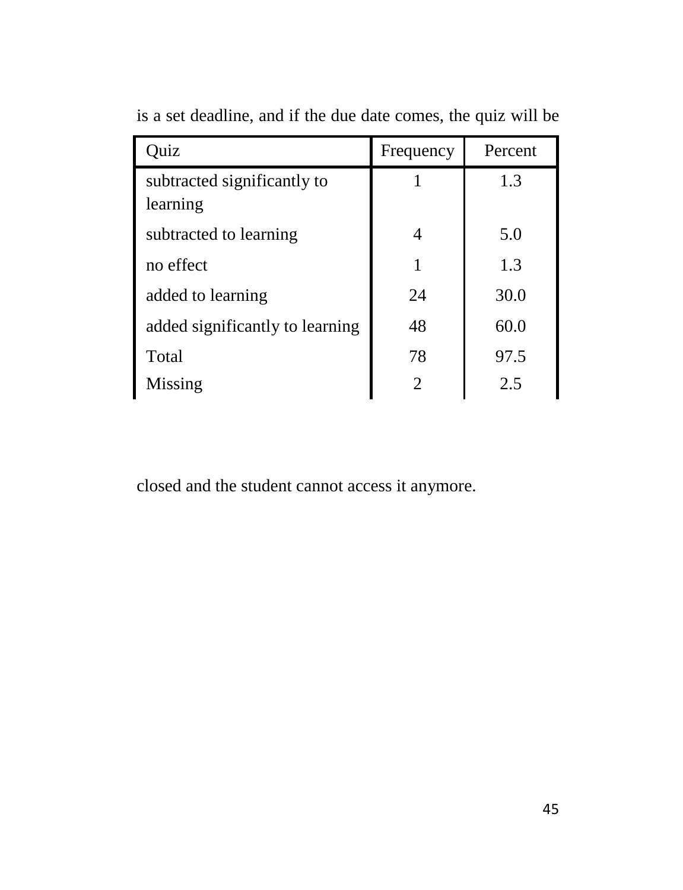is a set deadline, and if the due date comes, the quiz will be

| Quiz | Frequency | Percent |
|---|---|---|
| subtracted significantly to learning | 1 | 1.3 |
| subtracted to learning | 4 | 5.0 |
| no effect | 1 | 1.3 |
| added to learning | 24 | 30.0 |
| added significantly to learning | 48 | 60.0 |
| Total | 78 | 97.5 |
| Missing | 2 | 2.5 |

closed and the student cannot access it anymore.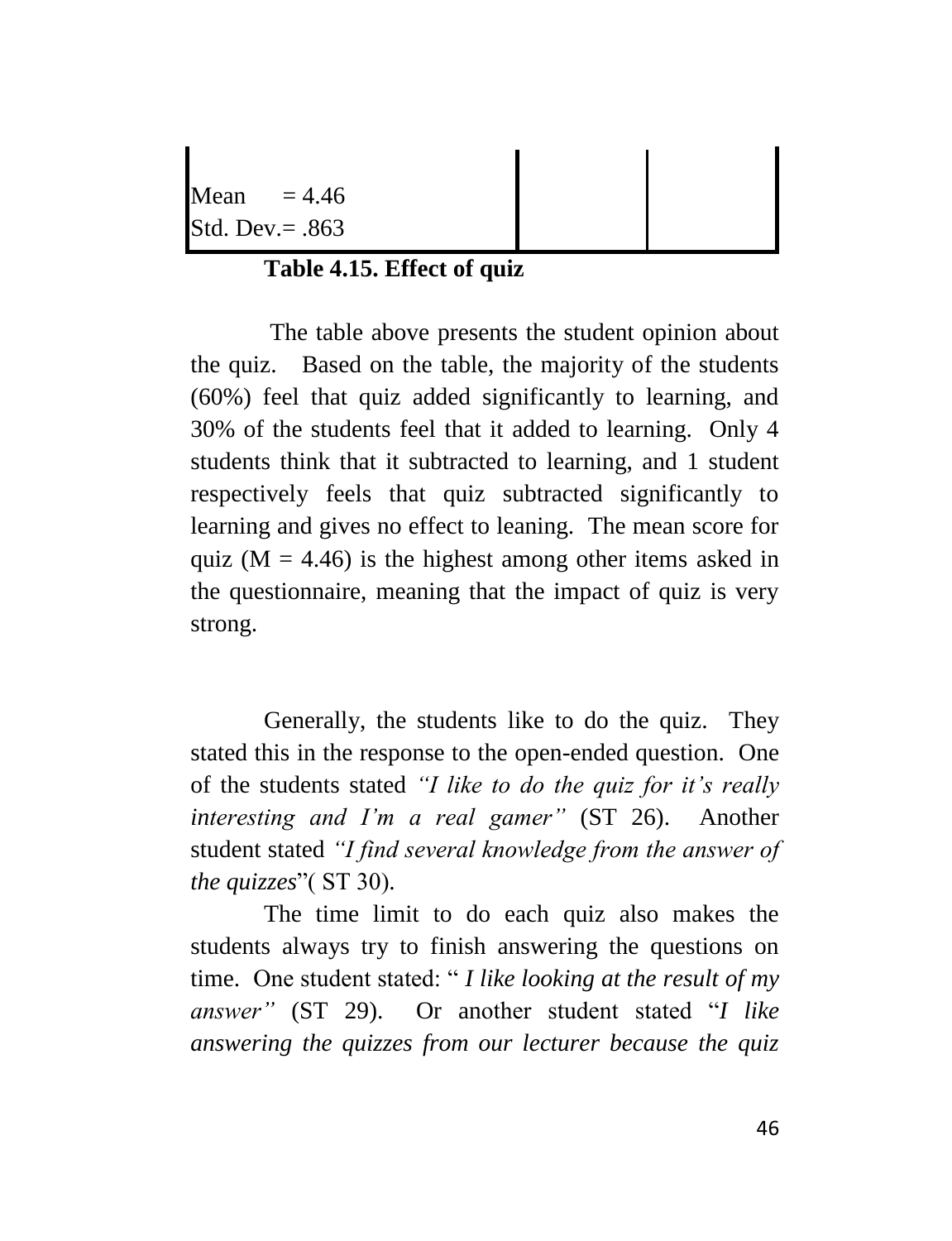| Mean = 4.46<br>Std. Dev.= .863 | | |
|---|---|---|

**Table 4.15. Effect of quiz**

The table above presents the student opinion about the quiz. Based on the table, the majority of the students (60%) feel that quiz added significantly to learning, and 30% of the students feel that it added to learning. Only 4 students think that it subtracted to learning, and 1 student respectively feels that quiz subtracted significantly to learning and gives no effect to leaning. The mean score for quiz (M = 4.46) is the highest among other items asked in the questionnaire, meaning that the impact of quiz is very strong.

Generally, the students like to do the quiz. They stated this in the response to the open-ended question. One of the students stated *"I like to do the quiz for it's really interesting and I'm a real gamer"* (ST 26). Another student stated *"I find several knowledge from the answer of the quizzes*"( ST 30).

The time limit to do each quiz also makes the students always try to finish answering the questions on time. One student stated: " *I like looking at the result of my answer"* (ST 29). Or another student stated "*I like answering the quizzes from our lecturer because the quiz*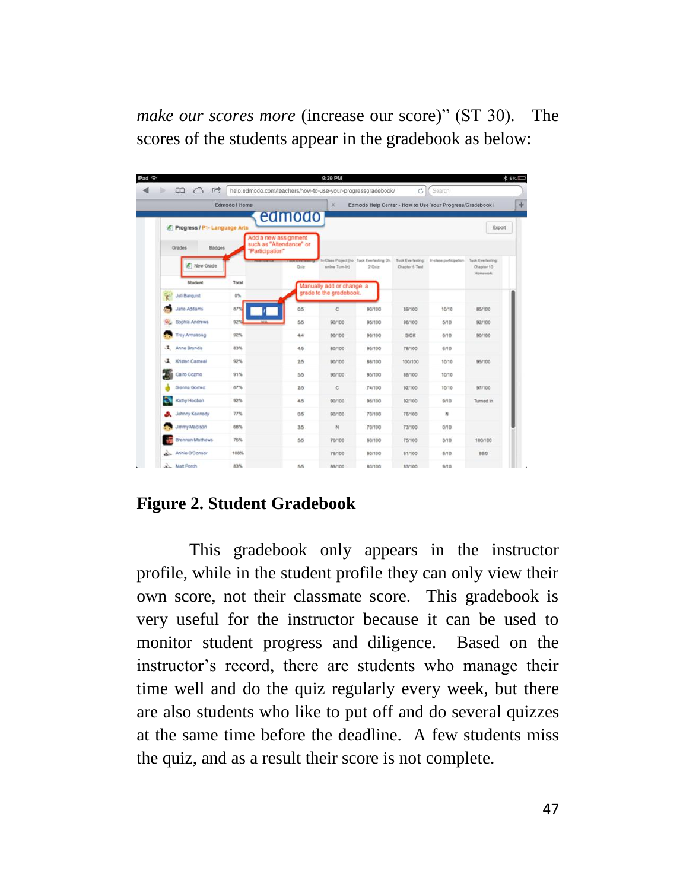*make our scores more* (increase our score)” (ST 30). The scores of the students appear in the gradebook as below:

**Figure 2. Student Gradebook**

This gradebook only appears in the instructor profile, while in the student profile they can only view their own score, not their classmate score. This gradebook is very useful for the instructor because it can be used to monitor student progress and diligence. Based on the instructor’s record, there are students who manage their time well and do the quiz regularly every week, but there are also students who like to put off and do several quizzes at the same time before the deadline. A few students miss the quiz, and as a result their score is not complete.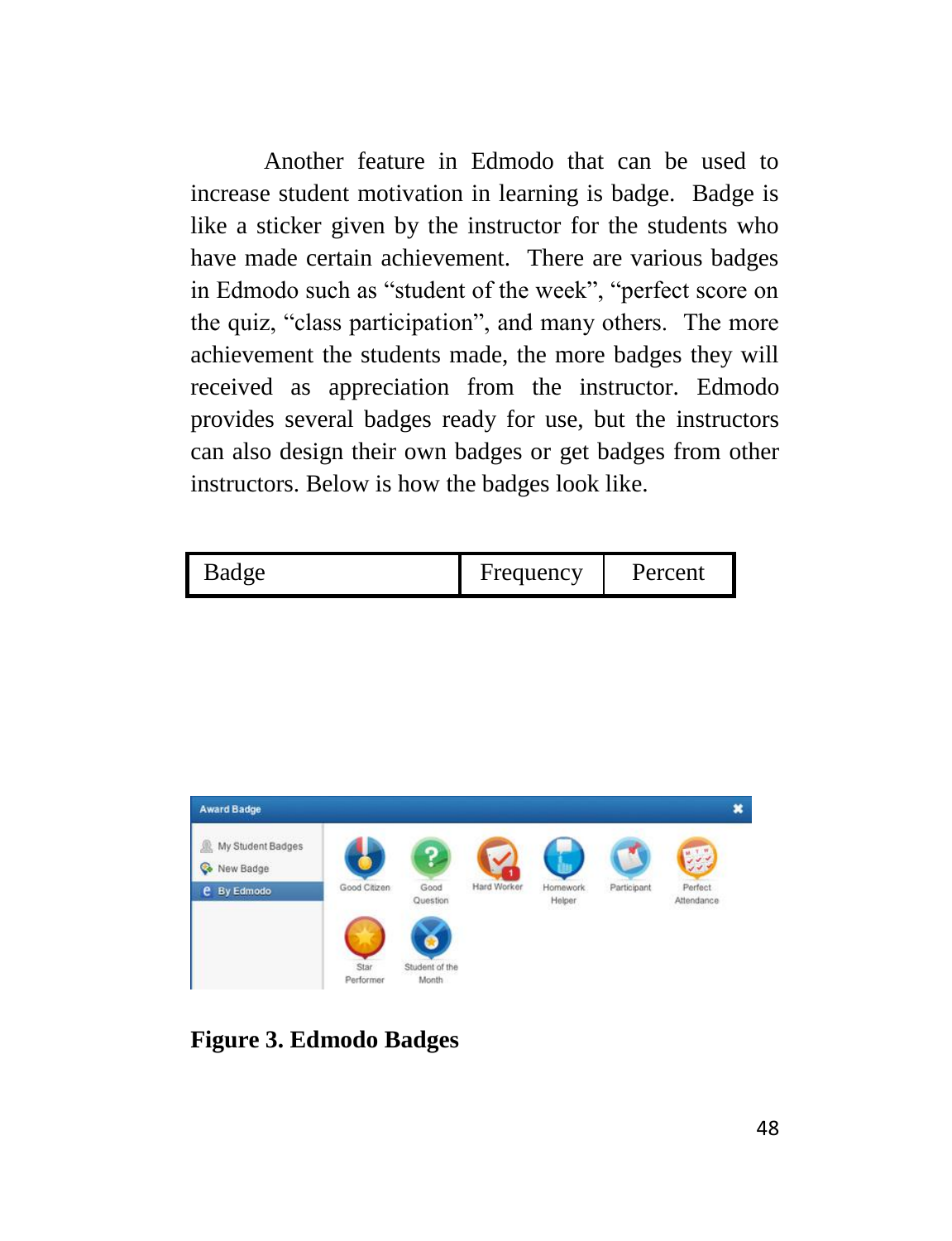Another feature in Edmodo that can be used to increase student motivation in learning is badge. Badge is like a sticker given by the instructor for the students who have made certain achievement. There are various badges in Edmodo such as "student of the week", "perfect score on the quiz, "class participation", and many others. The more achievement the students made, the more badges they will received as appreciation from the instructor. Edmodo provides several badges ready for use, but the instructors can also design their own badges or get badges from other instructors. Below is how the badges look like.

| Badge | Frequency | Percent |
|---|---|---|

**Figure 3. Edmodo Badges**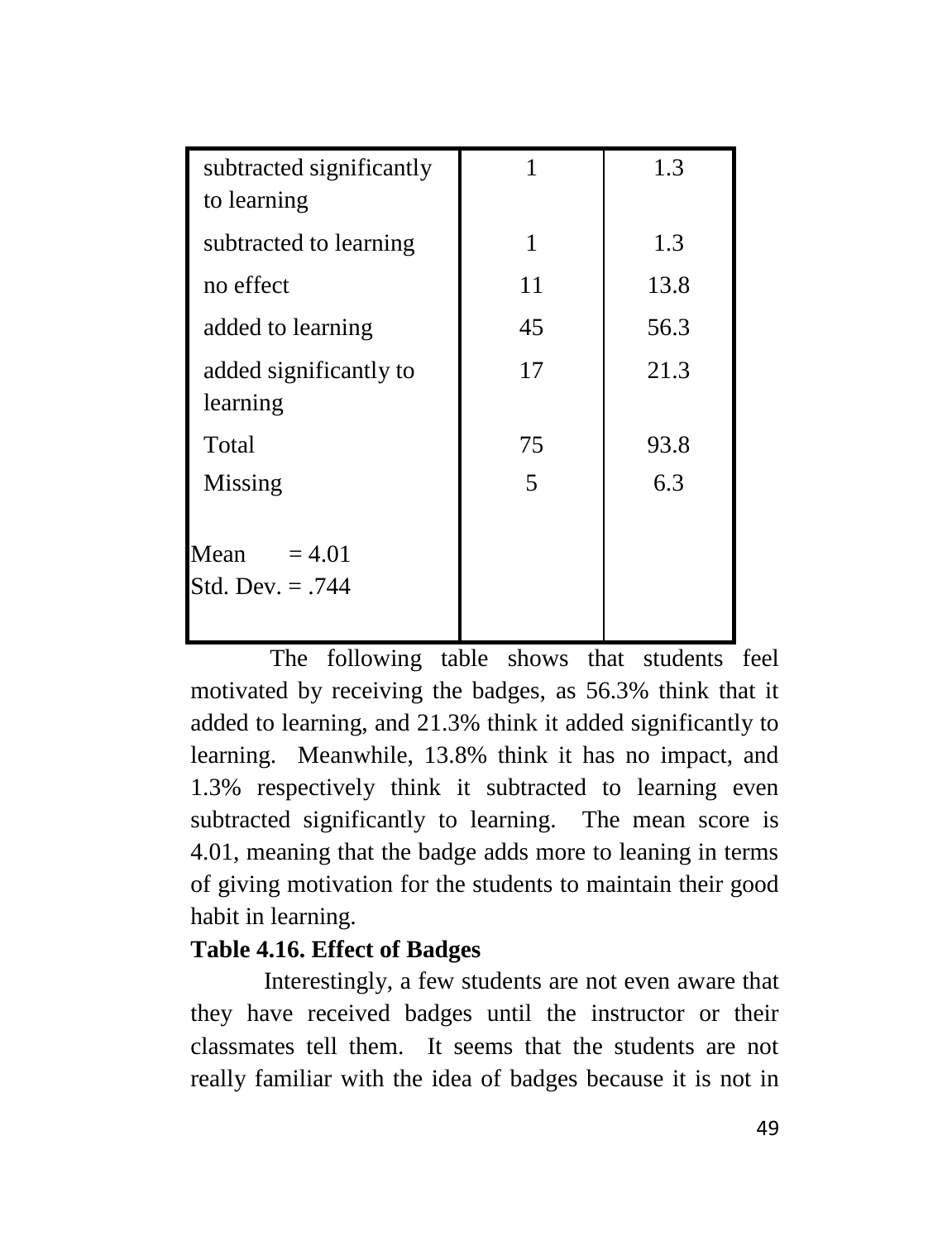| | | |
|---|---|---|
| subtracted significantly to learning | 1 | 1.3 |
| subtracted to learning | 1 | 1.3 |
| no effect | 11 | 13.8 |
| added to learning | 45 | 56.3 |
| added significantly to learning | 17 | 21.3 |
| Total | 75 | 93.8 |
| Missing | 5 | 6.3 |
| Mean = 4.01<br>Std. Dev. = .744 | | |

The following table shows that students feel motivated by receiving the badges, as 56.3% think that it added to learning, and 21.3% think it added significantly to learning. Meanwhile, 13.8% think it has no impact, and 1.3% respectively think it subtracted to learning even subtracted significantly to learning. The mean score is 4.01, meaning that the badge adds more to leaning in terms of giving motivation for the students to maintain their good habit in learning.

**Table 4.16. Effect of Badges**

Interestingly, a few students are not even aware that they have received badges until the instructor or their classmates tell them. It seems that the students are not really familiar with the idea of badges because it is not in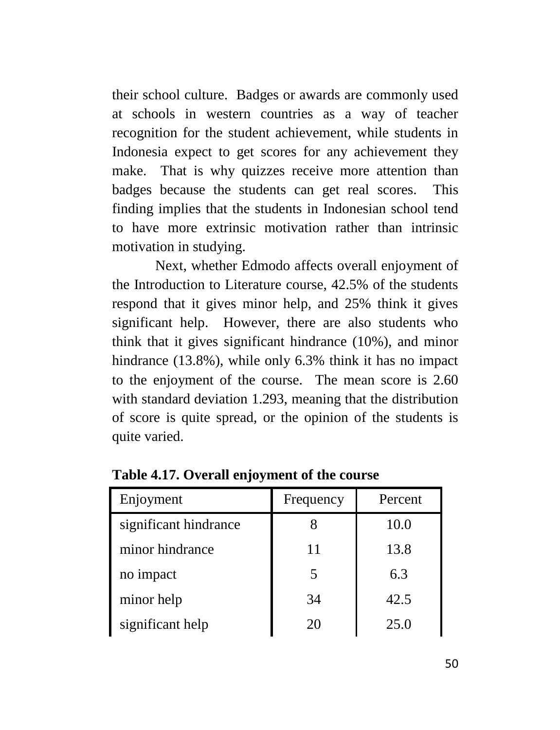their school culture. Badges or awards are commonly used at schools in western countries as a way of teacher recognition for the student achievement, while students in Indonesia expect to get scores for any achievement they make. That is why quizzes receive more attention than badges because the students can get real scores. This finding implies that the students in Indonesian school tend to have more extrinsic motivation rather than intrinsic motivation in studying.

Next, whether Edmodo affects overall enjoyment of the Introduction to Literature course, 42.5% of the students respond that it gives minor help, and 25% think it gives significant help. However, there are also students who think that it gives significant hindrance (10%), and minor hindrance (13.8%), while only 6.3% think it has no impact to the enjoyment of the course. The mean score is 2.60 with standard deviation 1.293, meaning that the distribution of score is quite spread, or the opinion of the students is quite varied.

**Table 4.17. Overall enjoyment of the course**

| Enjoyment | Frequency | Percent |
|---|---|---|
| significant hindrance | 8 | 10.0 |
| minor hindrance | 11 | 13.8 |
| no impact | 5 | 6.3 |
| minor help | 34 | 42.5 |
| significant help | 20 | 25.0 |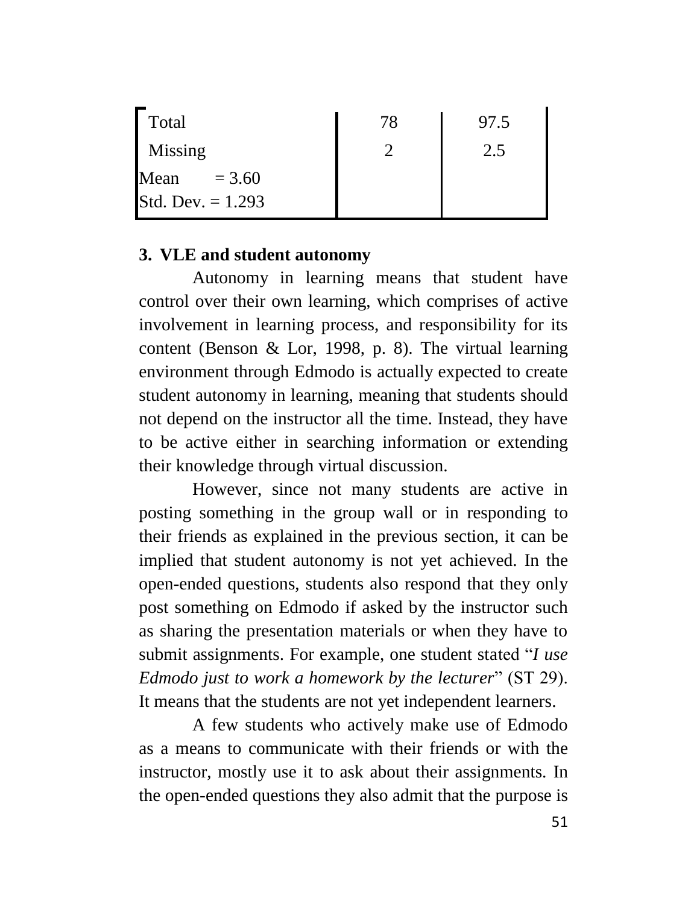| | | |
|---|---|---|
| Total | 78 | 97.5 |
| Missing | 2 | 2.5 |
| Mean = 3.60<br>Std. Dev. = 1.293 | | |

**3. VLE and student autonomy**

Autonomy in learning means that student have control over their own learning, which comprises of active involvement in learning process, and responsibility for its content (Benson & Lor, 1998, p. 8). The virtual learning environment through Edmodo is actually expected to create student autonomy in learning, meaning that students should not depend on the instructor all the time. Instead, they have to be active either in searching information or extending their knowledge through virtual discussion.

However, since not many students are active in posting something in the group wall or in responding to their friends as explained in the previous section, it can be implied that student autonomy is not yet achieved. In the open-ended questions, students also respond that they only post something on Edmodo if asked by the instructor such as sharing the presentation materials or when they have to submit assignments. For example, one student stated "*I use Edmodo just to work a homework by the lecturer*" (ST 29). It means that the students are not yet independent learners.

A few students who actively make use of Edmodo as a means to communicate with their friends or with the instructor, mostly use it to ask about their assignments. In the open-ended questions they also admit that the purpose is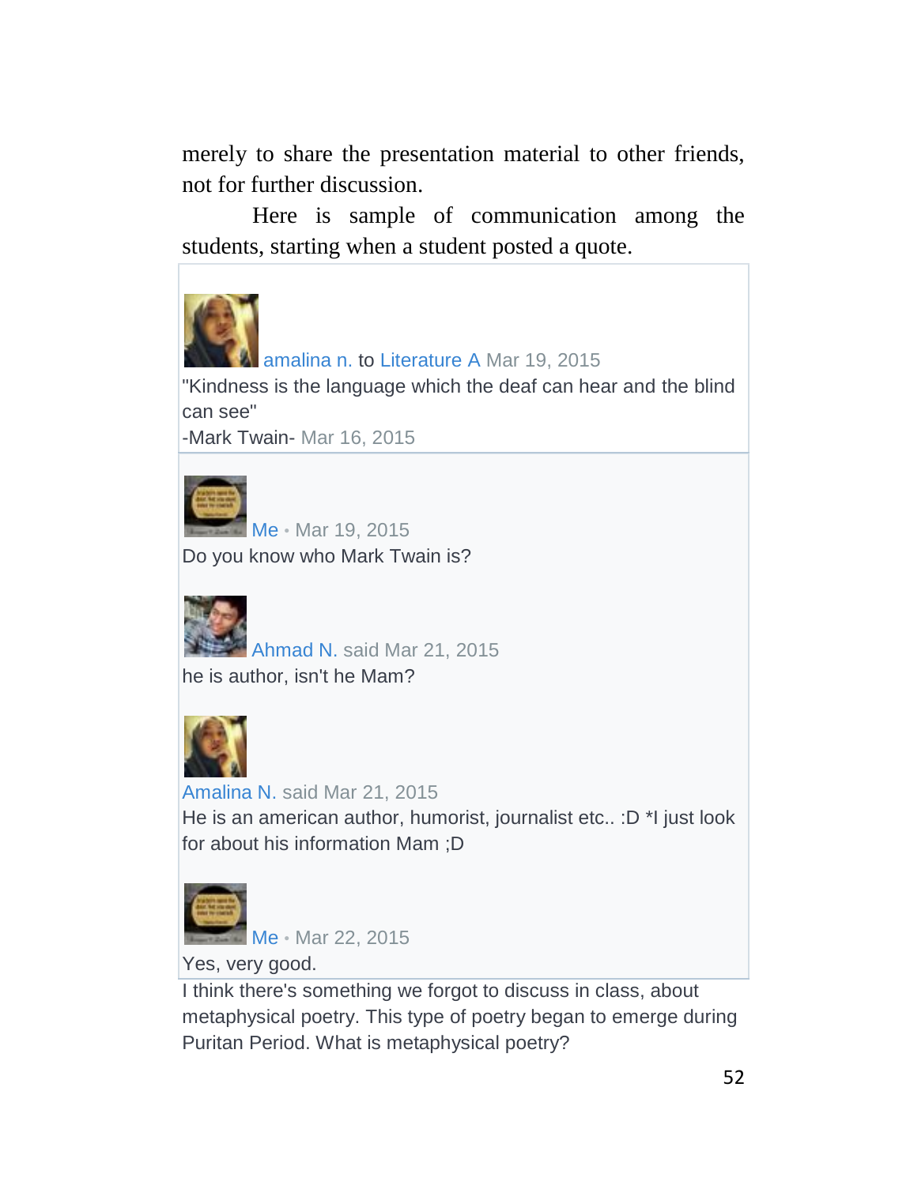merely to share the presentation material to other friends, not for further discussion.

Here is sample of communication among the students, starting when a student posted a quote.

amalina n. to Literature A Mar 19, 2015
"Kindness is the language which the deaf can hear and the blind can see"
-Mark Twain- Mar 16, 2015

Me • Mar 19, 2015
Do you know who Mark Twain is?

Ahmad N. said Mar 21, 2015
he is author, isn't he Mam?

Amalina N. said Mar 21, 2015
He is an american author, humorist, journalist etc.. :D *I just look for about his information Mam ;D

Me • Mar 22, 2015
Yes, very good.
I think there's something we forgot to discuss in class, about metaphysical poetry. This type of poetry began to emerge during Puritan Period. What is metaphysical poetry?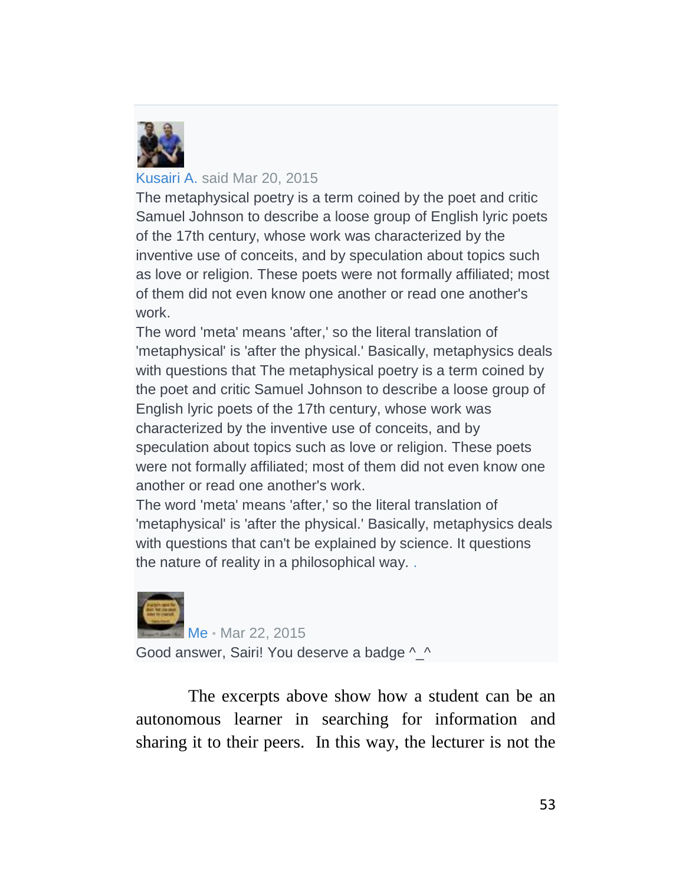Kusairi A. said Mar 20, 2015

The metaphysical poetry is a term coined by the poet and critic Samuel Johnson to describe a loose group of English lyric poets of the 17th century, whose work was characterized by the inventive use of conceits, and by speculation about topics such as love or religion. These poets were not formally affiliated; most of them did not even know one another or read one another's work.

The word 'meta' means 'after,' so the literal translation of 'metaphysical' is 'after the physical.' Basically, metaphysics deals with questions that The metaphysical poetry is a term coined by the poet and critic Samuel Johnson to describe a loose group of English lyric poets of the 17th century, whose work was characterized by the inventive use of conceits, and by speculation about topics such as love or religion. These poets were not formally affiliated; most of them did not even know one another or read one another's work.

The word 'meta' means 'after,' so the literal translation of 'metaphysical' is 'after the physical.' Basically, metaphysics deals with questions that can't be explained by science. It questions the nature of reality in a philosophical way. .

Me • Mar 22, 2015

Good answer, Sairi! You deserve a badge ^_^

The excerpts above show how a student can be an autonomous learner in searching for information and sharing it to their peers. In this way, the lecturer is not the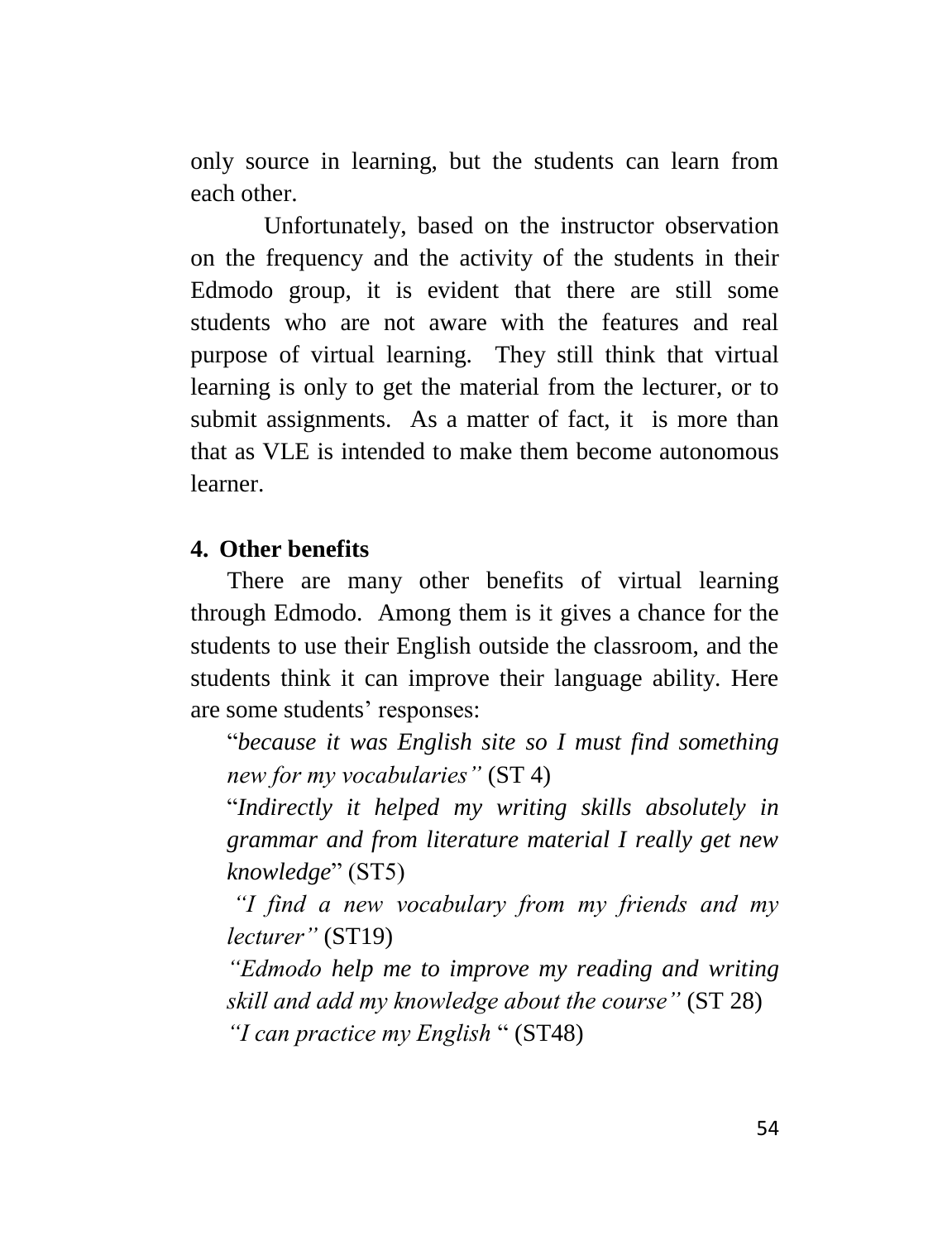only source in learning, but the students can learn from each other.

Unfortunately, based on the instructor observation on the frequency and the activity of the students in their Edmodo group, it is evident that there are still some students who are not aware with the features and real purpose of virtual learning. They still think that virtual learning is only to get the material from the lecturer, or to submit assignments. As a matter of fact, it is more than that as VLE is intended to make them become autonomous learner.

**4. Other benefits**

There are many other benefits of virtual learning through Edmodo. Among them is it gives a chance for the students to use their English outside the classroom, and the students think it can improve their language ability. Here are some students' responses:

"*because it was English site so I must find something new for my vocabularies"* (ST 4)

"*Indirectly it helped my writing skills absolutely in grammar and from literature material I really get new knowledge*" (ST5)

*"I find a new vocabulary from my friends and my lecturer"* (ST19)

*"Edmodo help me to improve my reading and writing skill and add my knowledge about the course"* (ST 28)

*"I can practice my English* " (ST48)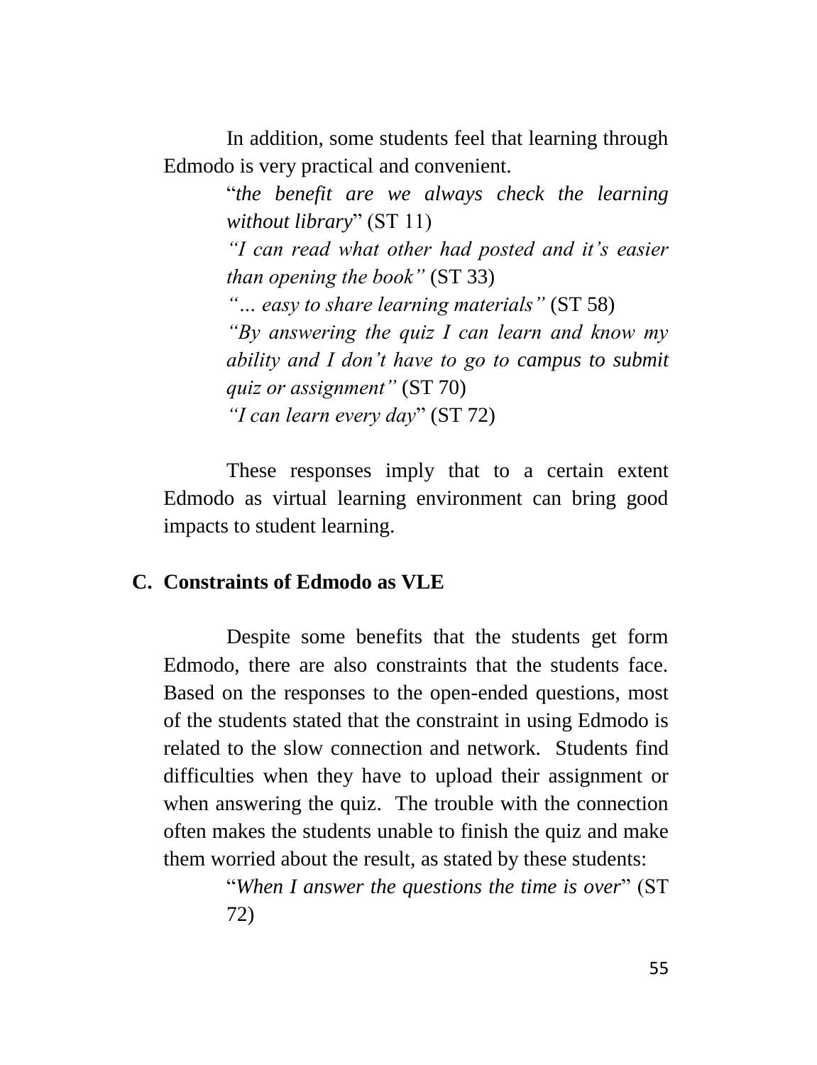In addition, some students feel that learning through Edmodo is very practical and convenient.

> "*the benefit are we always check the learning without library*" (ST 11)
>
> *"I can read what other had posted and it's easier than opening the book"* (ST 33)
>
> *"… easy to share learning materials"* (ST 58)
>
> *"By answering the quiz I can learn and know my ability and I don't have to go to campus to submit quiz or assignment"* (ST 70)
>
> *"I can learn every day*" (ST 72)

These responses imply that to a certain extent Edmodo as virtual learning environment can bring good impacts to student learning.

## C. Constraints of Edmodo as VLE

Despite some benefits that the students get form Edmodo, there are also constraints that the students face. Based on the responses to the open-ended questions, most of the students stated that the constraint in using Edmodo is related to the slow connection and network. Students find difficulties when they have to upload their assignment or when answering the quiz. The trouble with the connection often makes the students unable to finish the quiz and make them worried about the result, as stated by these students:

> "*When I answer the questions the time is over*" (ST 72)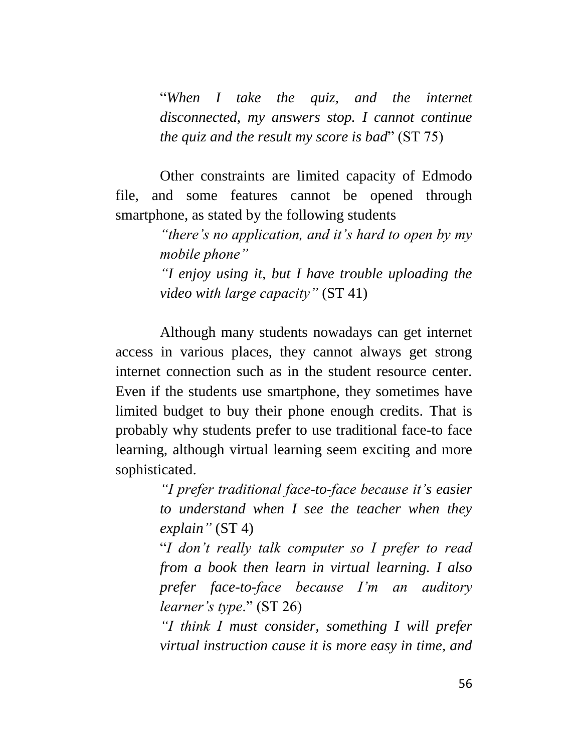> "*When I take the quiz, and the internet disconnected, my answers stop. I cannot continue the quiz and the result my score is bad*" (ST 75)

Other constraints are limited capacity of Edmodo file, and some features cannot be opened through smartphone, as stated by the following students

> *"there's no application, and it's hard to open by my mobile phone"*
>
> *"I enjoy using it, but I have trouble uploading the video with large capacity"* (ST 41)

Although many students nowadays can get internet access in various places, they cannot always get strong internet connection such as in the student resource center. Even if the students use smartphone, they sometimes have limited budget to buy their phone enough credits. That is probably why students prefer to use traditional face-to face learning, although virtual learning seem exciting and more sophisticated.

> *"I prefer traditional face-to-face because it's easier to understand when I see the teacher when they explain"* (ST 4)
>
> "*I don't really talk computer so I prefer to read from a book then learn in virtual learning. I also prefer face-to-face because I'm an auditory learner's type*." (ST 26)
>
> *"I think I must consider, something I will prefer virtual instruction cause it is more easy in time, and*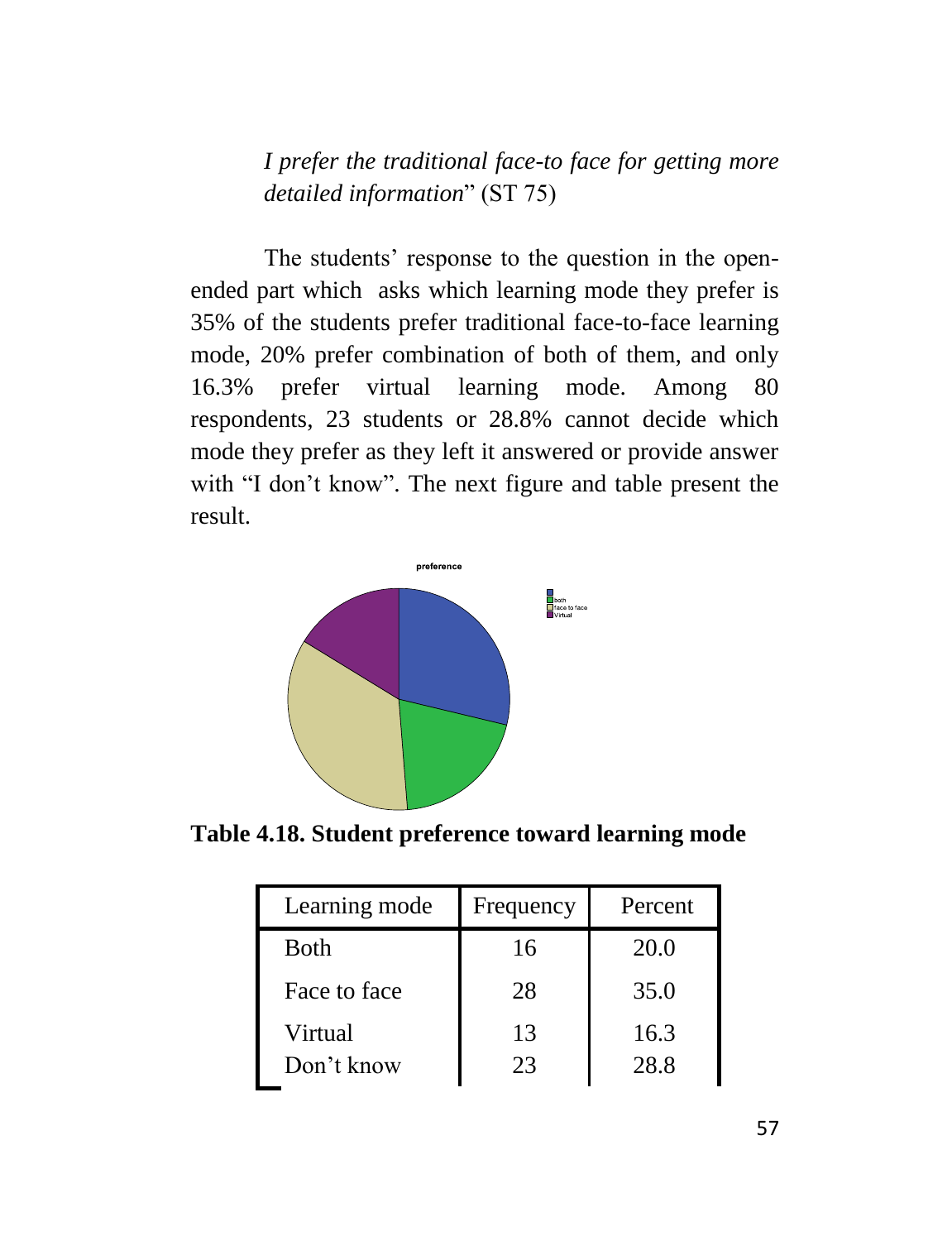*I prefer the traditional face-to face for getting more detailed information*" (ST 75)

The students' response to the question in the open-ended part which asks which learning mode they prefer is 35% of the students prefer traditional face-to-face learning mode, 20% prefer combination of both of them, and only 16.3% prefer virtual learning mode. Among 80 respondents, 23 students or 28.8% cannot decide which mode they prefer as they left it answered or provide answer with "I don't know". The next figure and table present the result.

**Table 4.18. Student preference toward learning mode**

| Learning mode | Frequency | Percent |
| --- | --- | --- |
| Both | 16 | 20.0 |
| Face to face | 28 | 35.0 |
| Virtual | 13 | 16.3 |
| Don't know | 23 | 28.8 |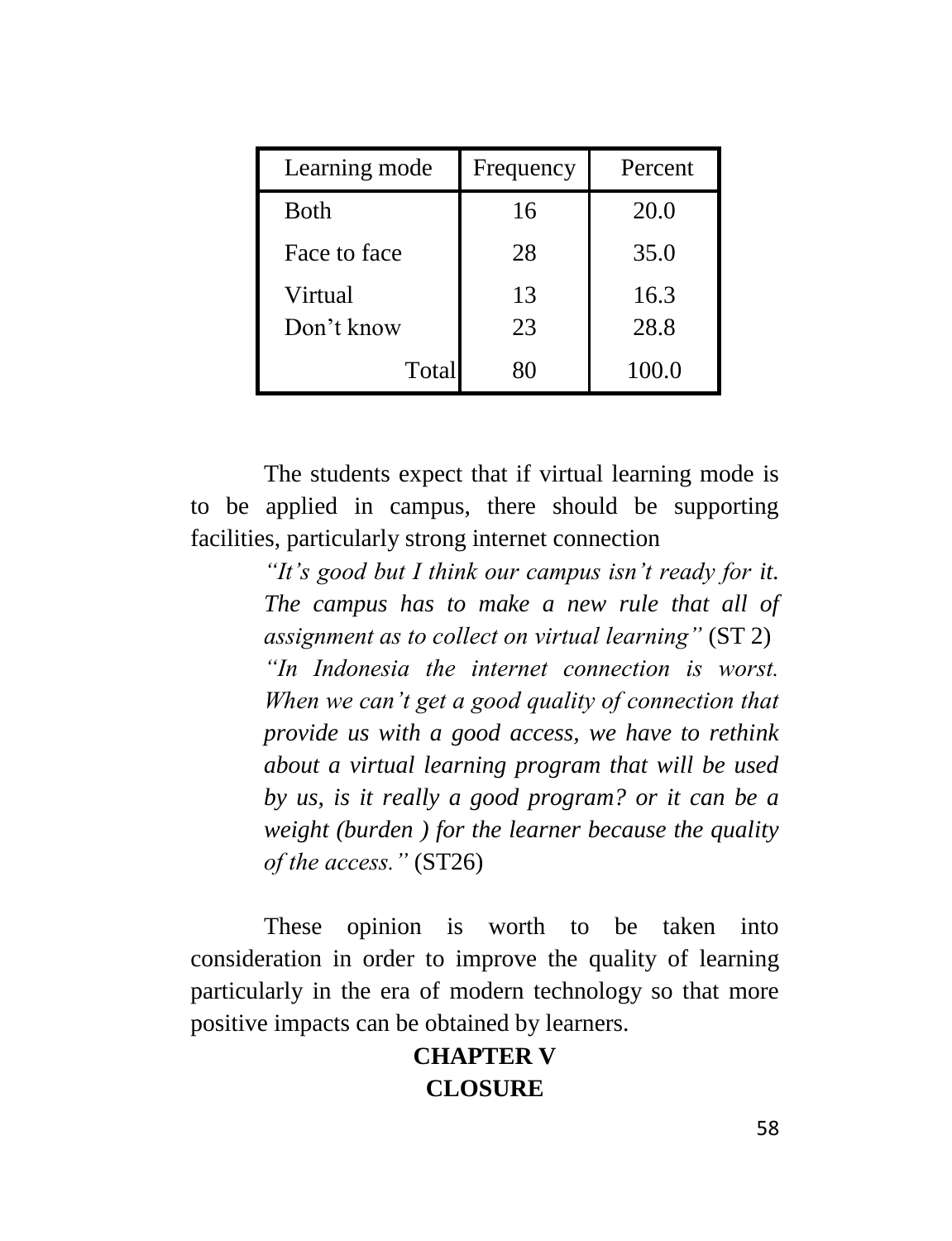| Learning mode | Frequency | Percent |
|---|---|---|
| Both | 16 | 20.0 |
| Face to face | 28 | 35.0 |
| Virtual | 13 | 16.3 |
| Don't know | 23 | 28.8 |
| Total | 80 | 100.0 |

The students expect that if virtual learning mode is to be applied in campus, there should be supporting facilities, particularly strong internet connection

> *"It's good but I think our campus isn't ready for it. The campus has to make a new rule that all of assignment as to collect on virtual learning"* (ST 2)
>
> *"In Indonesia the internet connection is worst. When we can't get a good quality of connection that provide us with a good access, we have to rethink about a virtual learning program that will be used by us, is it really a good program? or it can be a weight (burden ) for the learner because the quality of the access."* (ST26)

These opinion is worth to be taken into consideration in order to improve the quality of learning particularly in the era of modern technology so that more positive impacts can be obtained by learners.

# CHAPTER V
# CLOSURE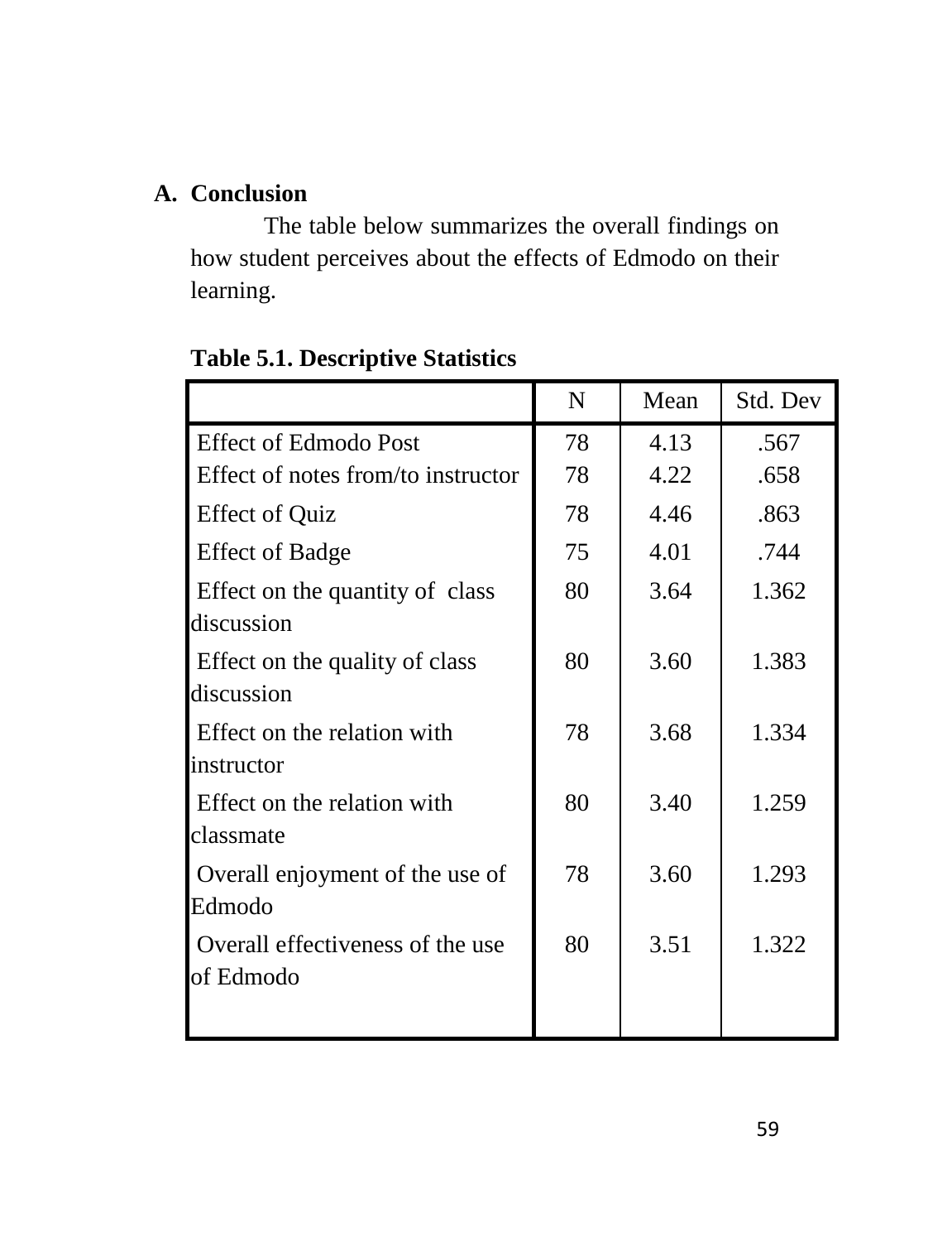## A. Conclusion

The table below summarizes the overall findings on how student perceives about the effects of Edmodo on their learning.

**Table 5.1. Descriptive Statistics**

| | N | Mean | Std. Dev |
|---|---|---|---|
| Effect of Edmodo Post | 78 | 4.13 | .567 |
| Effect of notes from/to instructor | 78 | 4.22 | .658 |
| Effect of Quiz | 78 | 4.46 | .863 |
| Effect of Badge | 75 | 4.01 | .744 |
| Effect on the quantity of class discussion | 80 | 3.64 | 1.362 |
| Effect on the quality of class discussion | 80 | 3.60 | 1.383 |
| Effect on the relation with instructor | 78 | 3.68 | 1.334 |
| Effect on the relation with classmate | 80 | 3.40 | 1.259 |
| Overall enjoyment of the use of Edmodo | 78 | 3.60 | 1.293 |
| Overall effectiveness of the use of Edmodo | 80 | 3.51 | 1.322 |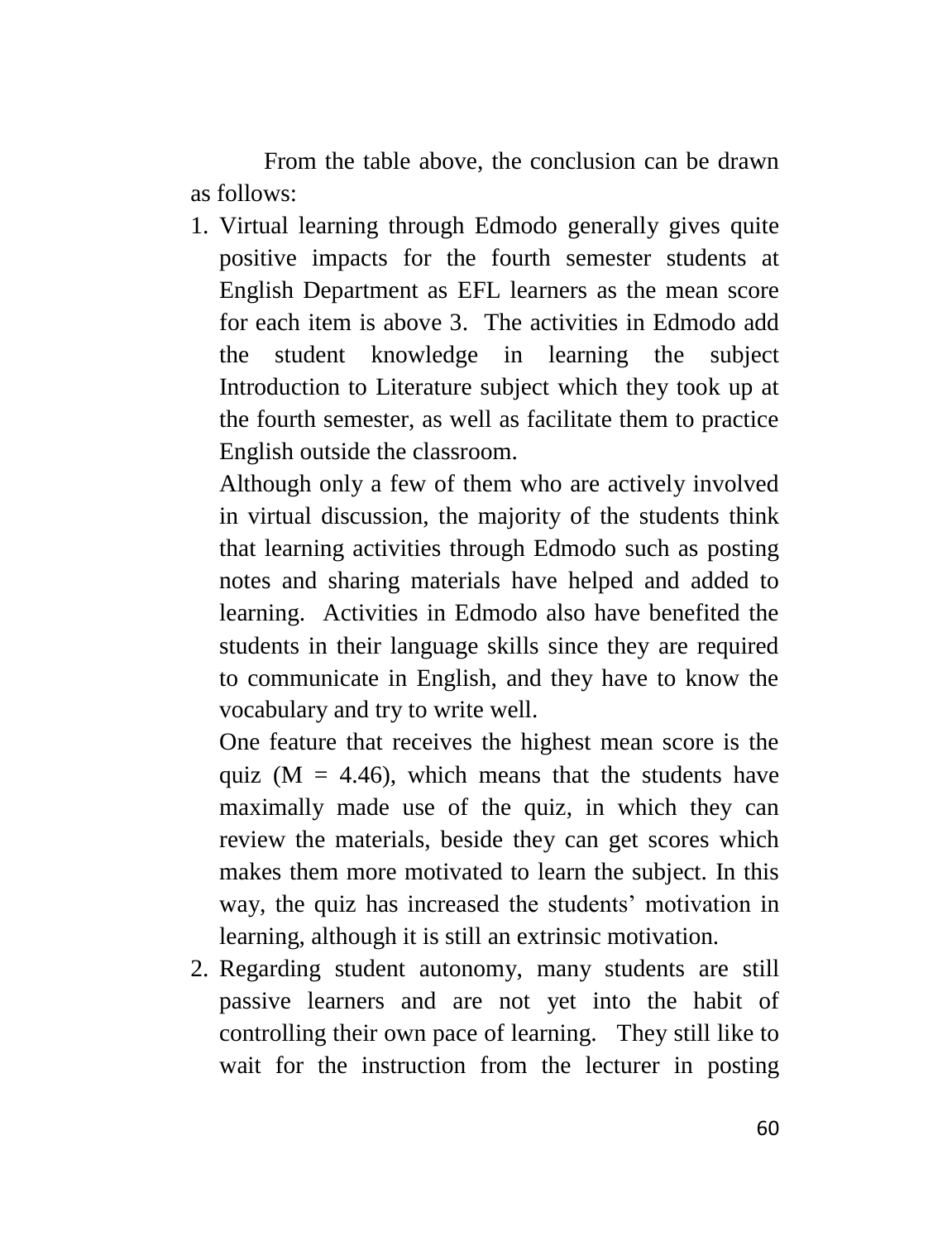From the table above, the conclusion can be drawn as follows:

1. Virtual learning through Edmodo generally gives quite positive impacts for the fourth semester students at English Department as EFL learners as the mean score for each item is above 3. The activities in Edmodo add the student knowledge in learning the subject Introduction to Literature subject which they took up at the fourth semester, as well as facilitate them to practice English outside the classroom.

   Although only a few of them who are actively involved in virtual discussion, the majority of the students think that learning activities through Edmodo such as posting notes and sharing materials have helped and added to learning. Activities in Edmodo also have benefited the students in their language skills since they are required to communicate in English, and they have to know the vocabulary and try to write well.

   One feature that receives the highest mean score is the quiz (M = 4.46), which means that the students have maximally made use of the quiz, in which they can review the materials, beside they can get scores which makes them more motivated to learn the subject. In this way, the quiz has increased the students' motivation in learning, although it is still an extrinsic motivation.

2. Regarding student autonomy, many students are still passive learners and are not yet into the habit of controlling their own pace of learning. They still like to wait for the instruction from the lecturer in posting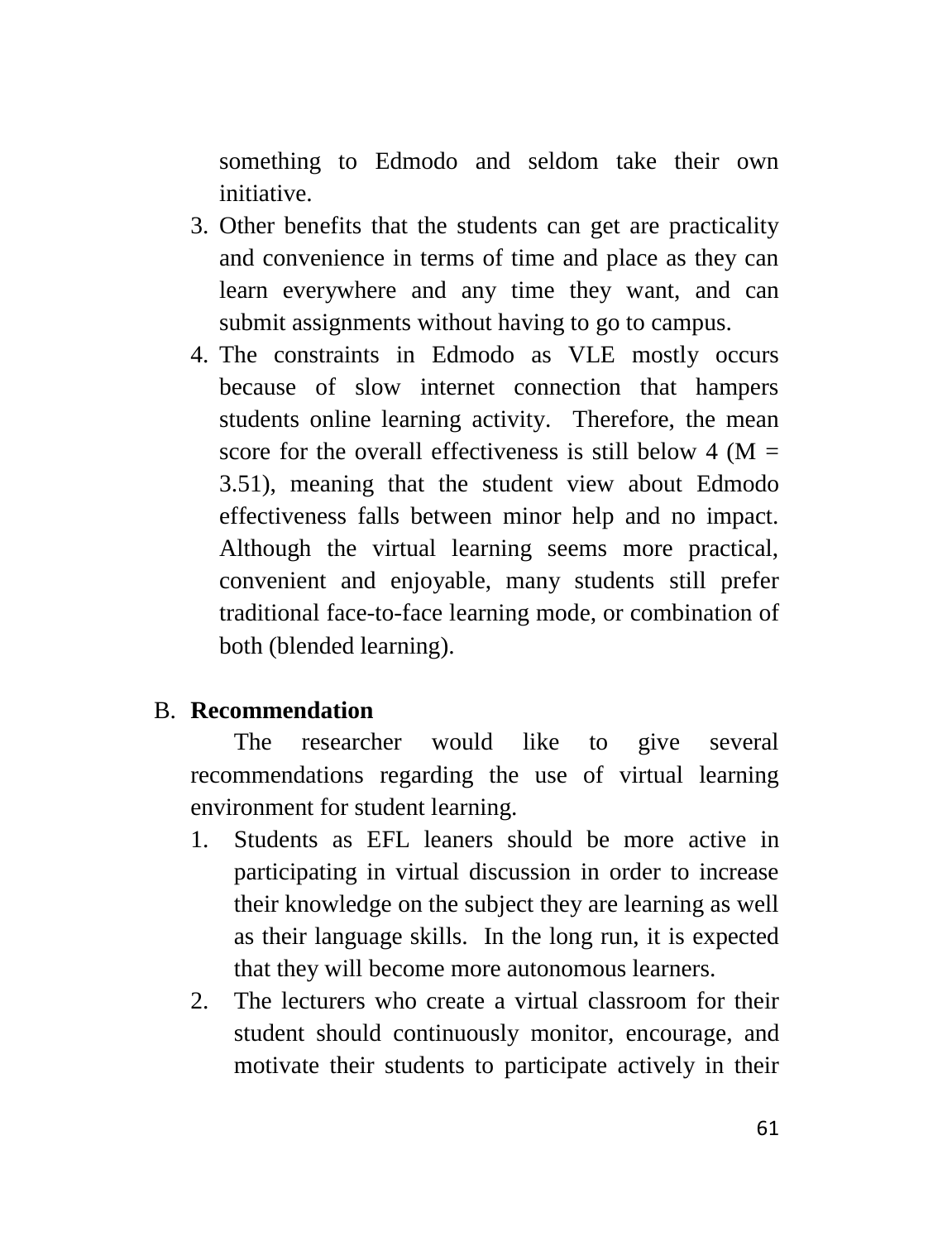something to Edmodo and seldom take their own initiative.

3. Other benefits that the students can get are practicality and convenience in terms of time and place as they can learn everywhere and any time they want, and can submit assignments without having to go to campus.
4. The constraints in Edmodo as VLE mostly occurs because of slow internet connection that hampers students online learning activity. Therefore, the mean score for the overall effectiveness is still below 4 (M = 3.51), meaning that the student view about Edmodo effectiveness falls between minor help and no impact. Although the virtual learning seems more practical, convenient and enjoyable, many students still prefer traditional face-to-face learning mode, or combination of both (blended learning).

## B. Recommendation

The researcher would like to give several recommendations regarding the use of virtual learning environment for student learning.

1. Students as EFL leaners should be more active in participating in virtual discussion in order to increase their knowledge on the subject they are learning as well as their language skills. In the long run, it is expected that they will become more autonomous learners.
2. The lecturers who create a virtual classroom for their student should continuously monitor, encourage, and motivate their students to participate actively in their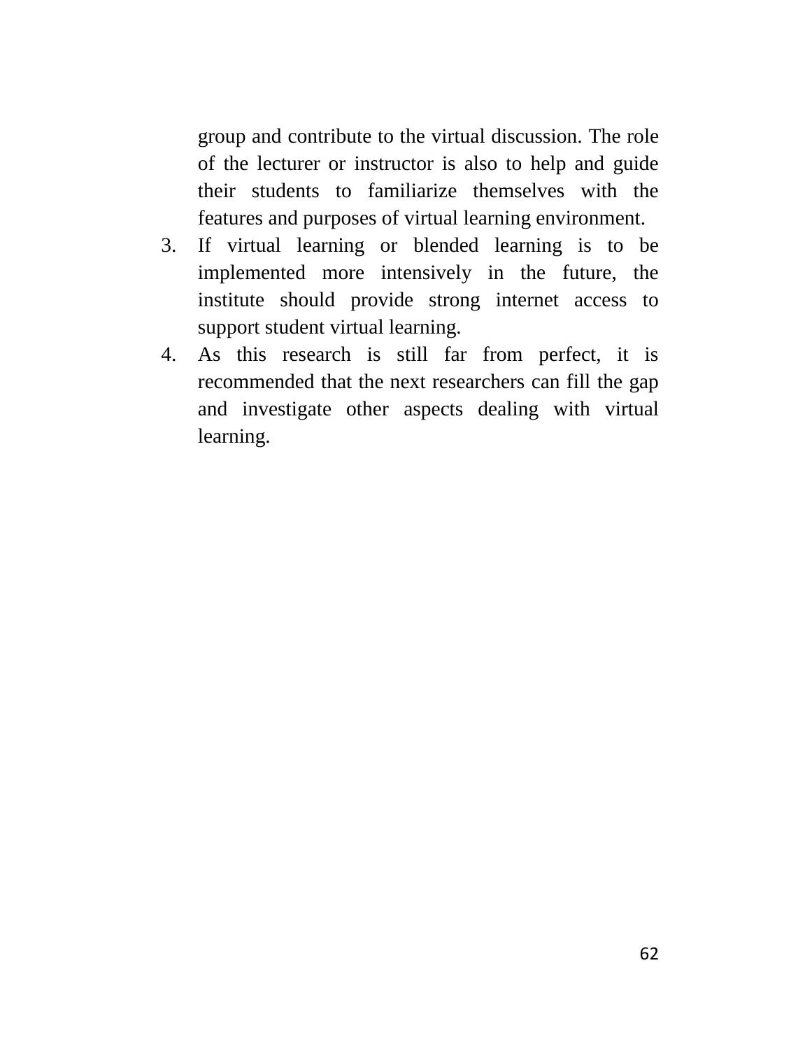group and contribute to the virtual discussion. The role of the lecturer or instructor is also to help and guide their students to familiarize themselves with the features and purposes of virtual learning environment.

3. If virtual learning or blended learning is to be implemented more intensively in the future, the institute should provide strong internet access to support student virtual learning.
4. As this research is still far from perfect, it is recommended that the next researchers can fill the gap and investigate other aspects dealing with virtual learning.